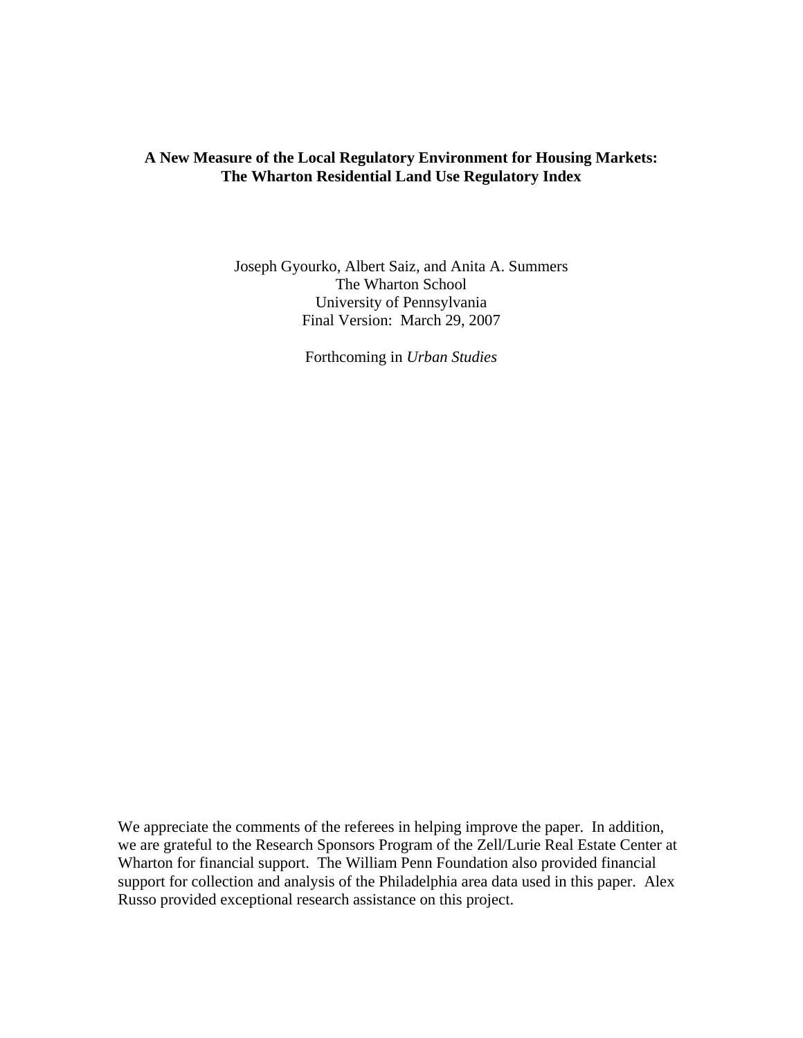# A New Measure of the Local Regulatory Environment for Housing Markets: The Wharton Residential Land Use Regulatory Index

Joseph Gyourko, Albert Saiz, and Anita A. Summers  
The Wharton School  
University of Pennsylvania  
Final Version: March 29, 2007

Forthcoming in *Urban Studies*

We appreciate the comments of the referees in helping improve the paper. In addition, we are grateful to the Research Sponsors Program of the Zell/Lurie Real Estate Center at Wharton for financial support. The William Penn Foundation also provided financial support for collection and analysis of the Philadelphia area data used in this paper. Alex Russo provided exceptional research assistance on this project.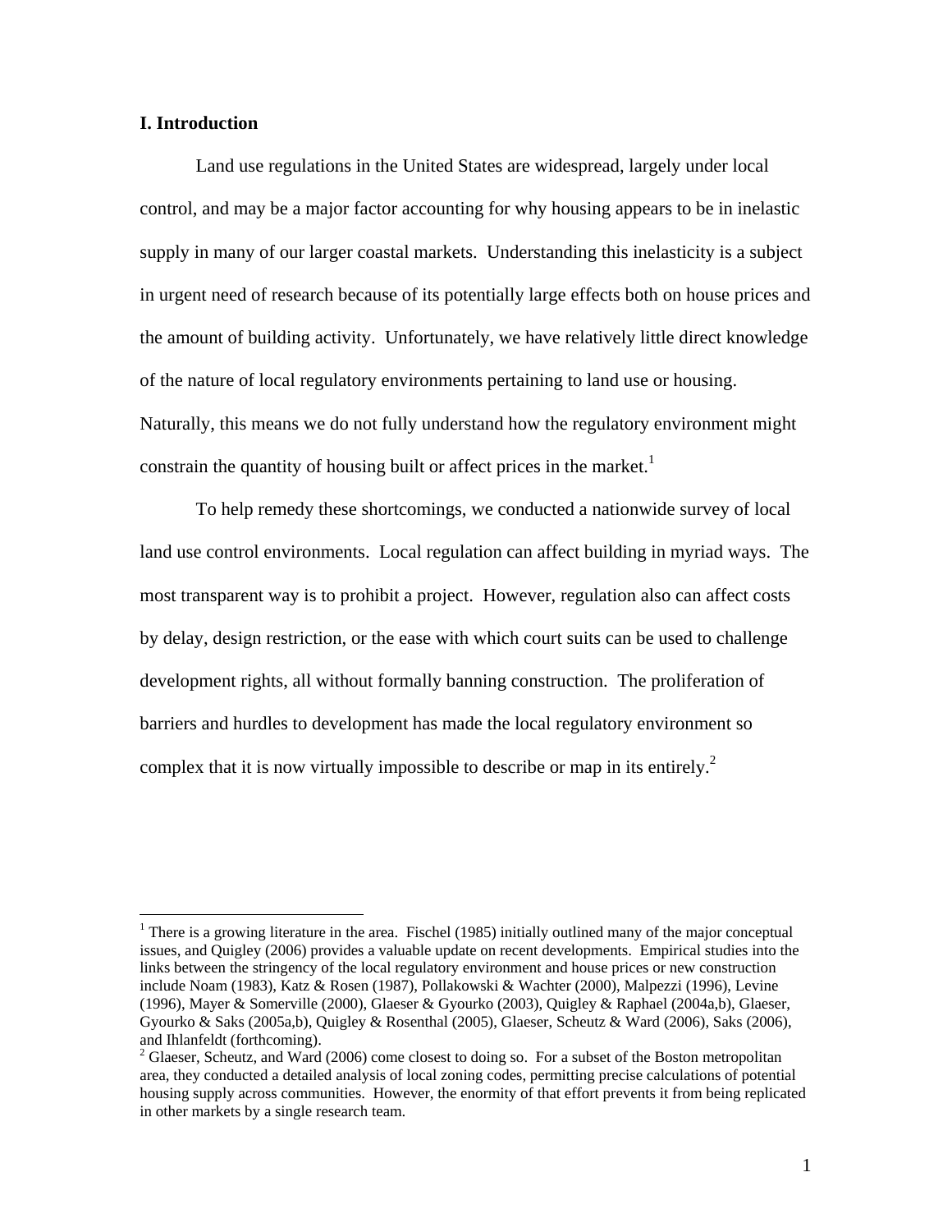## I. Introduction

Land use regulations in the United States are widespread, largely under local control, and may be a major factor accounting for why housing appears to be in inelastic supply in many of our larger coastal markets. Understanding this inelasticity is a subject in urgent need of research because of its potentially large effects both on house prices and the amount of building activity. Unfortunately, we have relatively little direct knowledge of the nature of local regulatory environments pertaining to land use or housing. Naturally, this means we do not fully understand how the regulatory environment might constrain the quantity of housing built or affect prices in the market.[1]

To help remedy these shortcomings, we conducted a nationwide survey of local land use control environments. Local regulation can affect building in myriad ways. The most transparent way is to prohibit a project. However, regulation also can affect costs by delay, design restriction, or the ease with which court suits can be used to challenge development rights, all without formally banning construction. The proliferation of barriers and hurdles to development has made the local regulatory environment so complex that it is now virtually impossible to describe or map in its entirely.[2]

---

[1] There is a growing literature in the area. Fischel (1985) initially outlined many of the major conceptual issues, and Quigley (2006) provides a valuable update on recent developments. Empirical studies into the links between the stringency of the local regulatory environment and house prices or new construction include Noam (1983), Katz & Rosen (1987), Pollakowski & Wachter (2000), Malpezzi (1996), Levine (1996), Mayer & Somerville (2000), Glaeser & Gyourko (2003), Quigley & Raphael (2004a,b), Glaeser, Gyourko & Saks (2005a,b), Quigley & Rosenthal (2005), Glaeser, Scheutz & Ward (2006), Saks (2006), and Ihlanfeldt (forthcoming).

[2] Glaeser, Scheutz, and Ward (2006) come closest to doing so. For a subset of the Boston metropolitan area, they conducted a detailed analysis of local zoning codes, permitting precise calculations of potential housing supply across communities. However, the enormity of that effort prevents it from being replicated in other markets by a single research team.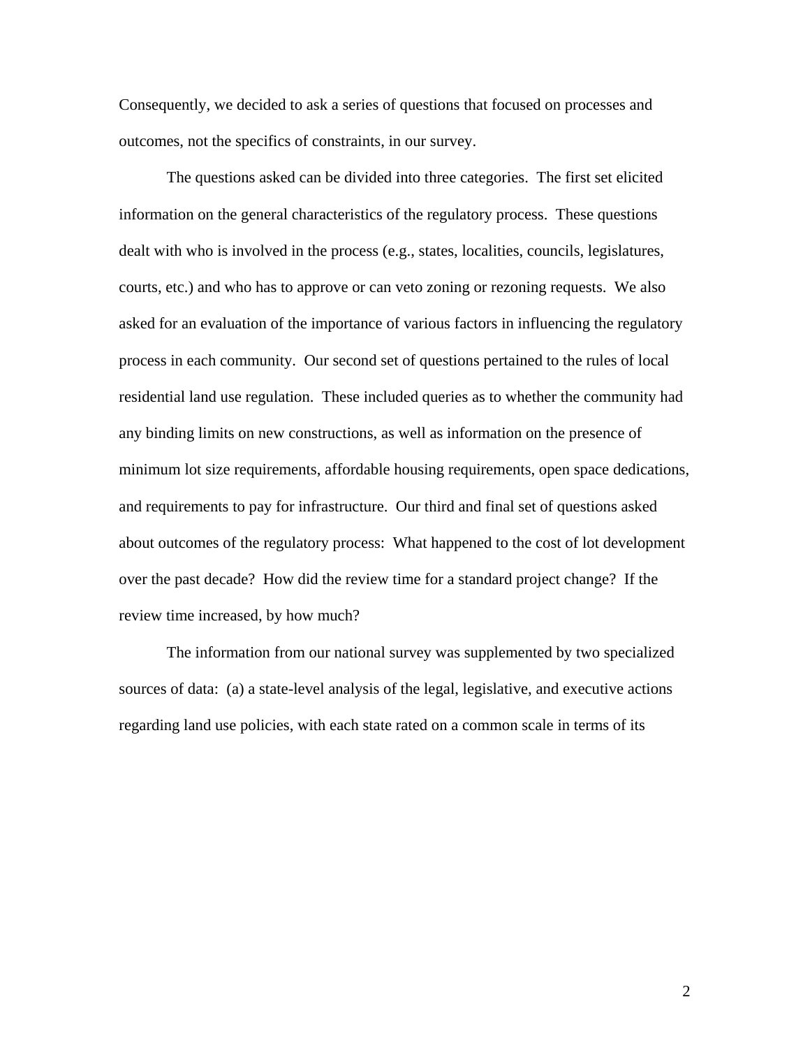Consequently, we decided to ask a series of questions that focused on processes and outcomes, not the specifics of constraints, in our survey.

The questions asked can be divided into three categories. The first set elicited information on the general characteristics of the regulatory process. These questions dealt with who is involved in the process (e.g., states, localities, councils, legislatures, courts, etc.) and who has to approve or can veto zoning or rezoning requests. We also asked for an evaluation of the importance of various factors in influencing the regulatory process in each community. Our second set of questions pertained to the rules of local residential land use regulation. These included queries as to whether the community had any binding limits on new constructions, as well as information on the presence of minimum lot size requirements, affordable housing requirements, open space dedications, and requirements to pay for infrastructure. Our third and final set of questions asked about outcomes of the regulatory process: What happened to the cost of lot development over the past decade? How did the review time for a standard project change? If the review time increased, by how much?

The information from our national survey was supplemented by two specialized sources of data: (a) a state-level analysis of the legal, legislative, and executive actions regarding land use policies, with each state rated on a common scale in terms of its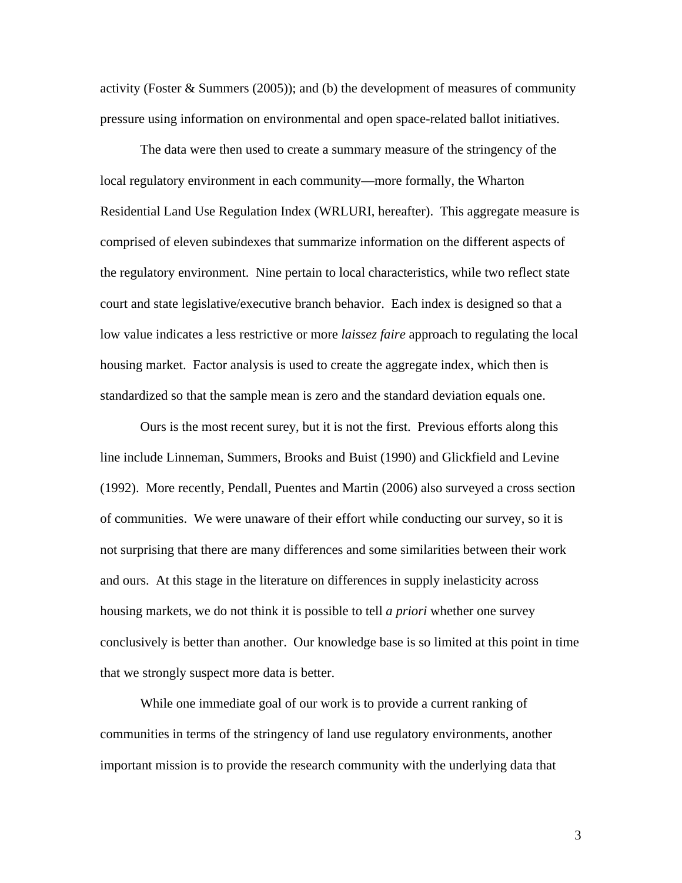activity (Foster & Summers (2005)); and (b) the development of measures of community pressure using information on environmental and open space-related ballot initiatives.

The data were then used to create a summary measure of the stringency of the local regulatory environment in each community—more formally, the Wharton Residential Land Use Regulation Index (WRLURI, hereafter). This aggregate measure is comprised of eleven subindexes that summarize information on the different aspects of the regulatory environment. Nine pertain to local characteristics, while two reflect state court and state legislative/executive branch behavior. Each index is designed so that a low value indicates a less restrictive or more *laissez faire* approach to regulating the local housing market. Factor analysis is used to create the aggregate index, which then is standardized so that the sample mean is zero and the standard deviation equals one.

Ours is the most recent surey, but it is not the first. Previous efforts along this line include Linneman, Summers, Brooks and Buist (1990) and Glickfield and Levine (1992). More recently, Pendall, Puentes and Martin (2006) also surveyed a cross section of communities. We were unaware of their effort while conducting our survey, so it is not surprising that there are many differences and some similarities between their work and ours. At this stage in the literature on differences in supply inelasticity across housing markets, we do not think it is possible to tell *a priori* whether one survey conclusively is better than another. Our knowledge base is so limited at this point in time that we strongly suspect more data is better.

While one immediate goal of our work is to provide a current ranking of communities in terms of the stringency of land use regulatory environments, another important mission is to provide the research community with the underlying data that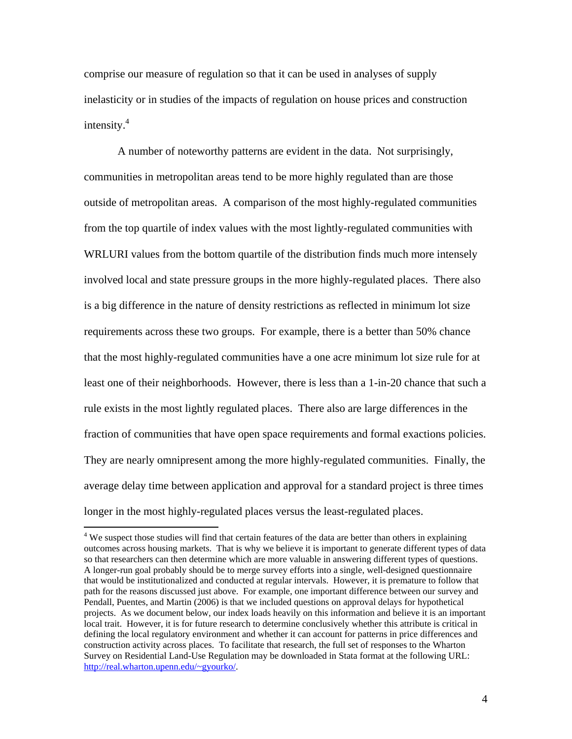comprise our measure of regulation so that it can be used in analyses of supply inelasticity or in studies of the impacts of regulation on house prices and construction intensity.[4]

A number of noteworthy patterns are evident in the data. Not surprisingly, communities in metropolitan areas tend to be more highly regulated than are those outside of metropolitan areas. A comparison of the most highly-regulated communities from the top quartile of index values with the most lightly-regulated communities with WRLURI values from the bottom quartile of the distribution finds much more intensely involved local and state pressure groups in the more highly-regulated places. There also is a big difference in the nature of density restrictions as reflected in minimum lot size requirements across these two groups. For example, there is a better than 50% chance that the most highly-regulated communities have a one acre minimum lot size rule for at least one of their neighborhoods. However, there is less than a 1-in-20 chance that such a rule exists in the most lightly regulated places. There also are large differences in the fraction of communities that have open space requirements and formal exactions policies. They are nearly omnipresent among the more highly-regulated communities. Finally, the average delay time between application and approval for a standard project is three times longer in the most highly-regulated places versus the least-regulated places.

---

[4] We suspect those studies will find that certain features of the data are better than others in explaining outcomes across housing markets. That is why we believe it is important to generate different types of data so that researchers can then determine which are more valuable in answering different types of questions. A longer-run goal probably should be to merge survey efforts into a single, well-designed questionnaire that would be institutionalized and conducted at regular intervals. However, it is premature to follow that path for the reasons discussed just above. For example, one important difference between our survey and Pendall, Puentes, and Martin (2006) is that we included questions on approval delays for hypothetical projects. As we document below, our index loads heavily on this information and believe it is an important local trait. However, it is for future research to determine conclusively whether this attribute is critical in defining the local regulatory environment and whether it can account for patterns in price differences and construction activity across places. To facilitate that research, the full set of responses to the Wharton Survey on Residential Land-Use Regulation may be downloaded in Stata format at the following URL: http://real.wharton.upenn.edu/~gyourko/.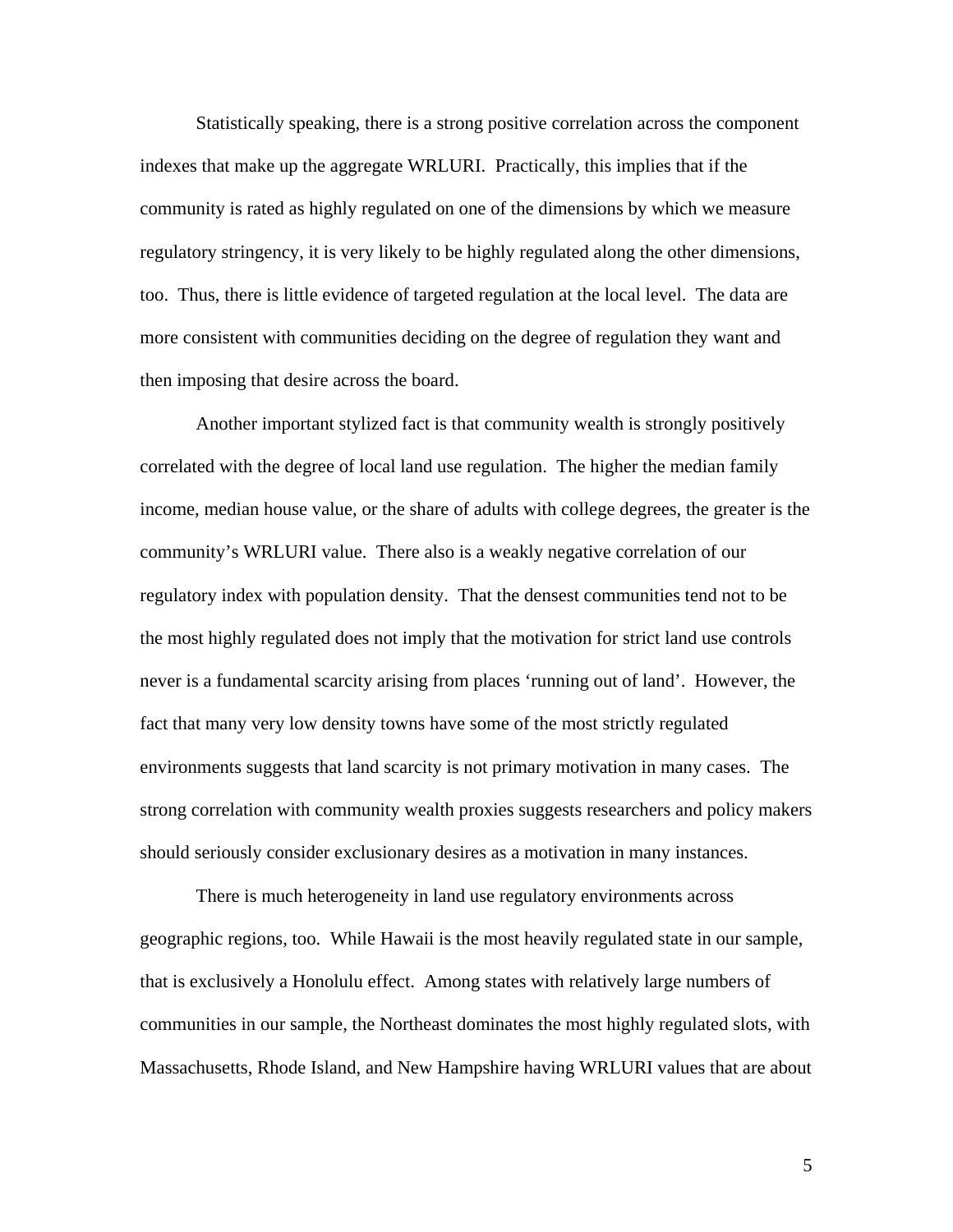Statistically speaking, there is a strong positive correlation across the component indexes that make up the aggregate WRLURI. Practically, this implies that if the community is rated as highly regulated on one of the dimensions by which we measure regulatory stringency, it is very likely to be highly regulated along the other dimensions, too. Thus, there is little evidence of targeted regulation at the local level. The data are more consistent with communities deciding on the degree of regulation they want and then imposing that desire across the board.

Another important stylized fact is that community wealth is strongly positively correlated with the degree of local land use regulation. The higher the median family income, median house value, or the share of adults with college degrees, the greater is the community's WRLURI value. There also is a weakly negative correlation of our regulatory index with population density. That the densest communities tend not to be the most highly regulated does not imply that the motivation for strict land use controls never is a fundamental scarcity arising from places 'running out of land'. However, the fact that many very low density towns have some of the most strictly regulated environments suggests that land scarcity is not primary motivation in many cases. The strong correlation with community wealth proxies suggests researchers and policy makers should seriously consider exclusionary desires as a motivation in many instances.

There is much heterogeneity in land use regulatory environments across geographic regions, too. While Hawaii is the most heavily regulated state in our sample, that is exclusively a Honolulu effect. Among states with relatively large numbers of communities in our sample, the Northeast dominates the most highly regulated slots, with Massachusetts, Rhode Island, and New Hampshire having WRLURI values that are about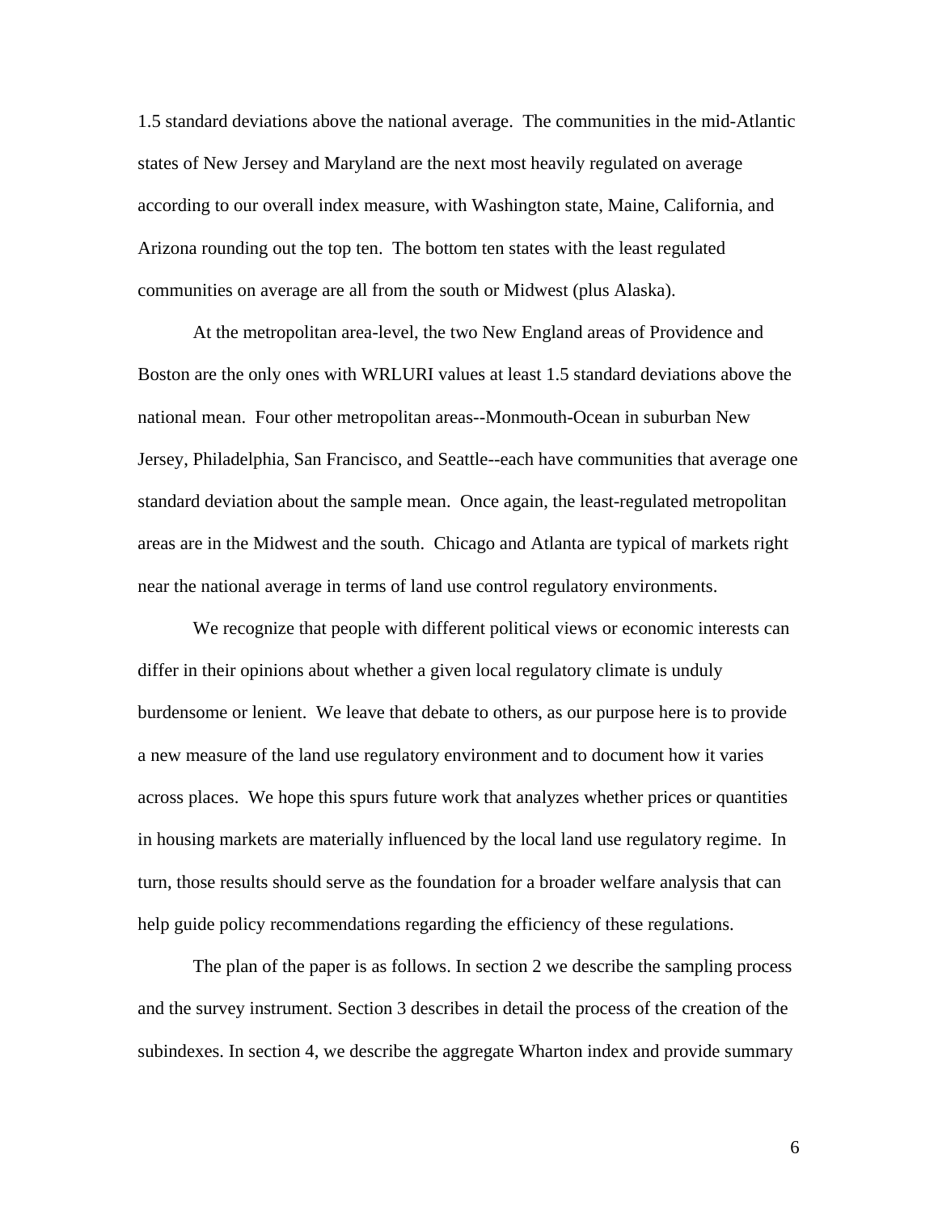1.5 standard deviations above the national average. The communities in the mid-Atlantic states of New Jersey and Maryland are the next most heavily regulated on average according to our overall index measure, with Washington state, Maine, California, and Arizona rounding out the top ten. The bottom ten states with the least regulated communities on average are all from the south or Midwest (plus Alaska).

At the metropolitan area-level, the two New England areas of Providence and Boston are the only ones with WRLURI values at least 1.5 standard deviations above the national mean. Four other metropolitan areas--Monmouth-Ocean in suburban New Jersey, Philadelphia, San Francisco, and Seattle--each have communities that average one standard deviation about the sample mean. Once again, the least-regulated metropolitan areas are in the Midwest and the south. Chicago and Atlanta are typical of markets right near the national average in terms of land use control regulatory environments.

We recognize that people with different political views or economic interests can differ in their opinions about whether a given local regulatory climate is unduly burdensome or lenient. We leave that debate to others, as our purpose here is to provide a new measure of the land use regulatory environment and to document how it varies across places. We hope this spurs future work that analyzes whether prices or quantities in housing markets are materially influenced by the local land use regulatory regime. In turn, those results should serve as the foundation for a broader welfare analysis that can help guide policy recommendations regarding the efficiency of these regulations.

The plan of the paper is as follows. In section 2 we describe the sampling process and the survey instrument. Section 3 describes in detail the process of the creation of the subindexes. In section 4, we describe the aggregate Wharton index and provide summary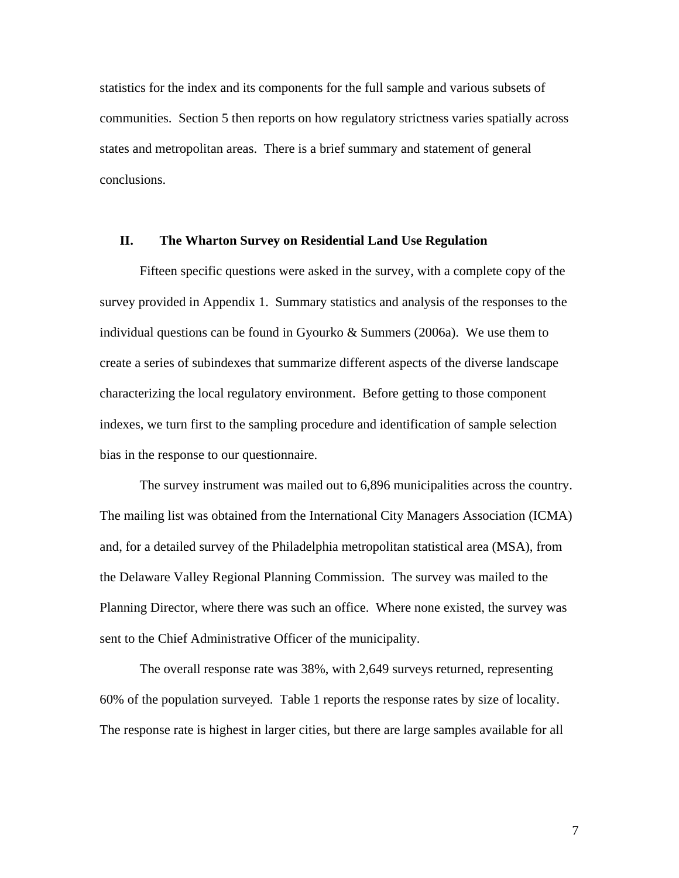statistics for the index and its components for the full sample and various subsets of communities. Section 5 then reports on how regulatory strictness varies spatially across states and metropolitan areas. There is a brief summary and statement of general conclusions.

## II. The Wharton Survey on Residential Land Use Regulation

Fifteen specific questions were asked in the survey, with a complete copy of the survey provided in Appendix 1. Summary statistics and analysis of the responses to the individual questions can be found in Gyourko & Summers (2006a). We use them to create a series of subindexes that summarize different aspects of the diverse landscape characterizing the local regulatory environment. Before getting to those component indexes, we turn first to the sampling procedure and identification of sample selection bias in the response to our questionnaire.

The survey instrument was mailed out to 6,896 municipalities across the country. The mailing list was obtained from the International City Managers Association (ICMA) and, for a detailed survey of the Philadelphia metropolitan statistical area (MSA), from the Delaware Valley Regional Planning Commission. The survey was mailed to the Planning Director, where there was such an office. Where none existed, the survey was sent to the Chief Administrative Officer of the municipality.

The overall response rate was 38%, with 2,649 surveys returned, representing 60% of the population surveyed. Table 1 reports the response rates by size of locality. The response rate is highest in larger cities, but there are large samples available for all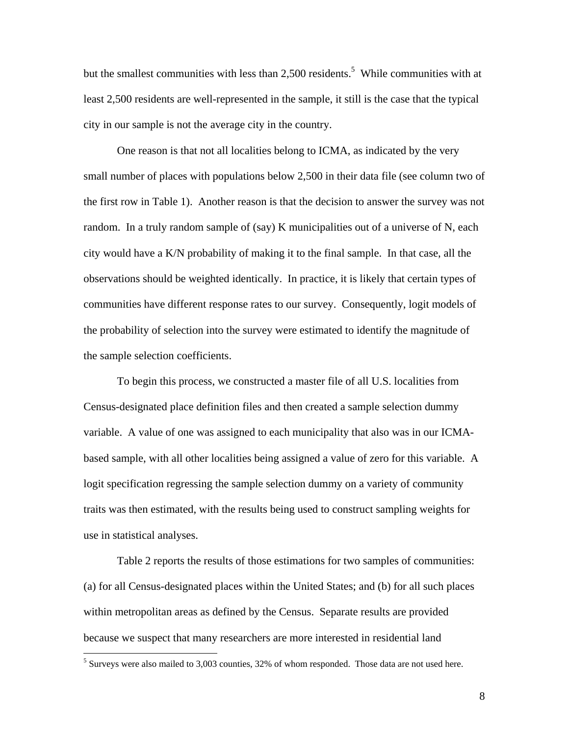but the smallest communities with less than 2,500 residents.[5] While communities with at least 2,500 residents are well-represented in the sample, it still is the case that the typical city in our sample is not the average city in the country.

One reason is that not all localities belong to ICMA, as indicated by the very small number of places with populations below 2,500 in their data file (see column two of the first row in Table 1). Another reason is that the decision to answer the survey was not random. In a truly random sample of (say) K municipalities out of a universe of N, each city would have a K/N probability of making it to the final sample. In that case, all the observations should be weighted identically. In practice, it is likely that certain types of communities have different response rates to our survey. Consequently, logit models of the probability of selection into the survey were estimated to identify the magnitude of the sample selection coefficients.

To begin this process, we constructed a master file of all U.S. localities from Census-designated place definition files and then created a sample selection dummy variable. A value of one was assigned to each municipality that also was in our ICMA-based sample, with all other localities being assigned a value of zero for this variable. A logit specification regressing the sample selection dummy on a variety of community traits was then estimated, with the results being used to construct sampling weights for use in statistical analyses.

Table 2 reports the results of those estimations for two samples of communities: (a) for all Census-designated places within the United States; and (b) for all such places within metropolitan areas as defined by the Census. Separate results are provided because we suspect that many researchers are more interested in residential land

[5] Surveys were also mailed to 3,003 counties, 32% of whom responded. Those data are not used here.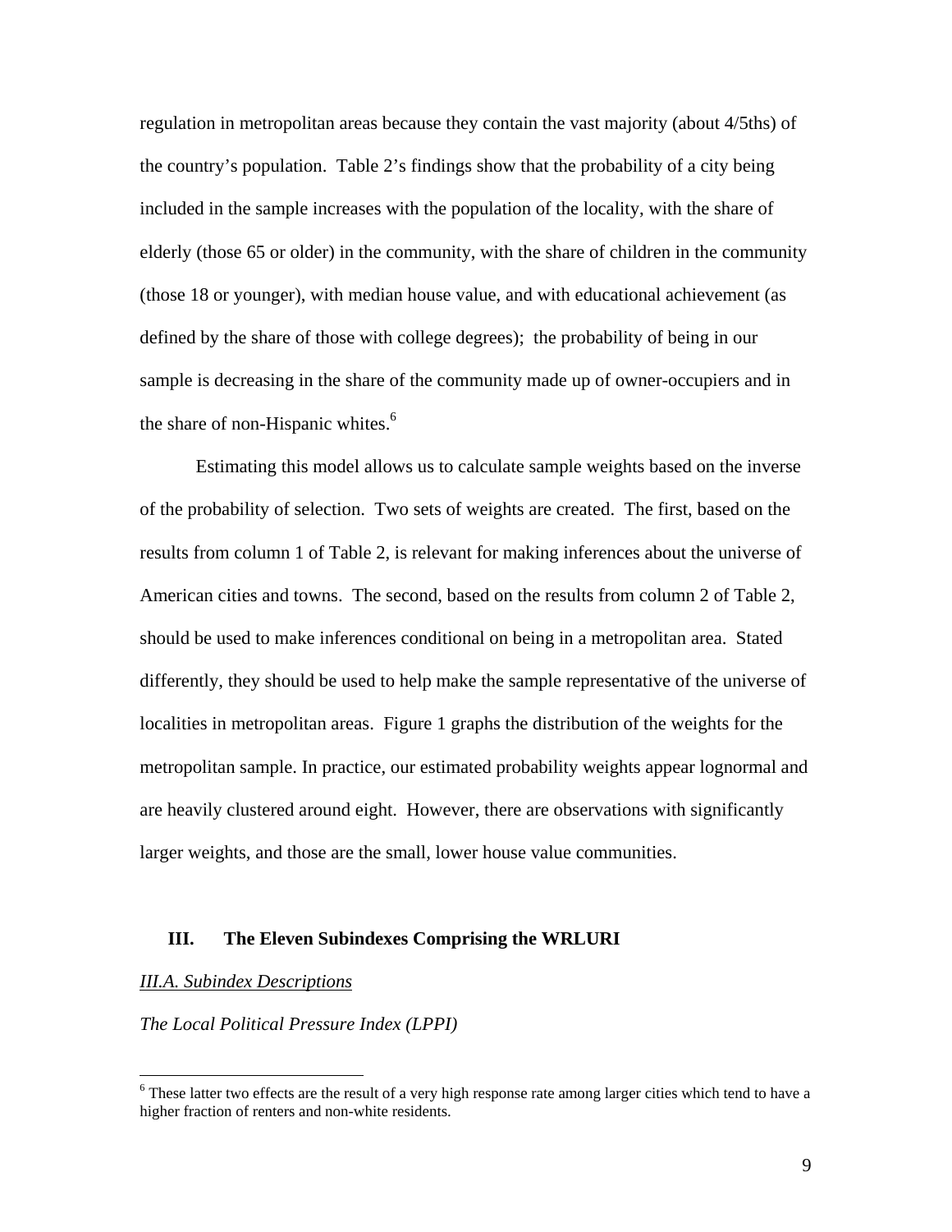regulation in metropolitan areas because they contain the vast majority (about 4/5ths) of the country's population. Table 2's findings show that the probability of a city being included in the sample increases with the population of the locality, with the share of elderly (those 65 or older) in the community, with the share of children in the community (those 18 or younger), with median house value, and with educational achievement (as defined by the share of those with college degrees); the probability of being in our sample is decreasing in the share of the community made up of owner-occupiers and in the share of non-Hispanic whites.[6]

Estimating this model allows us to calculate sample weights based on the inverse of the probability of selection. Two sets of weights are created. The first, based on the results from column 1 of Table 2, is relevant for making inferences about the universe of American cities and towns. The second, based on the results from column 2 of Table 2, should be used to make inferences conditional on being in a metropolitan area. Stated differently, they should be used to help make the sample representative of the universe of localities in metropolitan areas. Figure 1 graphs the distribution of the weights for the metropolitan sample. In practice, our estimated probability weights appear lognormal and are heavily clustered around eight. However, there are observations with significantly larger weights, and those are the small, lower house value communities.

## III. The Eleven Subindexes Comprising the WRLURI

### *III.A. Subindex Descriptions*

*The Local Political Pressure Index (LPPI)*

[6] These latter two effects are the result of a very high response rate among larger cities which tend to have a higher fraction of renters and non-white residents.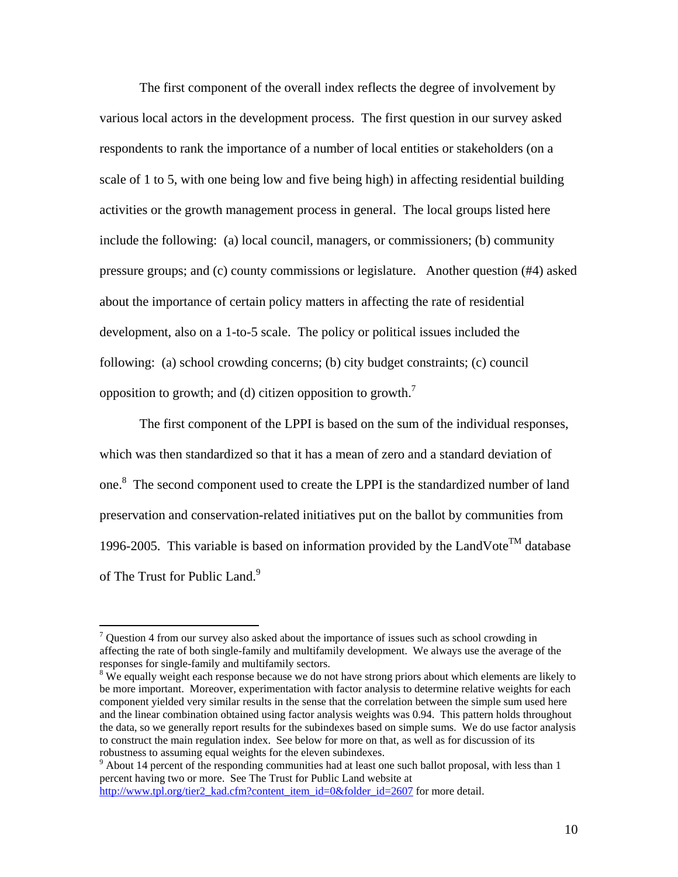The first component of the overall index reflects the degree of involvement by various local actors in the development process. The first question in our survey asked respondents to rank the importance of a number of local entities or stakeholders (on a scale of 1 to 5, with one being low and five being high) in affecting residential building activities or the growth management process in general. The local groups listed here include the following: (a) local council, managers, or commissioners; (b) community pressure groups; and (c) county commissions or legislature. Another question (#4) asked about the importance of certain policy matters in affecting the rate of residential development, also on a 1-to-5 scale. The policy or political issues included the following: (a) school crowding concerns; (b) city budget constraints; (c) council opposition to growth; and (d) citizen opposition to growth.[7]

The first component of the LPPI is based on the sum of the individual responses, which was then standardized so that it has a mean of zero and a standard deviation of one.[8] The second component used to create the LPPI is the standardized number of land preservation and conservation-related initiatives put on the ballot by communities from 1996-2005. This variable is based on information provided by the LandVote™ database of The Trust for Public Land.[9]

---

[7] Question 4 from our survey also asked about the importance of issues such as school crowding in affecting the rate of both single-family and multifamily development. We always use the average of the responses for single-family and multifamily sectors.

[8] We equally weight each response because we do not have strong priors about which elements are likely to be more important. Moreover, experimentation with factor analysis to determine relative weights for each component yielded very similar results in the sense that the correlation between the simple sum used here and the linear combination obtained using factor analysis weights was 0.94. This pattern holds throughout the data, so we generally report results for the subindexes based on simple sums. We do use factor analysis to construct the main regulation index. See below for more on that, as well as for discussion of its robustness to assuming equal weights for the eleven subindexes.

[9] About 14 percent of the responding communities had at least one such ballot proposal, with less than 1 percent having two or more. See The Trust for Public Land website at http://www.tpl.org/tier2_kad.cfm?content_item_id=0&folder_id=2607 for more detail.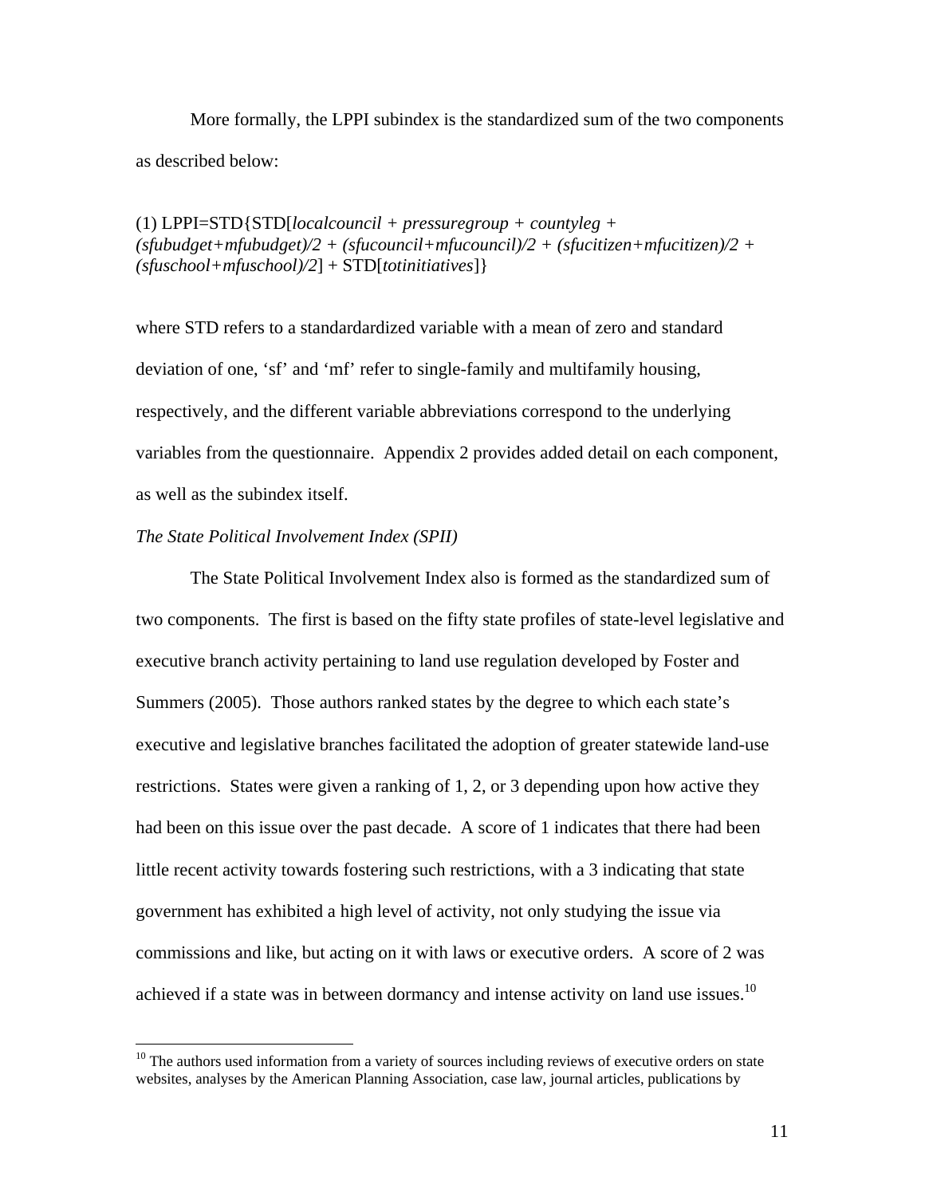More formally, the LPPI subindex is the standardized sum of the two components as described below:

(1) LPPI=STD{STD[*localcouncil + pressuregroup + countyleg + (sfubudget+mfubudget)/2 + (sfucouncil+mfucouncil)/2 + (sfucitizen+mfucitizen)/2 + (sfuschool+mfuschool)/2*] + STD[*totinitiatives*]}

where STD refers to a standardardized variable with a mean of zero and standard deviation of one, 'sf' and 'mf' refer to single-family and multifamily housing, respectively, and the different variable abbreviations correspond to the underlying variables from the questionnaire. Appendix 2 provides added detail on each component, as well as the subindex itself.

*The State Political Involvement Index (SPII)*

The State Political Involvement Index also is formed as the standardized sum of two components. The first is based on the fifty state profiles of state-level legislative and executive branch activity pertaining to land use regulation developed by Foster and Summers (2005). Those authors ranked states by the degree to which each state's executive and legislative branches facilitated the adoption of greater statewide land-use restrictions. States were given a ranking of 1, 2, or 3 depending upon how active they had been on this issue over the past decade. A score of 1 indicates that there had been little recent activity towards fostering such restrictions, with a 3 indicating that state government has exhibited a high level of activity, not only studying the issue via commissions and like, but acting on it with laws or executive orders. A score of 2 was achieved if a state was in between dormancy and intense activity on land use issues.[10]

[10] The authors used information from a variety of sources including reviews of executive orders on state websites, analyses by the American Planning Association, case law, journal articles, publications by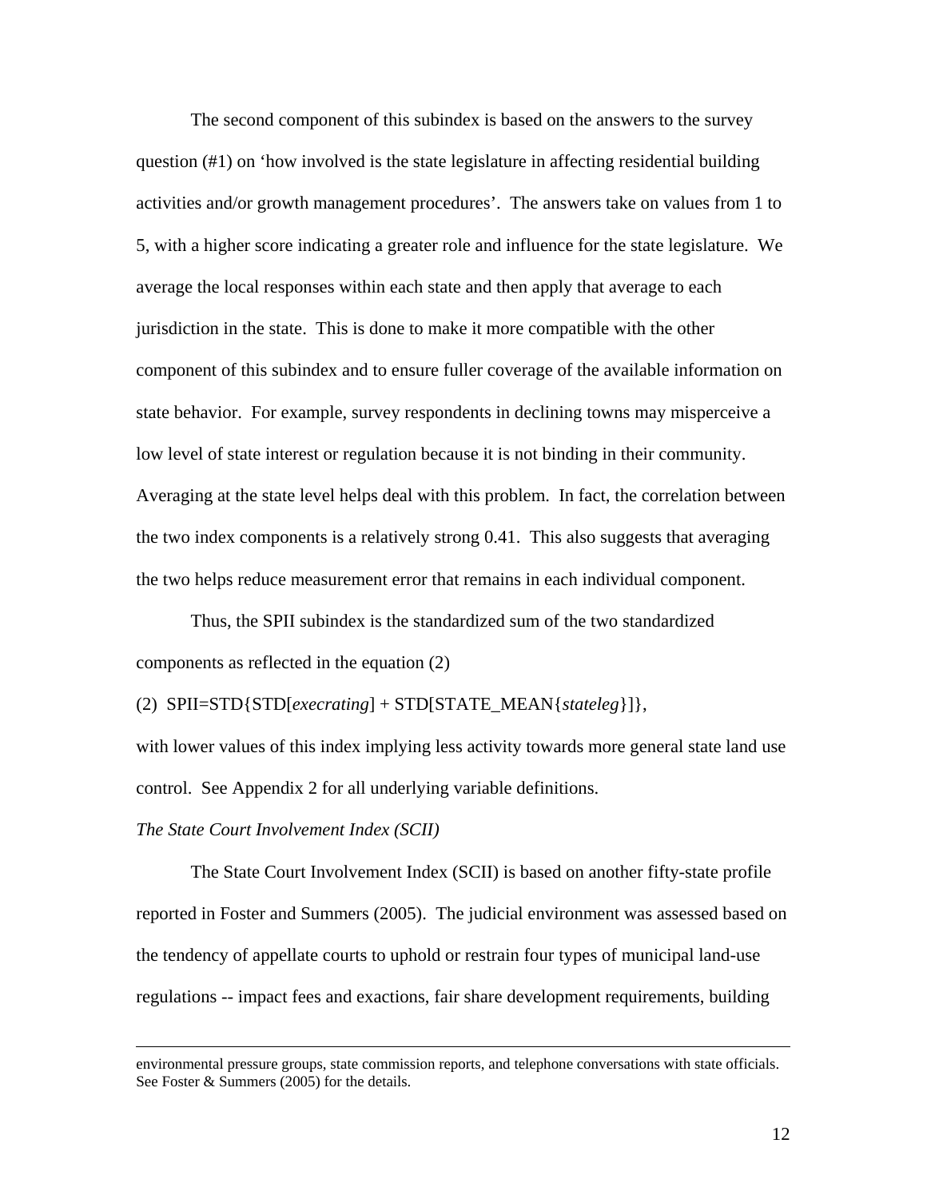The second component of this subindex is based on the answers to the survey question (#1) on 'how involved is the state legislature in affecting residential building activities and/or growth management procedures'. The answers take on values from 1 to 5, with a higher score indicating a greater role and influence for the state legislature. We average the local responses within each state and then apply that average to each jurisdiction in the state. This is done to make it more compatible with the other component of this subindex and to ensure fuller coverage of the available information on state behavior. For example, survey respondents in declining towns may misperceive a low level of state interest or regulation because it is not binding in their community. Averaging at the state level helps deal with this problem. In fact, the correlation between the two index components is a relatively strong 0.41. This also suggests that averaging the two helps reduce measurement error that remains in each individual component.

Thus, the SPII subindex is the standardized sum of the two standardized components as reflected in the equation (2)

(2) SPII=STD{STD[*execrating*] + STD[STATE_MEAN{*stateleg*}]},

with lower values of this index implying less activity towards more general state land use control. See Appendix 2 for all underlying variable definitions.

*The State Court Involvement Index (SCII)*

The State Court Involvement Index (SCII) is based on another fifty-state profile reported in Foster and Summers (2005). The judicial environment was assessed based on the tendency of appellate courts to uphold or restrain four types of municipal land-use regulations -- impact fees and exactions, fair share development requirements, building

---

environmental pressure groups, state commission reports, and telephone conversations with state officials. See Foster & Summers (2005) for the details.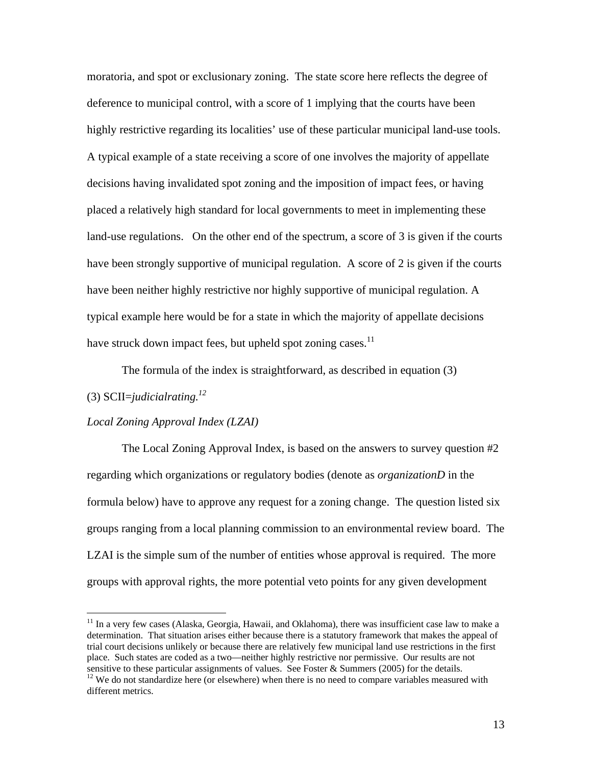moratoria, and spot or exclusionary zoning. The state score here reflects the degree of deference to municipal control, with a score of 1 implying that the courts have been highly restrictive regarding its localities' use of these particular municipal land-use tools. A typical example of a state receiving a score of one involves the majority of appellate decisions having invalidated spot zoning and the imposition of impact fees, or having placed a relatively high standard for local governments to meet in implementing these land-use regulations. On the other end of the spectrum, a score of 3 is given if the courts have been strongly supportive of municipal regulation. A score of 2 is given if the courts have been neither highly restrictive nor highly supportive of municipal regulation. A typical example here would be for a state in which the majority of appellate decisions have struck down impact fees, but upheld spot zoning cases.[11]

The formula of the index is straightforward, as described in equation (3)

(3) SCII=*judicialrating.*[12]

*Local Zoning Approval Index (LZAI)*

The Local Zoning Approval Index, is based on the answers to survey question #2 regarding which organizations or regulatory bodies (denote as *organizationD* in the formula below) have to approve any request for a zoning change. The question listed six groups ranging from a local planning commission to an environmental review board. The LZAI is the simple sum of the number of entities whose approval is required. The more groups with approval rights, the more potential veto points for any given development

---

[11] In a very few cases (Alaska, Georgia, Hawaii, and Oklahoma), there was insufficient case law to make a determination. That situation arises either because there is a statutory framework that makes the appeal of trial court decisions unlikely or because there are relatively few municipal land use restrictions in the first place. Such states are coded as a two—neither highly restrictive nor permissive. Our results are not sensitive to these particular assignments of values. See Foster & Summers (2005) for the details.

[12] We do not standardize here (or elsewhere) when there is no need to compare variables measured with different metrics.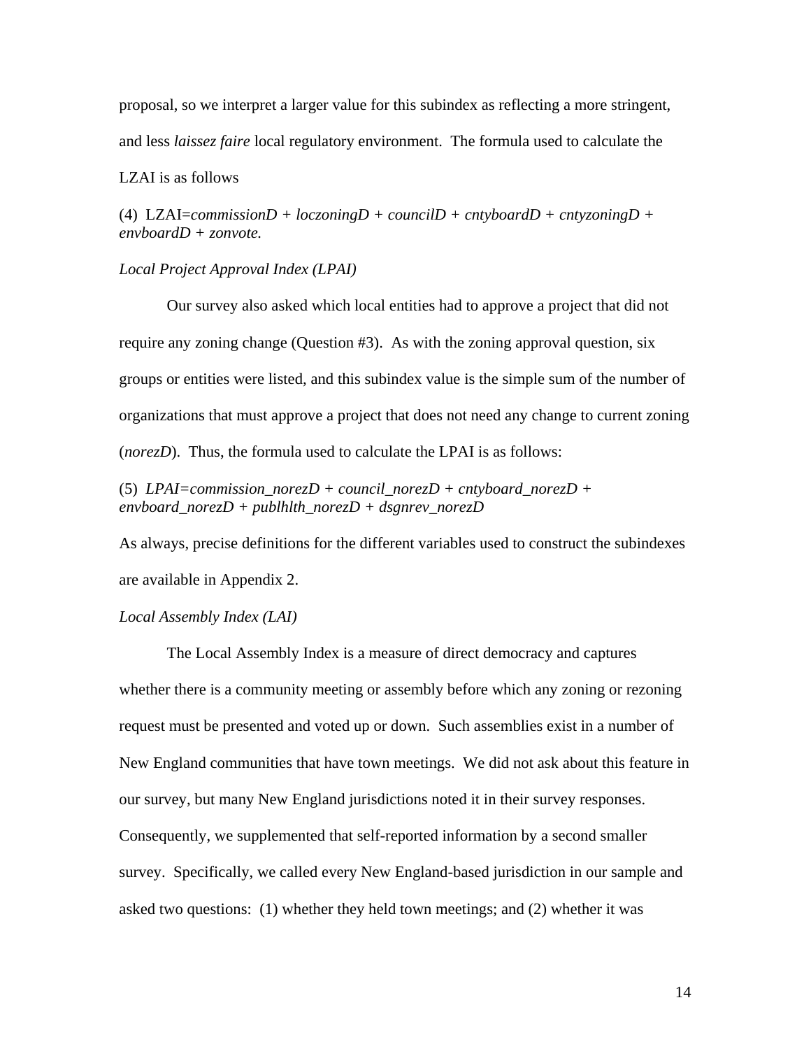proposal, so we interpret a larger value for this subindex as reflecting a more stringent, and less *laissez faire* local regulatory environment. The formula used to calculate the LZAI is as follows

(4) LZAI=*commissionD + loczoningD + councilD + cntyboardD + cntyzoningD + envboardD + zonvote.*

*Local Project Approval Index (LPAI)*

Our survey also asked which local entities had to approve a project that did not require any zoning change (Question #3). As with the zoning approval question, six groups or entities were listed, and this subindex value is the simple sum of the number of organizations that must approve a project that does not need any change to current zoning (*norezD*). Thus, the formula used to calculate the LPAI is as follows:

(5) *LPAI=commission_norezD + council_norezD + cntyboard_norezD + envboard_norezD + publhlth_norezD + dsgnrev_norezD*

As always, precise definitions for the different variables used to construct the subindexes are available in Appendix 2.

*Local Assembly Index (LAI)*

The Local Assembly Index is a measure of direct democracy and captures whether there is a community meeting or assembly before which any zoning or rezoning request must be presented and voted up or down. Such assemblies exist in a number of New England communities that have town meetings. We did not ask about this feature in our survey, but many New England jurisdictions noted it in their survey responses. Consequently, we supplemented that self-reported information by a second smaller survey. Specifically, we called every New England-based jurisdiction in our sample and asked two questions: (1) whether they held town meetings; and (2) whether it was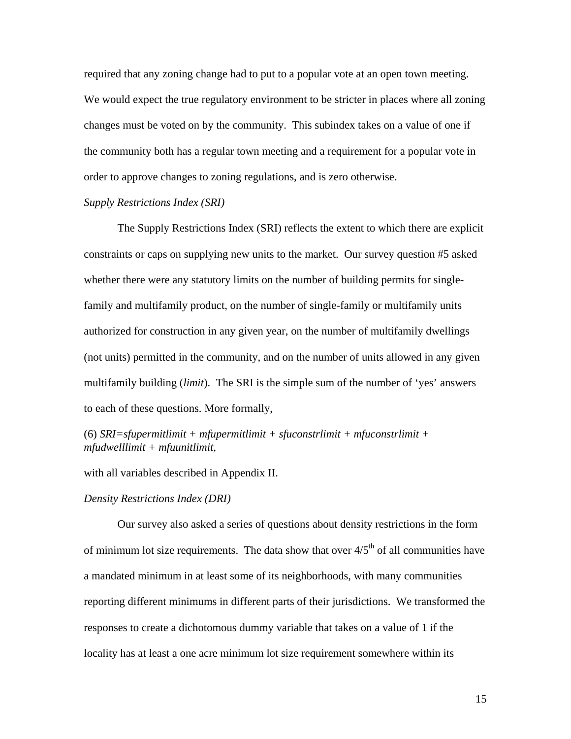required that any zoning change had to put to a popular vote at an open town meeting. We would expect the true regulatory environment to be stricter in places where all zoning changes must be voted on by the community. This subindex takes on a value of one if the community both has a regular town meeting and a requirement for a popular vote in order to approve changes to zoning regulations, and is zero otherwise.

*Supply Restrictions Index (SRI)*

The Supply Restrictions Index (SRI) reflects the extent to which there are explicit constraints or caps on supplying new units to the market. Our survey question #5 asked whether there were any statutory limits on the number of building permits for single-family and multifamily product, on the number of single-family or multifamily units authorized for construction in any given year, on the number of multifamily dwellings (not units) permitted in the community, and on the number of units allowed in any given multifamily building (*limit*). The SRI is the simple sum of the number of 'yes' answers to each of these questions. More formally,

(6) *SRI=sfupermitlimit + mfupermitlimit + sfuconstrlimit + mfuconstrlimit + mfudwelllimit + mfuunitlimit*,

with all variables described in Appendix II.

*Density Restrictions Index (DRI)*

Our survey also asked a series of questions about density restrictions in the form of minimum lot size requirements. The data show that over 4/5$^{th}$ of all communities have a mandated minimum in at least some of its neighborhoods, with many communities reporting different minimums in different parts of their jurisdictions. We transformed the responses to create a dichotomous dummy variable that takes on a value of 1 if the locality has at least a one acre minimum lot size requirement somewhere within its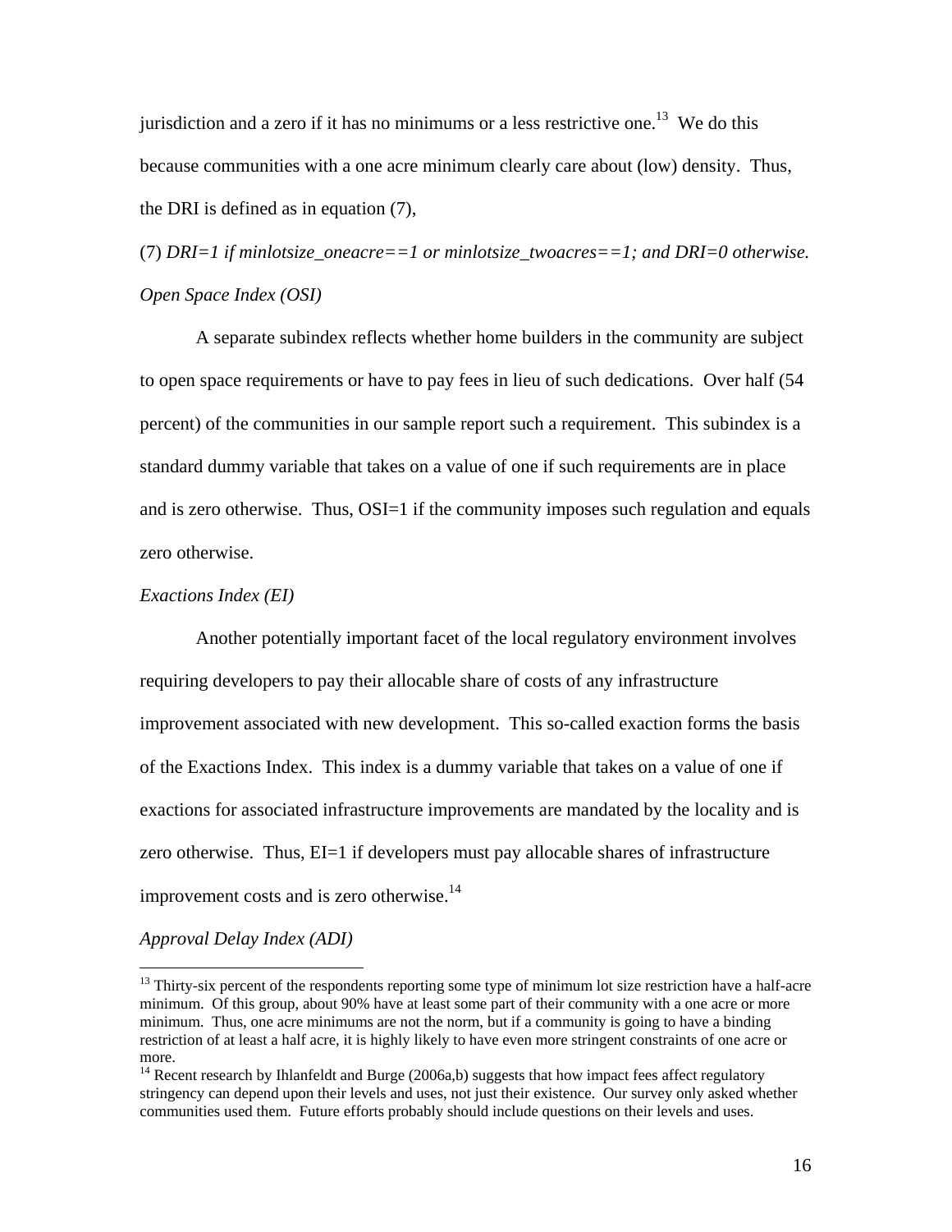jurisdiction and a zero if it has no minimums or a less restrictive one.[13] We do this because communities with a one acre minimum clearly care about (low) density. Thus, the DRI is defined as in equation (7),

(7) *DRI=1 if minlotsize_oneacre==1 or minlotsize_twoacres==1; and DRI=0 otherwise.*

*Open Space Index (OSI)*

A separate subindex reflects whether home builders in the community are subject to open space requirements or have to pay fees in lieu of such dedications. Over half (54 percent) of the communities in our sample report such a requirement. This subindex is a standard dummy variable that takes on a value of one if such requirements are in place and is zero otherwise. Thus, OSI=1 if the community imposes such regulation and equals zero otherwise.

*Exactions Index (EI)*

Another potentially important facet of the local regulatory environment involves requiring developers to pay their allocable share of costs of any infrastructure improvement associated with new development. This so-called exaction forms the basis of the Exactions Index. This index is a dummy variable that takes on a value of one if exactions for associated infrastructure improvements are mandated by the locality and is zero otherwise. Thus, EI=1 if developers must pay allocable shares of infrastructure improvement costs and is zero otherwise.[14]

*Approval Delay Index (ADI)*

---

[13] Thirty-six percent of the respondents reporting some type of minimum lot size restriction have a half-acre minimum. Of this group, about 90% have at least some part of their community with a one acre or more minimum. Thus, one acre minimums are not the norm, but if a community is going to have a binding restriction of at least a half acre, it is highly likely to have even more stringent constraints of one acre or more.

[14] Recent research by Ihlanfeldt and Burge (2006a,b) suggests that how impact fees affect regulatory stringency can depend upon their levels and uses, not just their existence. Our survey only asked whether communities used them. Future efforts probably should include questions on their levels and uses.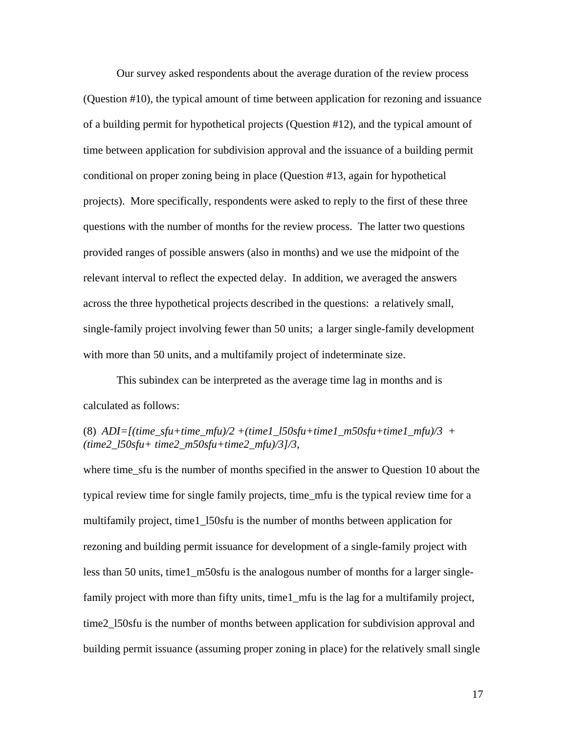Our survey asked respondents about the average duration of the review process (Question #10), the typical amount of time between application for rezoning and issuance of a building permit for hypothetical projects (Question #12), and the typical amount of time between application for subdivision approval and the issuance of a building permit conditional on proper zoning being in place (Question #13, again for hypothetical projects). More specifically, respondents were asked to reply to the first of these three questions with the number of months for the review process. The latter two questions provided ranges of possible answers (also in months) and we use the midpoint of the relevant interval to reflect the expected delay. In addition, we averaged the answers across the three hypothetical projects described in the questions: a relatively small, single-family project involving fewer than 50 units; a larger single-family development with more than 50 units, and a multifamily project of indeterminate size.

This subindex can be interpreted as the average time lag in months and is calculated as follows:

(8) *ADI=[(time_sfu+time_mfu)/2 +(time1_l50sfu+time1_m50sfu+time1_mfu)/3 + (time2_l50sfu+ time2_m50sfu+time2_mfu)/3]/3*,

where time_sfu is the number of months specified in the answer to Question 10 about the typical review time for single family projects, time_mfu is the typical review time for a multifamily project, time1_l50sfu is the number of months between application for rezoning and building permit issuance for development of a single-family project with less than 50 units, time1_m50sfu is the analogous number of months for a larger single-family project with more than fifty units, time1_mfu is the lag for a multifamily project, time2_l50sfu is the number of months between application for subdivision approval and building permit issuance (assuming proper zoning in place) for the relatively small single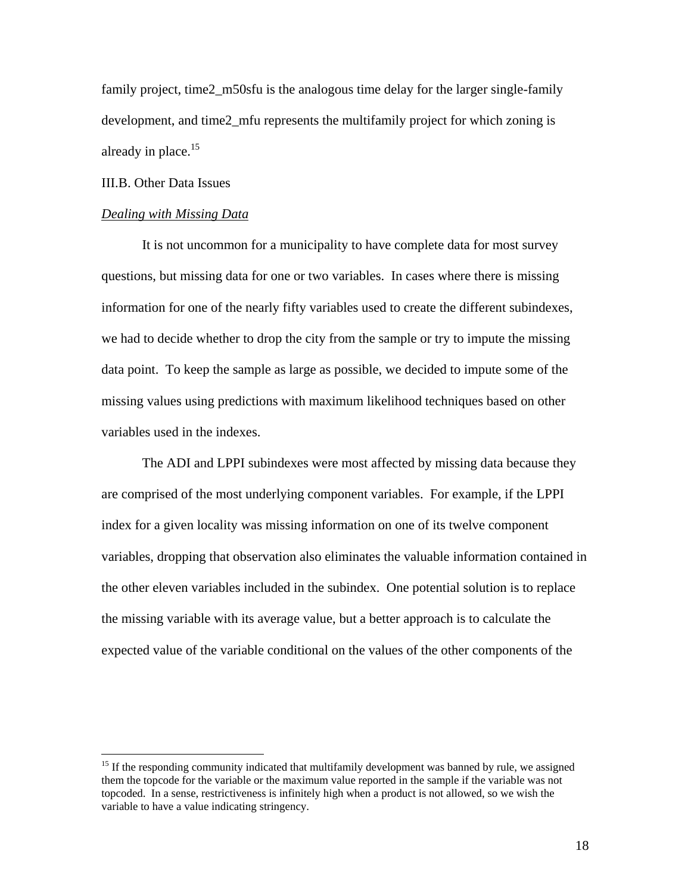family project, time2_m50sfu is the analogous time delay for the larger single-family development, and time2_mfu represents the multifamily project for which zoning is already in place.[15]

III.B. Other Data Issues

*Dealing with Missing Data*

It is not uncommon for a municipality to have complete data for most survey questions, but missing data for one or two variables. In cases where there is missing information for one of the nearly fifty variables used to create the different subindexes, we had to decide whether to drop the city from the sample or try to impute the missing data point. To keep the sample as large as possible, we decided to impute some of the missing values using predictions with maximum likelihood techniques based on other variables used in the indexes.

The ADI and LPPI subindexes were most affected by missing data because they are comprised of the most underlying component variables. For example, if the LPPI index for a given locality was missing information on one of its twelve component variables, dropping that observation also eliminates the valuable information contained in the other eleven variables included in the subindex. One potential solution is to replace the missing variable with its average value, but a better approach is to calculate the expected value of the variable conditional on the values of the other components of the

[15] If the responding community indicated that multifamily development was banned by rule, we assigned them the topcode for the variable or the maximum value reported in the sample if the variable was not topcoded. In a sense, restrictiveness is infinitely high when a product is not allowed, so we wish the variable to have a value indicating stringency.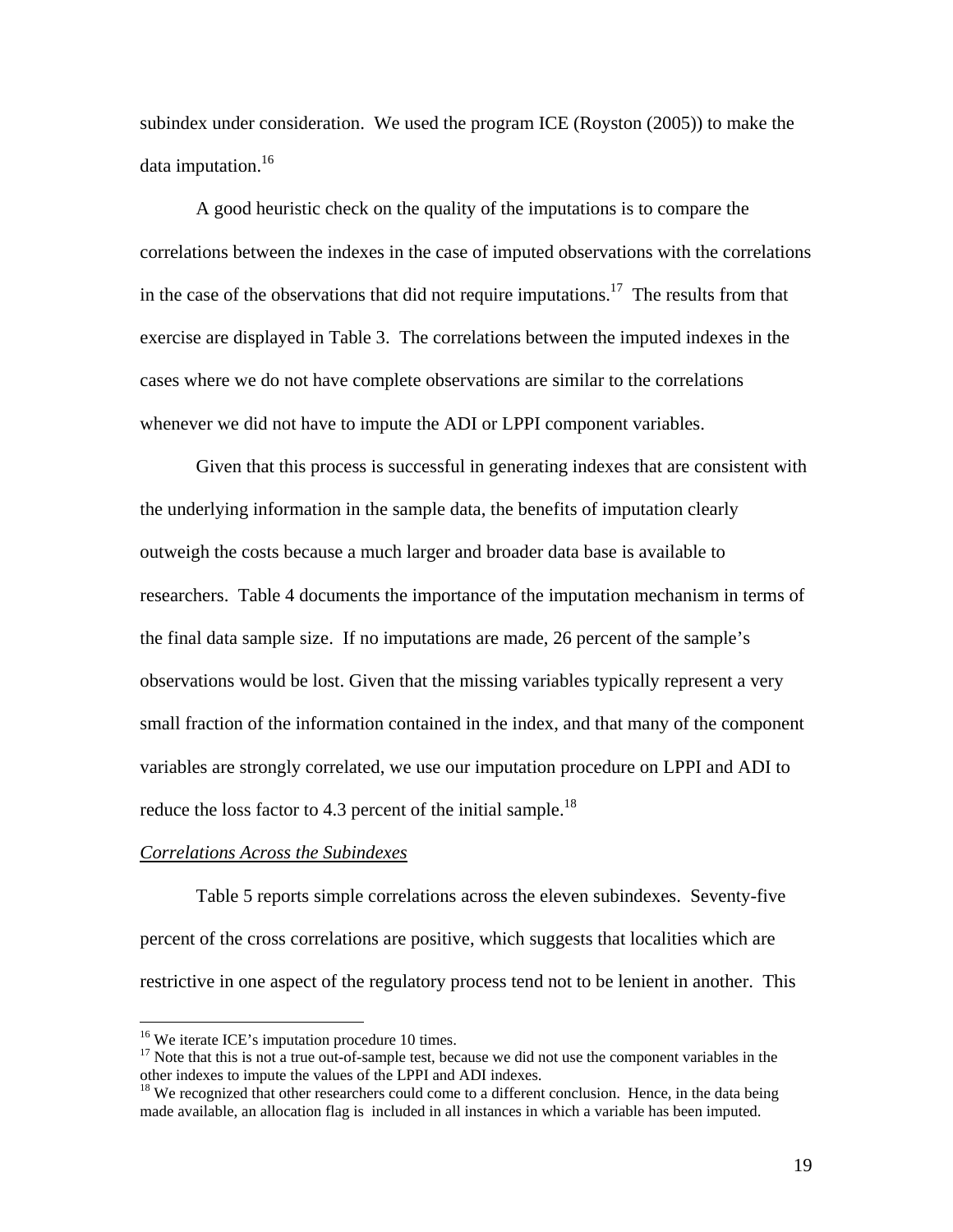subindex under consideration. We used the program ICE (Royston (2005)) to make the data imputation.[16]

A good heuristic check on the quality of the imputations is to compare the correlations between the indexes in the case of imputed observations with the correlations in the case of the observations that did not require imputations.[17] The results from that exercise are displayed in Table 3. The correlations between the imputed indexes in the cases where we do not have complete observations are similar to the correlations whenever we did not have to impute the ADI or LPPI component variables.

Given that this process is successful in generating indexes that are consistent with the underlying information in the sample data, the benefits of imputation clearly outweigh the costs because a much larger and broader data base is available to researchers. Table 4 documents the importance of the imputation mechanism in terms of the final data sample size. If no imputations are made, 26 percent of the sample's observations would be lost. Given that the missing variables typically represent a very small fraction of the information contained in the index, and that many of the component variables are strongly correlated, we use our imputation procedure on LPPI and ADI to reduce the loss factor to 4.3 percent of the initial sample.[18]

*Correlations Across the Subindexes*

Table 5 reports simple correlations across the eleven subindexes. Seventy-five percent of the cross correlations are positive, which suggests that localities which are restrictive in one aspect of the regulatory process tend not to be lenient in another. This

---

[16] We iterate ICE's imputation procedure 10 times.

[17] Note that this is not a true out-of-sample test, because we did not use the component variables in the other indexes to impute the values of the LPPI and ADI indexes.

[18] We recognized that other researchers could come to a different conclusion. Hence, in the data being made available, an allocation flag is included in all instances in which a variable has been imputed.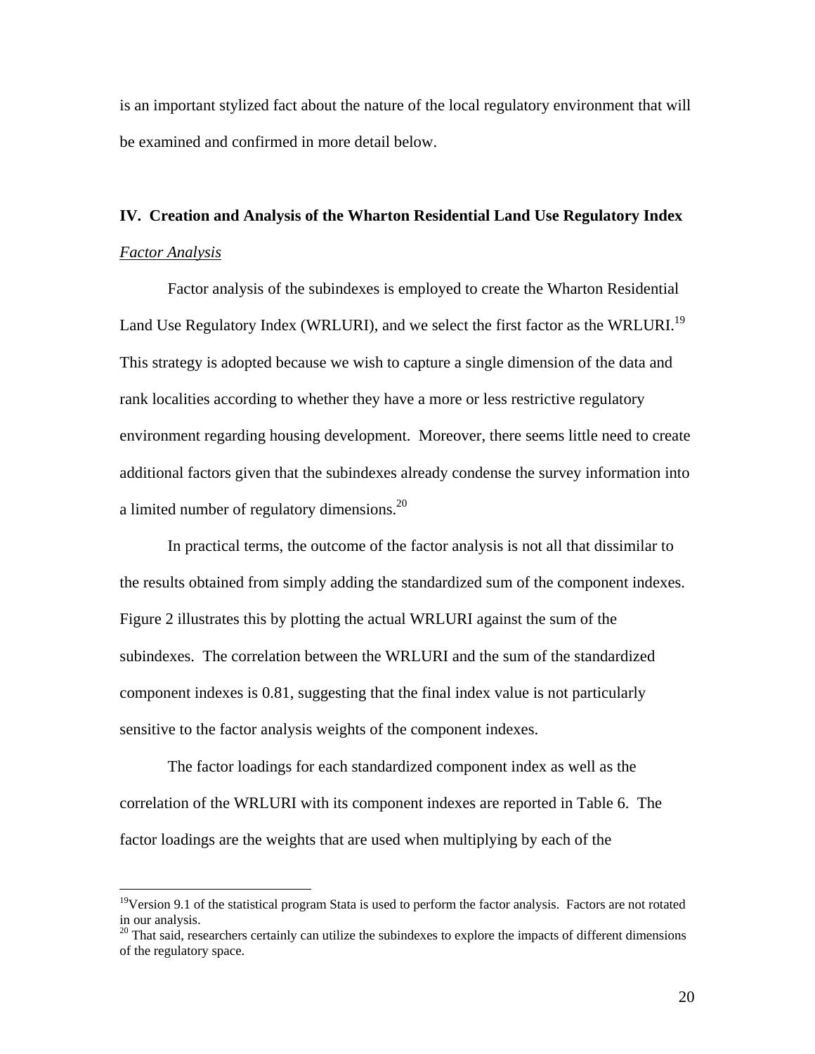is an important stylized fact about the nature of the local regulatory environment that will be examined and confirmed in more detail below.

## IV. Creation and Analysis of the Wharton Residential Land Use Regulatory Index

### *Factor Analysis*

Factor analysis of the subindexes is employed to create the Wharton Residential Land Use Regulatory Index (WRLURI), and we select the first factor as the WRLURI.[19] This strategy is adopted because we wish to capture a single dimension of the data and rank localities according to whether they have a more or less restrictive regulatory environment regarding housing development. Moreover, there seems little need to create additional factors given that the subindexes already condense the survey information into a limited number of regulatory dimensions.[20]

In practical terms, the outcome of the factor analysis is not all that dissimilar to the results obtained from simply adding the standardized sum of the component indexes. Figure 2 illustrates this by plotting the actual WRLURI against the sum of the subindexes. The correlation between the WRLURI and the sum of the standardized component indexes is 0.81, suggesting that the final index value is not particularly sensitive to the factor analysis weights of the component indexes.

The factor loadings for each standardized component index as well as the correlation of the WRLURI with its component indexes are reported in Table 6. The factor loadings are the weights that are used when multiplying by each of the

---

[19]Version 9.1 of the statistical program Stata is used to perform the factor analysis. Factors are not rotated in our analysis.

[20] That said, researchers certainly can utilize the subindexes to explore the impacts of different dimensions of the regulatory space.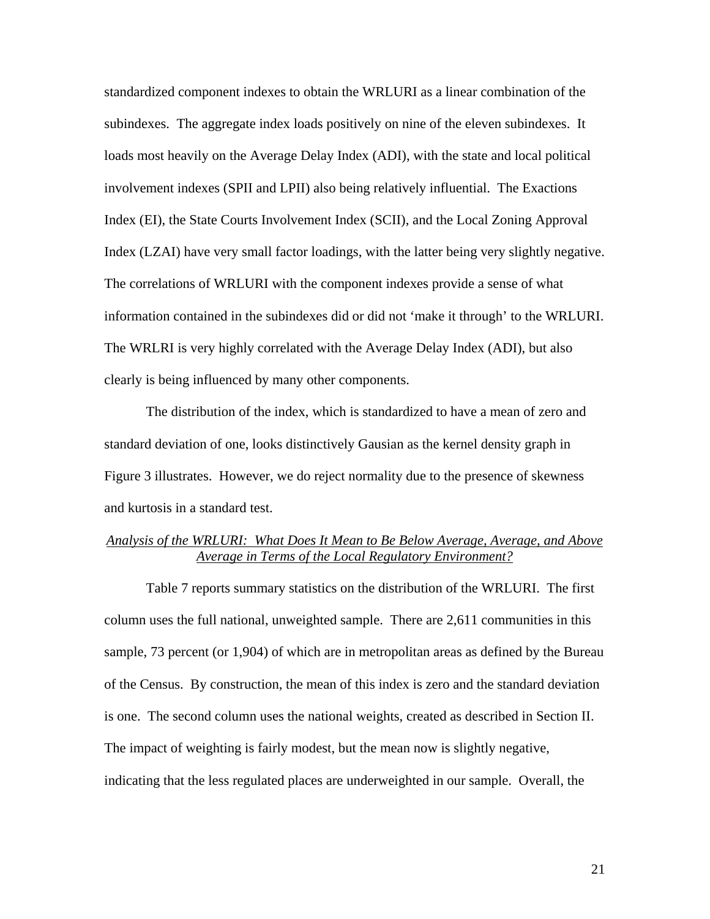standardized component indexes to obtain the WRLURI as a linear combination of the subindexes. The aggregate index loads positively on nine of the eleven subindexes. It loads most heavily on the Average Delay Index (ADI), with the state and local political involvement indexes (SPII and LPII) also being relatively influential. The Exactions Index (EI), the State Courts Involvement Index (SCII), and the Local Zoning Approval Index (LZAI) have very small factor loadings, with the latter being very slightly negative. The correlations of WRLURI with the component indexes provide a sense of what information contained in the subindexes did or did not 'make it through' to the WRLURI. The WRLRI is very highly correlated with the Average Delay Index (ADI), but also clearly is being influenced by many other components.

The distribution of the index, which is standardized to have a mean of zero and standard deviation of one, looks distinctively Gausian as the kernel density graph in Figure 3 illustrates. However, we do reject normality due to the presence of skewness and kurtosis in a standard test.

*Analysis of the WRLURI: What Does It Mean to Be Below Average, Average, and Above Average in Terms of the Local Regulatory Environment?*

Table 7 reports summary statistics on the distribution of the WRLURI. The first column uses the full national, unweighted sample. There are 2,611 communities in this sample, 73 percent (or 1,904) of which are in metropolitan areas as defined by the Bureau of the Census. By construction, the mean of this index is zero and the standard deviation is one. The second column uses the national weights, created as described in Section II. The impact of weighting is fairly modest, but the mean now is slightly negative, indicating that the less regulated places are underweighted in our sample. Overall, the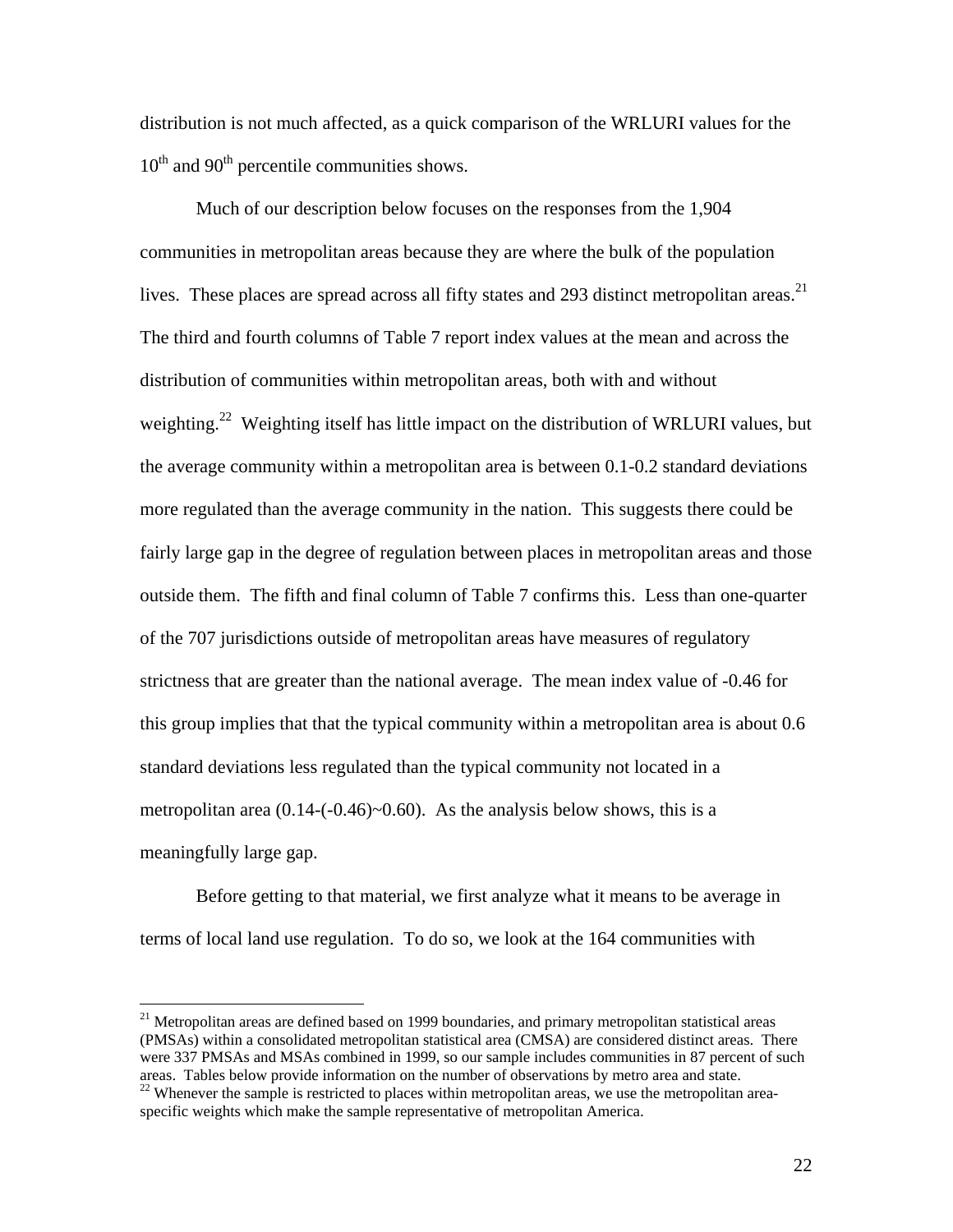distribution is not much affected, as a quick comparison of the WRLURI values for the 10th and 90th percentile communities shows.

Much of our description below focuses on the responses from the 1,904 communities in metropolitan areas because they are where the bulk of the population lives. These places are spread across all fifty states and 293 distinct metropolitan areas.[21] The third and fourth columns of Table 7 report index values at the mean and across the distribution of communities within metropolitan areas, both with and without weighting.[22] Weighting itself has little impact on the distribution of WRLURI values, but the average community within a metropolitan area is between 0.1-0.2 standard deviations more regulated than the average community in the nation. This suggests there could be fairly large gap in the degree of regulation between places in metropolitan areas and those outside them. The fifth and final column of Table 7 confirms this. Less than one-quarter of the 707 jurisdictions outside of metropolitan areas have measures of regulatory strictness that are greater than the national average. The mean index value of -0.46 for this group implies that that the typical community within a metropolitan area is about 0.6 standard deviations less regulated than the typical community not located in a metropolitan area (0.14-(-0.46)~0.60). As the analysis below shows, this is a meaningfully large gap.

Before getting to that material, we first analyze what it means to be average in terms of local land use regulation. To do so, we look at the 164 communities with

[21] Metropolitan areas are defined based on 1999 boundaries, and primary metropolitan statistical areas (PMSAs) within a consolidated metropolitan statistical area (CMSA) are considered distinct areas. There were 337 PMSAs and MSAs combined in 1999, so our sample includes communities in 87 percent of such areas. Tables below provide information on the number of observations by metro area and state.

[22] Whenever the sample is restricted to places within metropolitan areas, we use the metropolitan area-specific weights which make the sample representative of metropolitan America.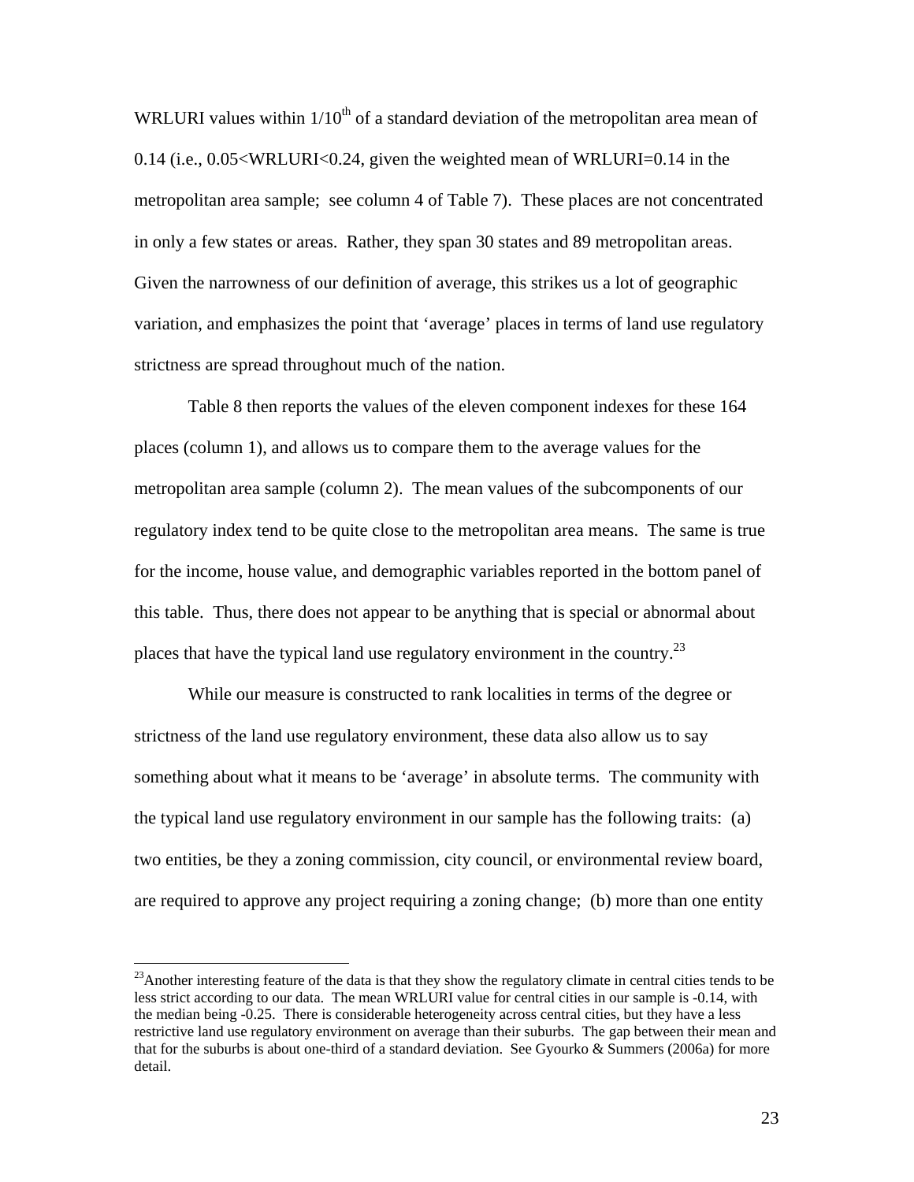WRLURI values within $1/10^{th}$ of a standard deviation of the metropolitan area mean of 0.14 (i.e., 0.05<WRLURI<0.24, given the weighted mean of WRLURI=0.14 in the metropolitan area sample; see column 4 of Table 7). These places are not concentrated in only a few states or areas. Rather, they span 30 states and 89 metropolitan areas. Given the narrowness of our definition of average, this strikes us a lot of geographic variation, and emphasizes the point that 'average' places in terms of land use regulatory strictness are spread throughout much of the nation.

Table 8 then reports the values of the eleven component indexes for these 164 places (column 1), and allows us to compare them to the average values for the metropolitan area sample (column 2). The mean values of the subcomponents of our regulatory index tend to be quite close to the metropolitan area means. The same is true for the income, house value, and demographic variables reported in the bottom panel of this table. Thus, there does not appear to be anything that is special or abnormal about places that have the typical land use regulatory environment in the country.[23]

While our measure is constructed to rank localities in terms of the degree or strictness of the land use regulatory environment, these data also allow us to say something about what it means to be 'average' in absolute terms. The community with the typical land use regulatory environment in our sample has the following traits: (a) two entities, be they a zoning commission, city council, or environmental review board, are required to approve any project requiring a zoning change; (b) more than one entity

---

[23]Another interesting feature of the data is that they show the regulatory climate in central cities tends to be less strict according to our data. The mean WRLURI value for central cities in our sample is -0.14, with the median being -0.25. There is considerable heterogeneity across central cities, but they have a less restrictive land use regulatory environment on average than their suburbs. The gap between their mean and that for the suburbs is about one-third of a standard deviation. See Gyourko & Summers (2006a) for more detail.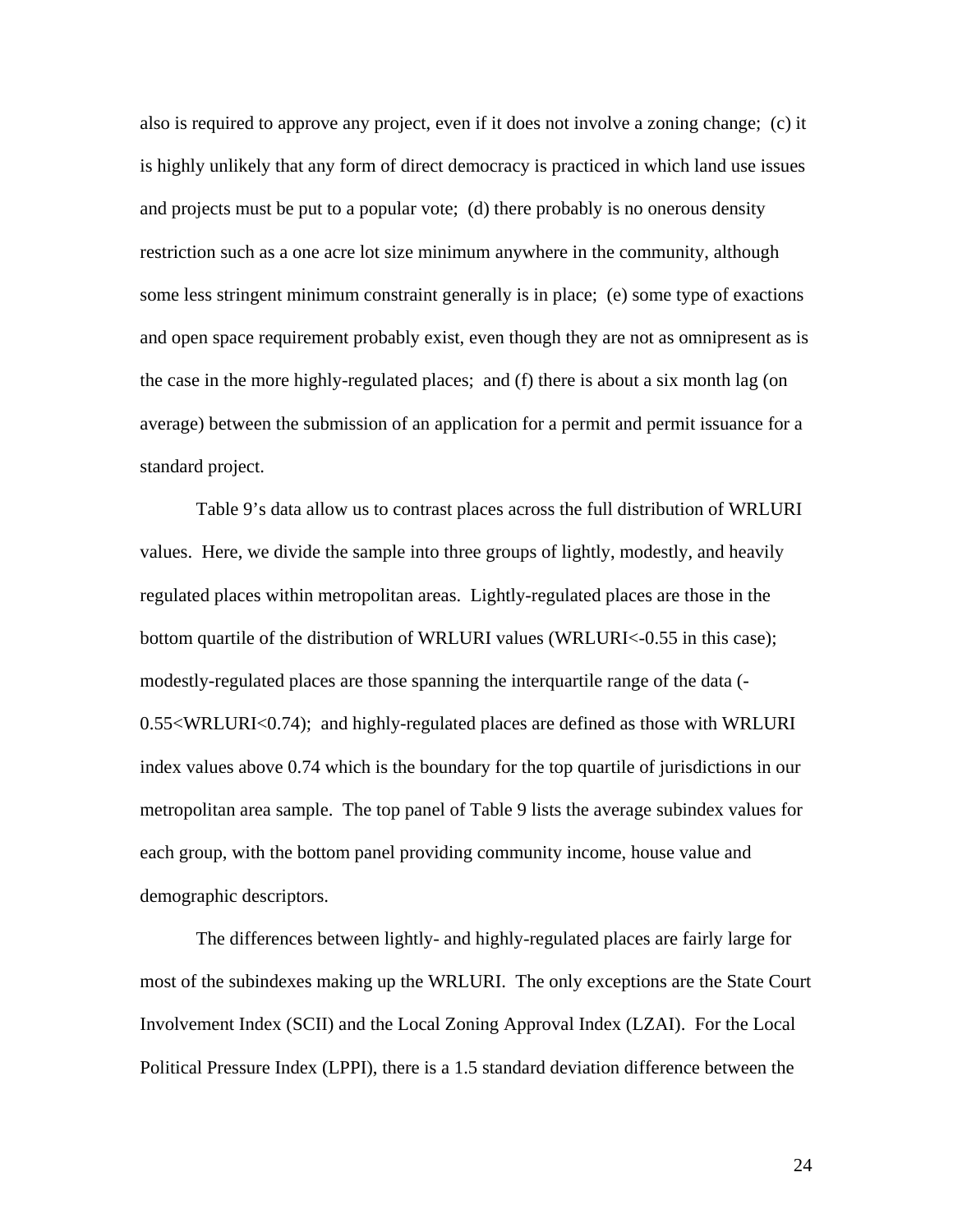also is required to approve any project, even if it does not involve a zoning change; (c) it is highly unlikely that any form of direct democracy is practiced in which land use issues and projects must be put to a popular vote; (d) there probably is no onerous density restriction such as a one acre lot size minimum anywhere in the community, although some less stringent minimum constraint generally is in place; (e) some type of exactions and open space requirement probably exist, even though they are not as omnipresent as is the case in the more highly-regulated places; and (f) there is about a six month lag (on average) between the submission of an application for a permit and permit issuance for a standard project.

Table 9's data allow us to contrast places across the full distribution of WRLURI values. Here, we divide the sample into three groups of lightly, modestly, and heavily regulated places within metropolitan areas. Lightly-regulated places are those in the bottom quartile of the distribution of WRLURI values (WRLURI<-0.55 in this case); modestly-regulated places are those spanning the interquartile range of the data (-0.55<WRLURI<0.74); and highly-regulated places are defined as those with WRLURI index values above 0.74 which is the boundary for the top quartile of jurisdictions in our metropolitan area sample. The top panel of Table 9 lists the average subindex values for each group, with the bottom panel providing community income, house value and demographic descriptors.

The differences between lightly- and highly-regulated places are fairly large for most of the subindexes making up the WRLURI. The only exceptions are the State Court Involvement Index (SCII) and the Local Zoning Approval Index (LZAI). For the Local Political Pressure Index (LPPI), there is a 1.5 standard deviation difference between the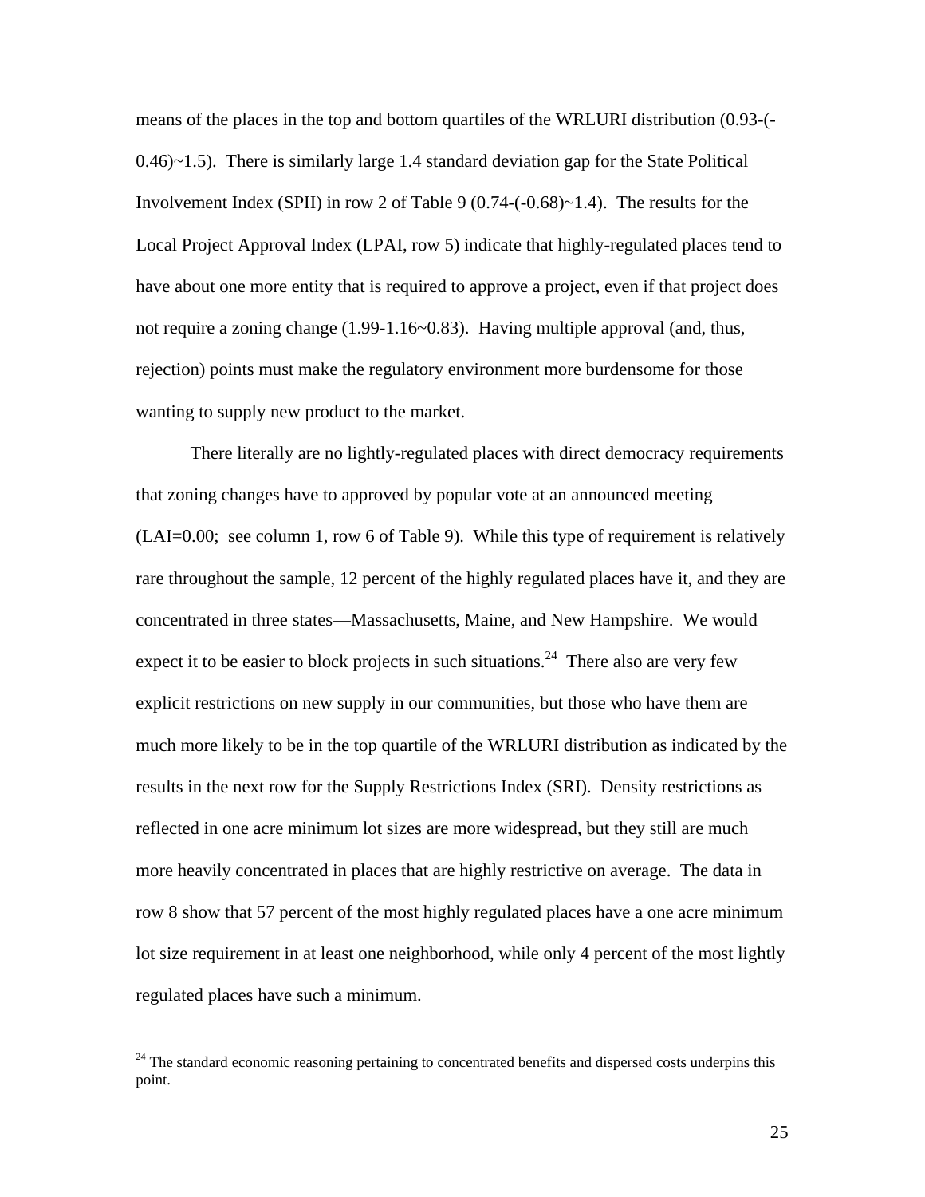means of the places in the top and bottom quartiles of the WRLURI distribution (0.93-(-0.46)~1.5). There is similarly large 1.4 standard deviation gap for the State Political Involvement Index (SPII) in row 2 of Table 9 (0.74-(-0.68)~1.4). The results for the Local Project Approval Index (LPAI, row 5) indicate that highly-regulated places tend to have about one more entity that is required to approve a project, even if that project does not require a zoning change (1.99-1.16~0.83). Having multiple approval (and, thus, rejection) points must make the regulatory environment more burdensome for those wanting to supply new product to the market.

There literally are no lightly-regulated places with direct democracy requirements that zoning changes have to approved by popular vote at an announced meeting (LAI=0.00; see column 1, row 6 of Table 9). While this type of requirement is relatively rare throughout the sample, 12 percent of the highly regulated places have it, and they are concentrated in three states—Massachusetts, Maine, and New Hampshire. We would expect it to be easier to block projects in such situations.[24] There also are very few explicit restrictions on new supply in our communities, but those who have them are much more likely to be in the top quartile of the WRLURI distribution as indicated by the results in the next row for the Supply Restrictions Index (SRI). Density restrictions as reflected in one acre minimum lot sizes are more widespread, but they still are much more heavily concentrated in places that are highly restrictive on average. The data in row 8 show that 57 percent of the most highly regulated places have a one acre minimum lot size requirement in at least one neighborhood, while only 4 percent of the most lightly regulated places have such a minimum.

[24] The standard economic reasoning pertaining to concentrated benefits and dispersed costs underpins this point.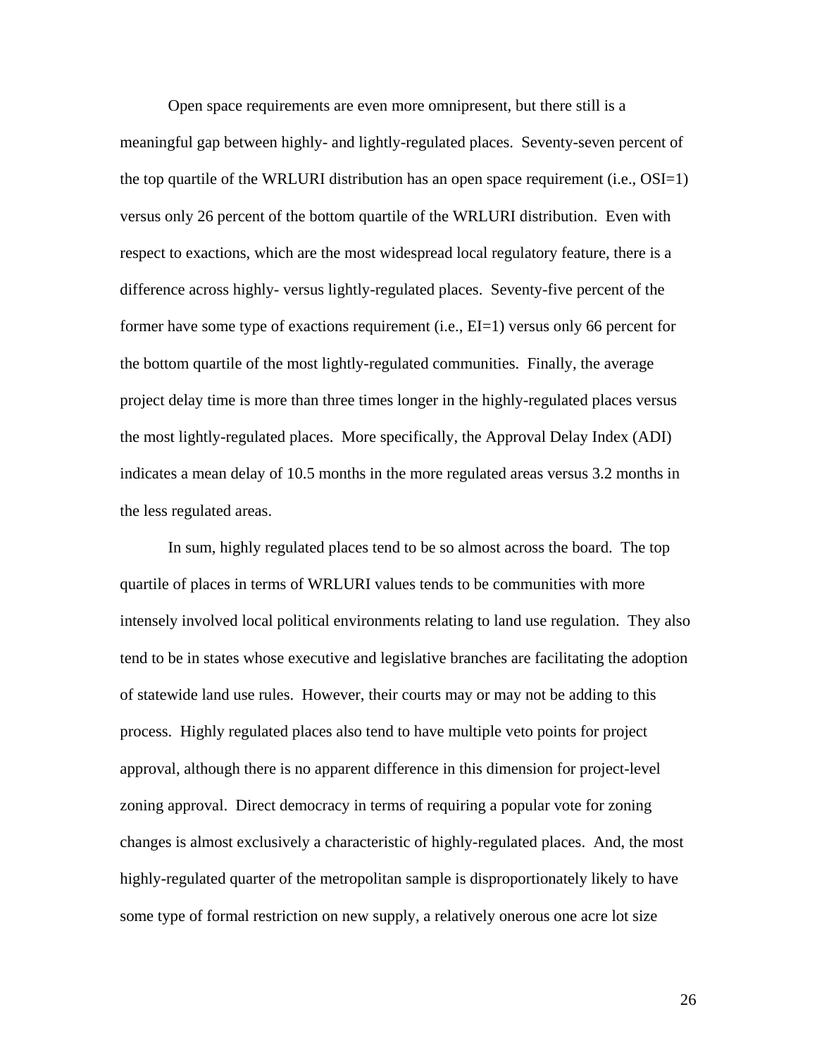Open space requirements are even more omnipresent, but there still is a meaningful gap between highly- and lightly-regulated places. Seventy-seven percent of the top quartile of the WRLURI distribution has an open space requirement (i.e., OSI=1) versus only 26 percent of the bottom quartile of the WRLURI distribution. Even with respect to exactions, which are the most widespread local regulatory feature, there is a difference across highly- versus lightly-regulated places. Seventy-five percent of the former have some type of exactions requirement (i.e., EI=1) versus only 66 percent for the bottom quartile of the most lightly-regulated communities. Finally, the average project delay time is more than three times longer in the highly-regulated places versus the most lightly-regulated places. More specifically, the Approval Delay Index (ADI) indicates a mean delay of 10.5 months in the more regulated areas versus 3.2 months in the less regulated areas.

In sum, highly regulated places tend to be so almost across the board. The top quartile of places in terms of WRLURI values tends to be communities with more intensely involved local political environments relating to land use regulation. They also tend to be in states whose executive and legislative branches are facilitating the adoption of statewide land use rules. However, their courts may or may not be adding to this process. Highly regulated places also tend to have multiple veto points for project approval, although there is no apparent difference in this dimension for project-level zoning approval. Direct democracy in terms of requiring a popular vote for zoning changes is almost exclusively a characteristic of highly-regulated places. And, the most highly-regulated quarter of the metropolitan sample is disproportionately likely to have some type of formal restriction on new supply, a relatively onerous one acre lot size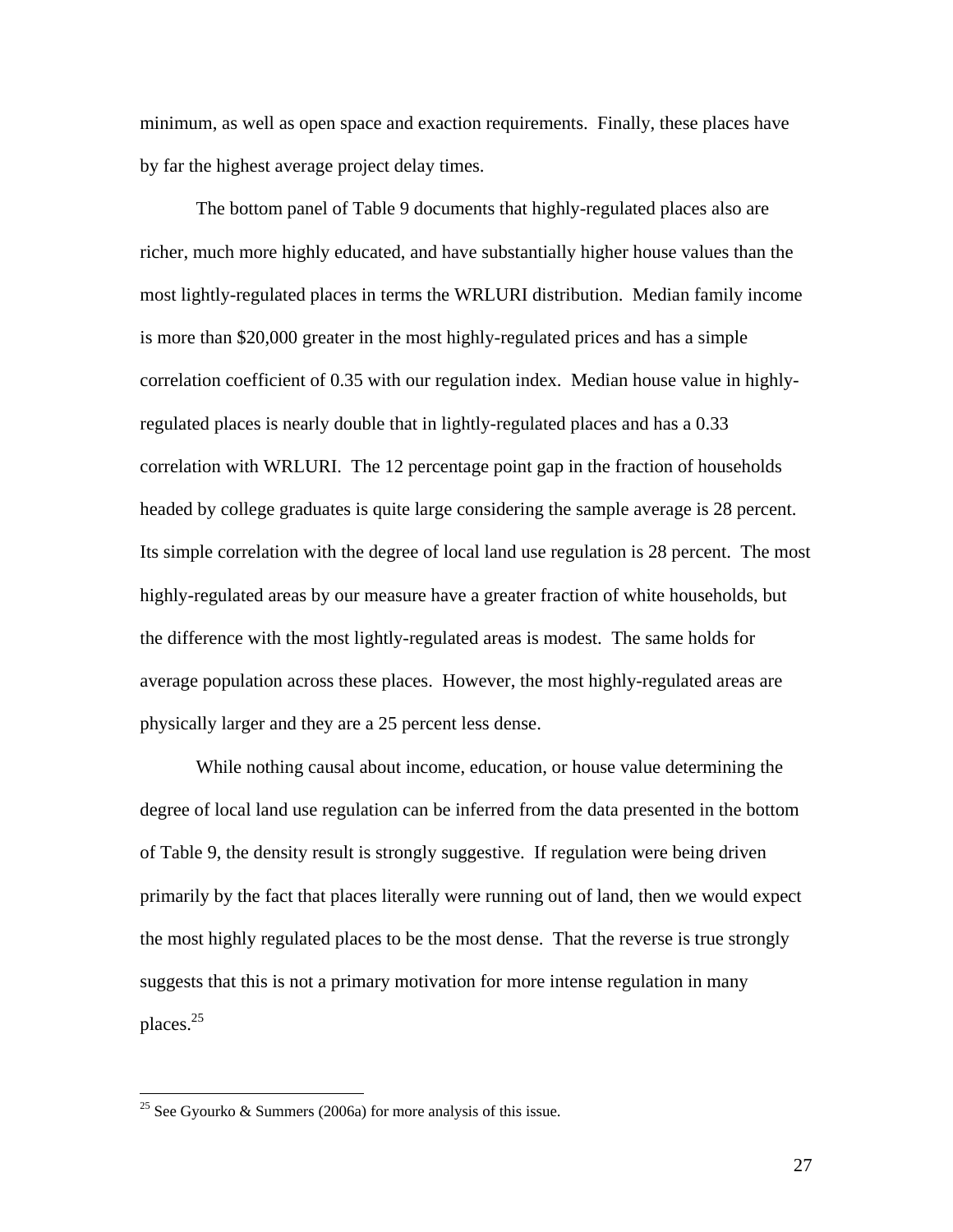minimum, as well as open space and exaction requirements. Finally, these places have by far the highest average project delay times.

The bottom panel of Table 9 documents that highly-regulated places also are richer, much more highly educated, and have substantially higher house values than the most lightly-regulated places in terms the WRLURI distribution. Median family income is more than $20,000 greater in the most highly-regulated prices and has a simple correlation coefficient of 0.35 with our regulation index. Median house value in highly-regulated places is nearly double that in lightly-regulated places and has a 0.33 correlation with WRLURI. The 12 percentage point gap in the fraction of households headed by college graduates is quite large considering the sample average is 28 percent. Its simple correlation with the degree of local land use regulation is 28 percent. The most highly-regulated areas by our measure have a greater fraction of white households, but the difference with the most lightly-regulated areas is modest. The same holds for average population across these places. However, the most highly-regulated areas are physically larger and they are a 25 percent less dense.

While nothing causal about income, education, or house value determining the degree of local land use regulation can be inferred from the data presented in the bottom of Table 9, the density result is strongly suggestive. If regulation were being driven primarily by the fact that places literally were running out of land, then we would expect the most highly regulated places to be the most dense. That the reverse is true strongly suggests that this is not a primary motivation for more intense regulation in many places.[25]

[25] See Gyourko & Summers (2006a) for more analysis of this issue.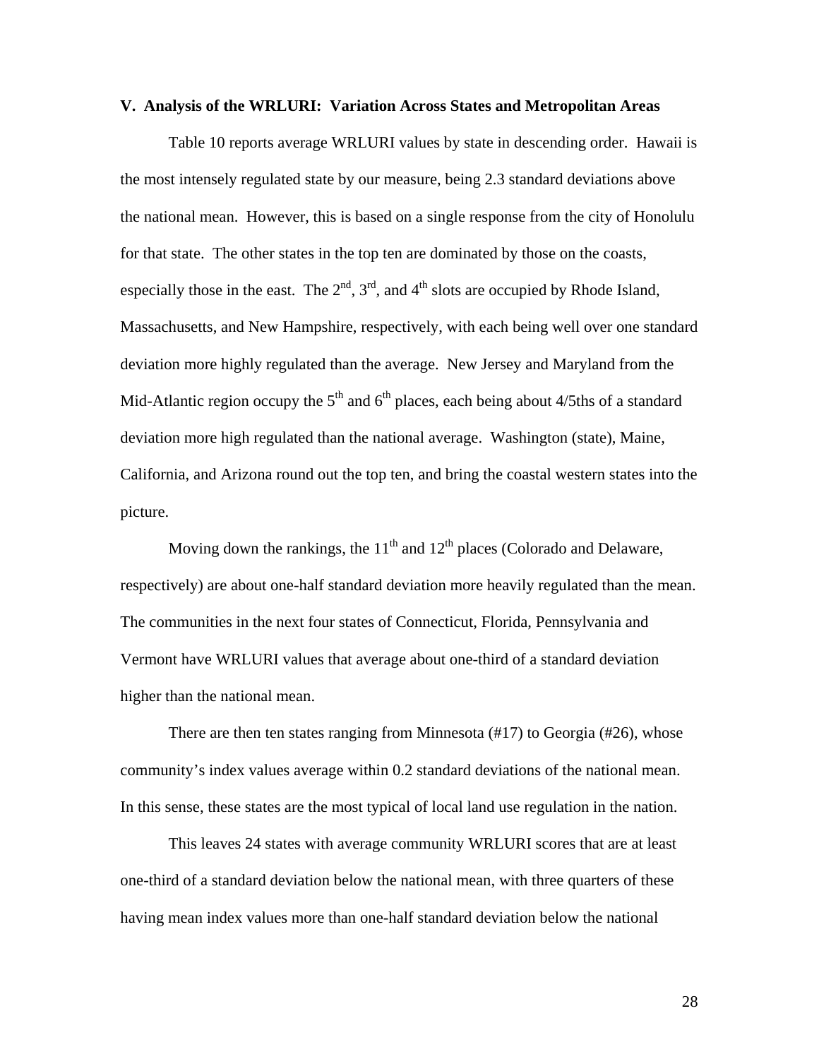## V. Analysis of the WRLURI: Variation Across States and Metropolitan Areas

Table 10 reports average WRLURI values by state in descending order. Hawaii is the most intensely regulated state by our measure, being 2.3 standard deviations above the national mean. However, this is based on a single response from the city of Honolulu for that state. The other states in the top ten are dominated by those on the coasts, especially those in the east. The 2nd, 3rd, and 4th slots are occupied by Rhode Island, Massachusetts, and New Hampshire, respectively, with each being well over one standard deviation more highly regulated than the average. New Jersey and Maryland from the Mid-Atlantic region occupy the 5th and 6th places, each being about 4/5ths of a standard deviation more high regulated than the national average. Washington (state), Maine, California, and Arizona round out the top ten, and bring the coastal western states into the picture.

Moving down the rankings, the 11th and 12th places (Colorado and Delaware, respectively) are about one-half standard deviation more heavily regulated than the mean. The communities in the next four states of Connecticut, Florida, Pennsylvania and Vermont have WRLURI values that average about one-third of a standard deviation higher than the national mean.

There are then ten states ranging from Minnesota (#17) to Georgia (#26), whose community's index values average within 0.2 standard deviations of the national mean. In this sense, these states are the most typical of local land use regulation in the nation.

This leaves 24 states with average community WRLURI scores that are at least one-third of a standard deviation below the national mean, with three quarters of these having mean index values more than one-half standard deviation below the national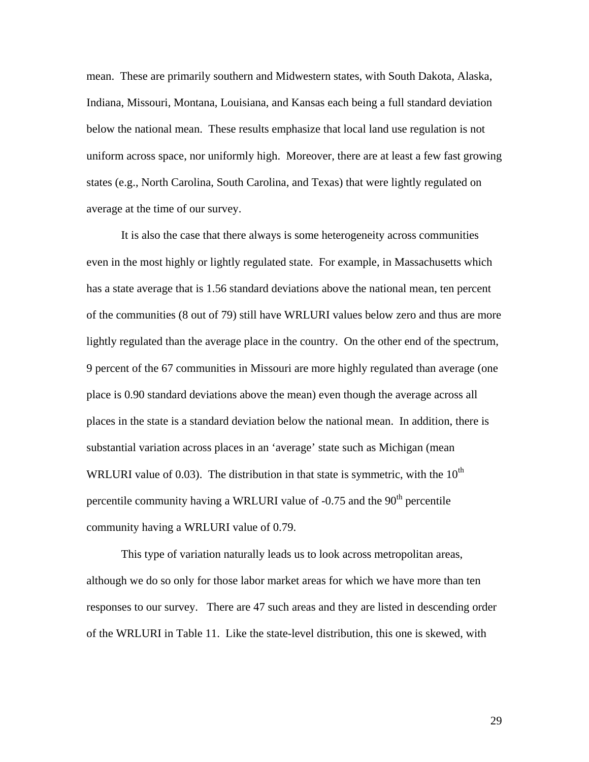mean. These are primarily southern and Midwestern states, with South Dakota, Alaska, Indiana, Missouri, Montana, Louisiana, and Kansas each being a full standard deviation below the national mean. These results emphasize that local land use regulation is not uniform across space, nor uniformly high. Moreover, there are at least a few fast growing states (e.g., North Carolina, South Carolina, and Texas) that were lightly regulated on average at the time of our survey.

It is also the case that there always is some heterogeneity across communities even in the most highly or lightly regulated state. For example, in Massachusetts which has a state average that is 1.56 standard deviations above the national mean, ten percent of the communities (8 out of 79) still have WRLURI values below zero and thus are more lightly regulated than the average place in the country. On the other end of the spectrum, 9 percent of the 67 communities in Missouri are more highly regulated than average (one place is 0.90 standard deviations above the mean) even though the average across all places in the state is a standard deviation below the national mean. In addition, there is substantial variation across places in an 'average' state such as Michigan (mean WRLURI value of 0.03). The distribution in that state is symmetric, with the $10^{th}$ percentile community having a WRLURI value of -0.75 and the $90^{th}$ percentile community having a WRLURI value of 0.79.

This type of variation naturally leads us to look across metropolitan areas, although we do so only for those labor market areas for which we have more than ten responses to our survey. There are 47 such areas and they are listed in descending order of the WRLURI in Table 11. Like the state-level distribution, this one is skewed, with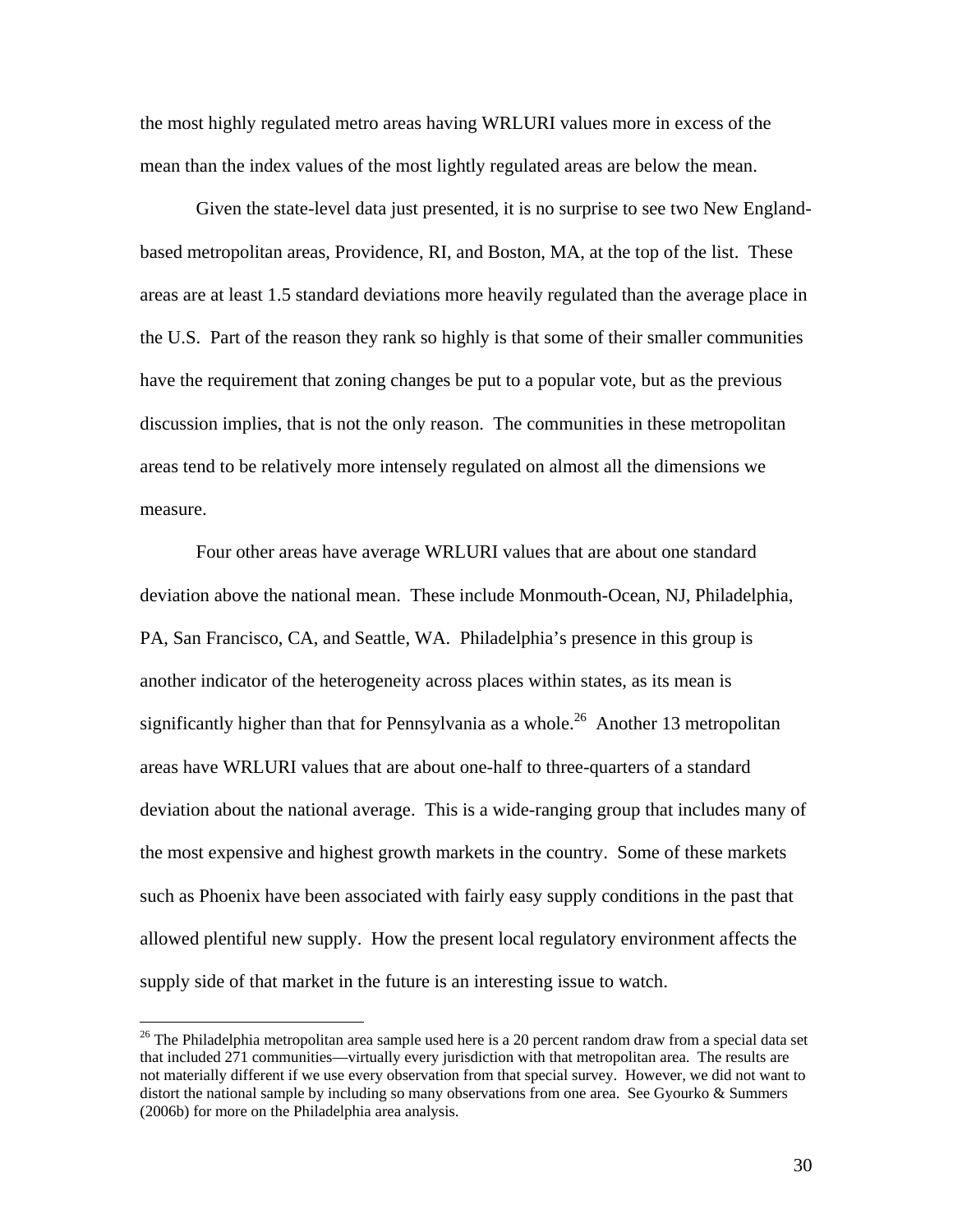the most highly regulated metro areas having WRLURI values more in excess of the mean than the index values of the most lightly regulated areas are below the mean.

Given the state-level data just presented, it is no surprise to see two New England-based metropolitan areas, Providence, RI, and Boston, MA, at the top of the list. These areas are at least 1.5 standard deviations more heavily regulated than the average place in the U.S. Part of the reason they rank so highly is that some of their smaller communities have the requirement that zoning changes be put to a popular vote, but as the previous discussion implies, that is not the only reason. The communities in these metropolitan areas tend to be relatively more intensely regulated on almost all the dimensions we measure.

Four other areas have average WRLURI values that are about one standard deviation above the national mean. These include Monmouth-Ocean, NJ, Philadelphia, PA, San Francisco, CA, and Seattle, WA. Philadelphia's presence in this group is another indicator of the heterogeneity across places within states, as its mean is significantly higher than that for Pennsylvania as a whole.[26] Another 13 metropolitan areas have WRLURI values that are about one-half to three-quarters of a standard deviation about the national average. This is a wide-ranging group that includes many of the most expensive and highest growth markets in the country. Some of these markets such as Phoenix have been associated with fairly easy supply conditions in the past that allowed plentiful new supply. How the present local regulatory environment affects the supply side of that market in the future is an interesting issue to watch.

---

[26] The Philadelphia metropolitan area sample used here is a 20 percent random draw from a special data set that included 271 communities—virtually every jurisdiction with that metropolitan area. The results are not materially different if we use every observation from that special survey. However, we did not want to distort the national sample by including so many observations from one area. See Gyourko & Summers (2006b) for more on the Philadelphia area analysis.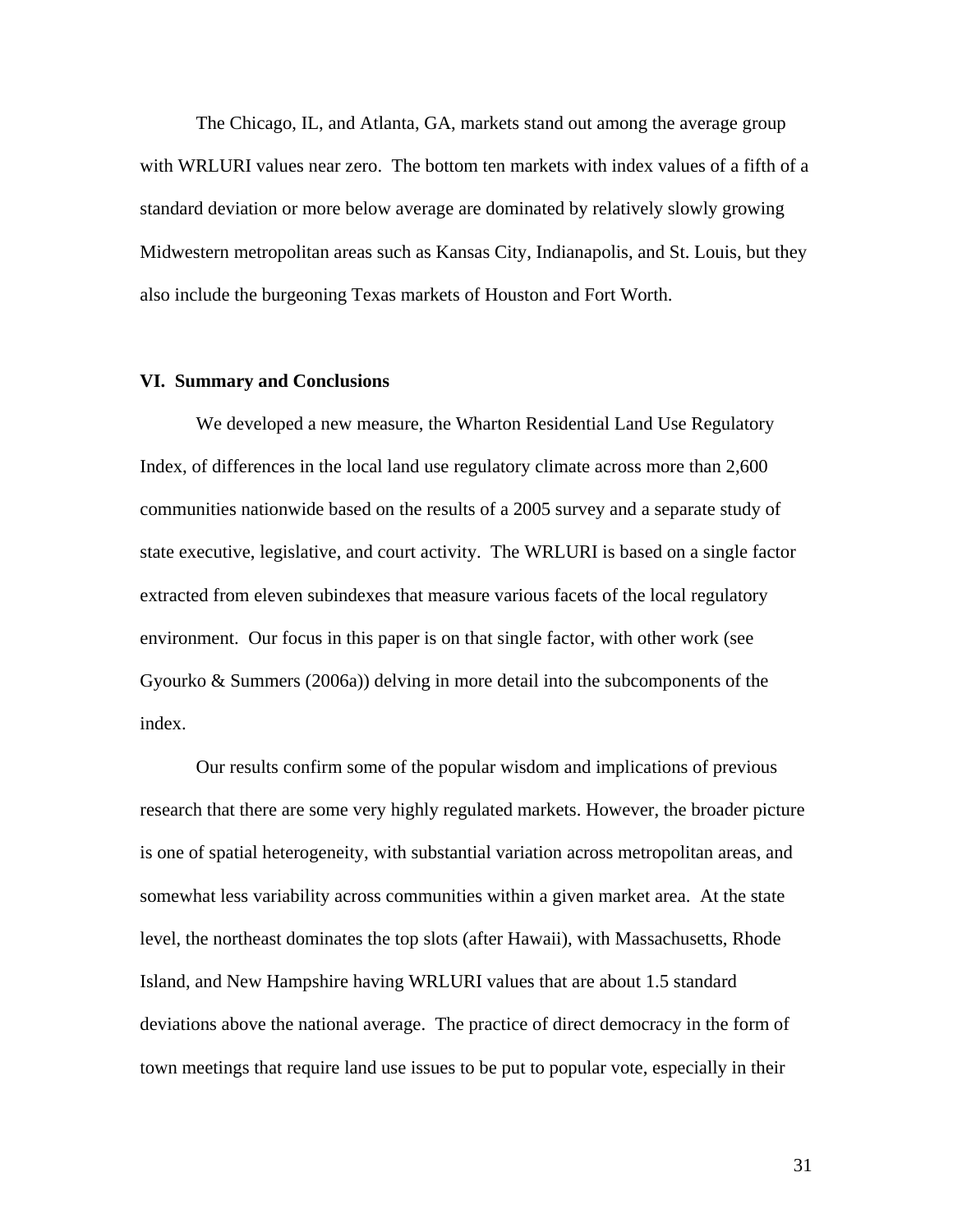The Chicago, IL, and Atlanta, GA, markets stand out among the average group with WRLURI values near zero. The bottom ten markets with index values of a fifth of a standard deviation or more below average are dominated by relatively slowly growing Midwestern metropolitan areas such as Kansas City, Indianapolis, and St. Louis, but they also include the burgeoning Texas markets of Houston and Fort Worth.

## VI. Summary and Conclusions

We developed a new measure, the Wharton Residential Land Use Regulatory Index, of differences in the local land use regulatory climate across more than 2,600 communities nationwide based on the results of a 2005 survey and a separate study of state executive, legislative, and court activity. The WRLURI is based on a single factor extracted from eleven subindexes that measure various facets of the local regulatory environment. Our focus in this paper is on that single factor, with other work (see Gyourko & Summers (2006a)) delving in more detail into the subcomponents of the index.

Our results confirm some of the popular wisdom and implications of previous research that there are some very highly regulated markets. However, the broader picture is one of spatial heterogeneity, with substantial variation across metropolitan areas, and somewhat less variability across communities within a given market area. At the state level, the northeast dominates the top slots (after Hawaii), with Massachusetts, Rhode Island, and New Hampshire having WRLURI values that are about 1.5 standard deviations above the national average. The practice of direct democracy in the form of town meetings that require land use issues to be put to popular vote, especially in their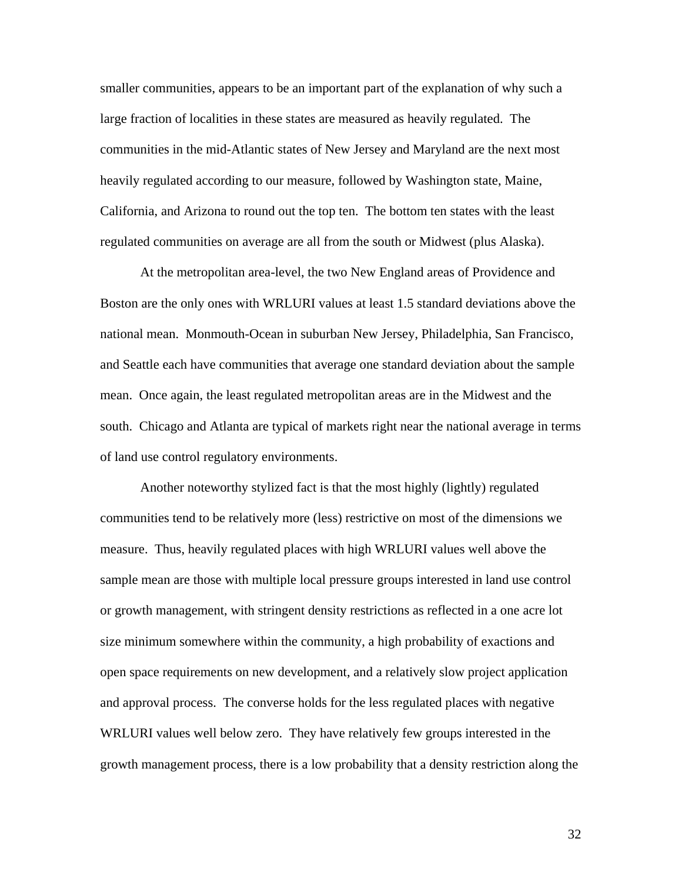smaller communities, appears to be an important part of the explanation of why such a large fraction of localities in these states are measured as heavily regulated. The communities in the mid-Atlantic states of New Jersey and Maryland are the next most heavily regulated according to our measure, followed by Washington state, Maine, California, and Arizona to round out the top ten. The bottom ten states with the least regulated communities on average are all from the south or Midwest (plus Alaska).

At the metropolitan area-level, the two New England areas of Providence and Boston are the only ones with WRLURI values at least 1.5 standard deviations above the national mean. Monmouth-Ocean in suburban New Jersey, Philadelphia, San Francisco, and Seattle each have communities that average one standard deviation about the sample mean. Once again, the least regulated metropolitan areas are in the Midwest and the south. Chicago and Atlanta are typical of markets right near the national average in terms of land use control regulatory environments.

Another noteworthy stylized fact is that the most highly (lightly) regulated communities tend to be relatively more (less) restrictive on most of the dimensions we measure. Thus, heavily regulated places with high WRLURI values well above the sample mean are those with multiple local pressure groups interested in land use control or growth management, with stringent density restrictions as reflected in a one acre lot size minimum somewhere within the community, a high probability of exactions and open space requirements on new development, and a relatively slow project application and approval process. The converse holds for the less regulated places with negative WRLURI values well below zero. They have relatively few groups interested in the growth management process, there is a low probability that a density restriction along the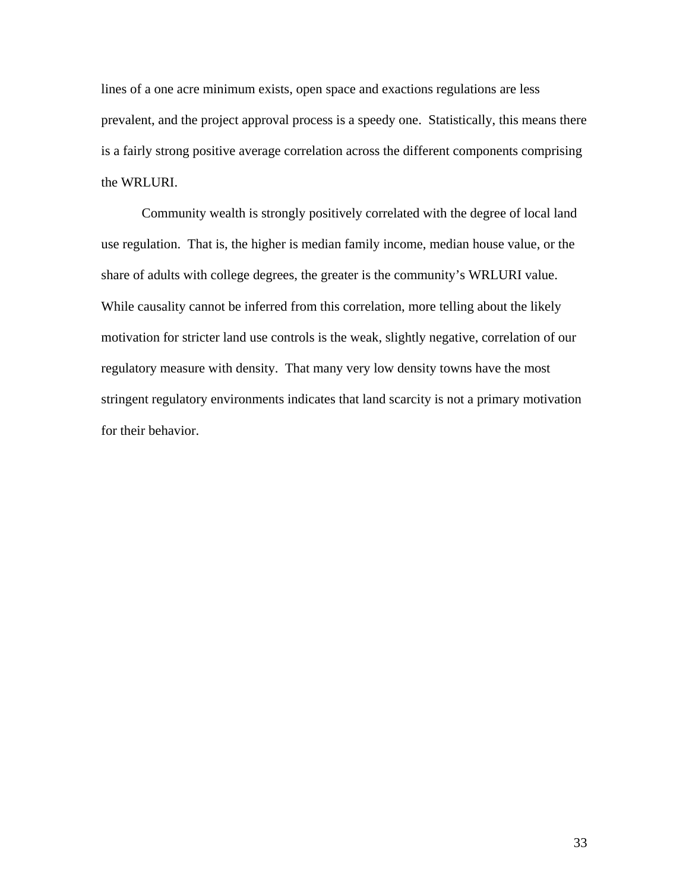lines of a one acre minimum exists, open space and exactions regulations are less prevalent, and the project approval process is a speedy one. Statistically, this means there is a fairly strong positive average correlation across the different components comprising the WRLURI.

Community wealth is strongly positively correlated with the degree of local land use regulation. That is, the higher is median family income, median house value, or the share of adults with college degrees, the greater is the community's WRLURI value. While causality cannot be inferred from this correlation, more telling about the likely motivation for stricter land use controls is the weak, slightly negative, correlation of our regulatory measure with density. That many very low density towns have the most stringent regulatory environments indicates that land scarcity is not a primary motivation for their behavior.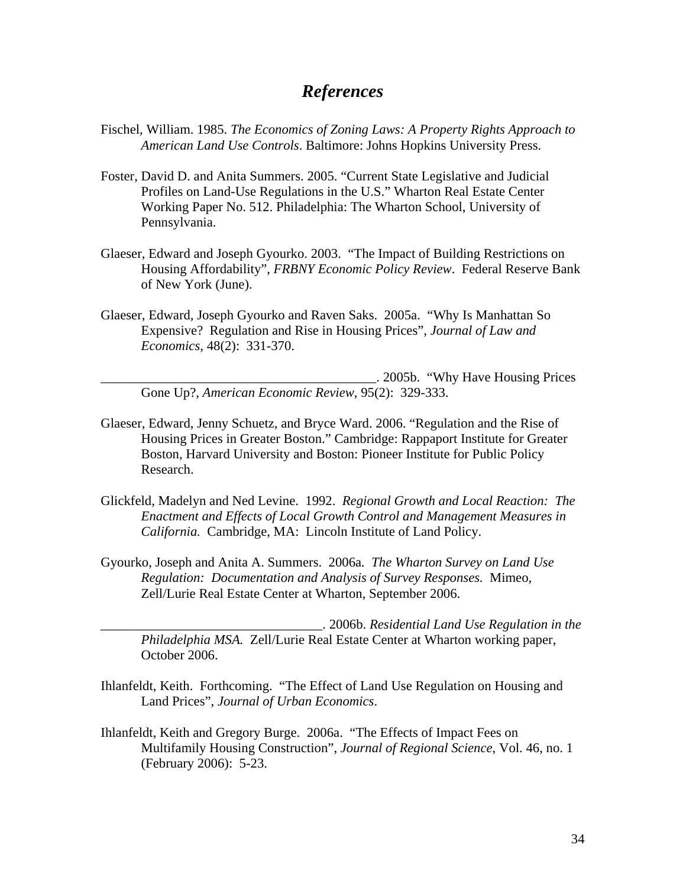# *References*

Fischel, William. 1985. *The Economics of Zoning Laws: A Property Rights Approach to American Land Use Controls*. Baltimore: Johns Hopkins University Press.

Foster, David D. and Anita Summers. 2005. "Current State Legislative and Judicial Profiles on Land-Use Regulations in the U.S." Wharton Real Estate Center Working Paper No. 512. Philadelphia: The Wharton School, University of Pennsylvania.

Glaeser, Edward and Joseph Gyourko. 2003. "The Impact of Building Restrictions on Housing Affordability", *FRBNY Economic Policy Review*. Federal Reserve Bank of New York (June).

Glaeser, Edward, Joseph Gyourko and Raven Saks. 2005a. "Why Is Manhattan So Expensive? Regulation and Rise in Housing Prices", *Journal of Law and Economics*, 48(2): 331-370.

__________________________________________. 2005b. "Why Have Housing Prices Gone Up?, *American Economic Review*, 95(2): 329-333.

Glaeser, Edward, Jenny Schuetz, and Bryce Ward. 2006. "Regulation and the Rise of Housing Prices in Greater Boston." Cambridge: Rappaport Institute for Greater Boston, Harvard University and Boston: Pioneer Institute for Public Policy Research.

Glickfeld, Madelyn and Ned Levine. 1992. *Regional Growth and Local Reaction: The Enactment and Effects of Local Growth Control and Management Measures in California.* Cambridge, MA: Lincoln Institute of Land Policy.

Gyourko, Joseph and Anita A. Summers. 2006a. *The Wharton Survey on Land Use Regulation: Documentation and Analysis of Survey Responses.* Mimeo, Zell/Lurie Real Estate Center at Wharton, September 2006.

__________________________________. 2006b. *Residential Land Use Regulation in the Philadelphia MSA.* Zell/Lurie Real Estate Center at Wharton working paper, October 2006.

Ihlanfeldt, Keith. Forthcoming. "The Effect of Land Use Regulation on Housing and Land Prices", *Journal of Urban Economics*.

Ihlanfeldt, Keith and Gregory Burge. 2006a. "The Effects of Impact Fees on Multifamily Housing Construction", *Journal of Regional Science*, Vol. 46, no. 1 (February 2006): 5-23.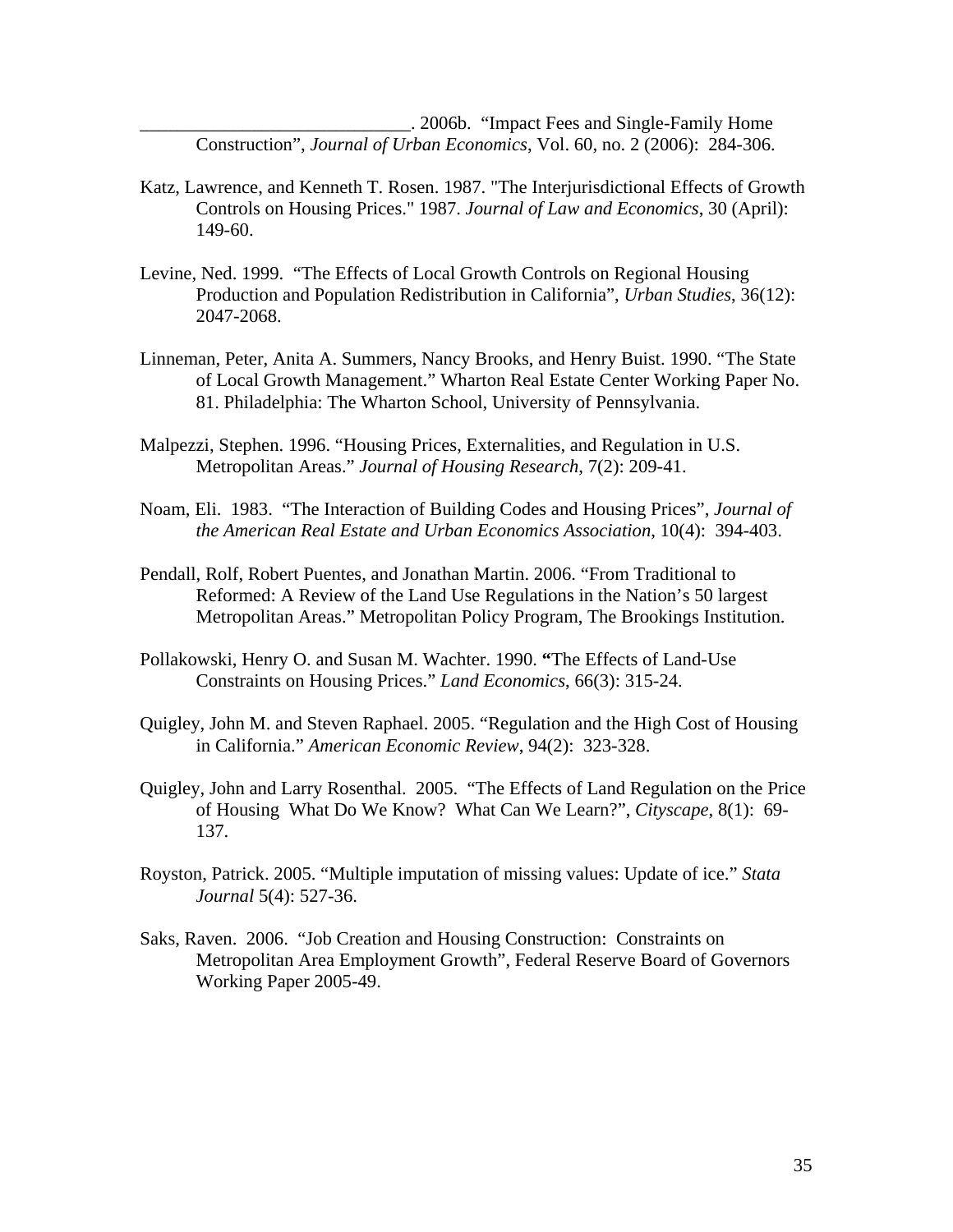_____________________________. 2006b. “Impact Fees and Single-Family Home Construction”, *Journal of Urban Economics*, Vol. 60, no. 2 (2006): 284-306.

Katz, Lawrence, and Kenneth T. Rosen. 1987. "The Interjurisdictional Effects of Growth Controls on Housing Prices." 1987. *Journal of Law and Economics*, 30 (April): 149-60.

Levine, Ned. 1999. “The Effects of Local Growth Controls on Regional Housing Production and Population Redistribution in California”, *Urban Studies*, 36(12): 2047-2068.

Linneman, Peter, Anita A. Summers, Nancy Brooks, and Henry Buist. 1990. “The State of Local Growth Management.” Wharton Real Estate Center Working Paper No. 81. Philadelphia: The Wharton School, University of Pennsylvania.

Malpezzi, Stephen. 1996. “Housing Prices, Externalities, and Regulation in U.S. Metropolitan Areas.” *Journal of Housing Research*, 7(2): 209-41.

Noam, Eli. 1983. “The Interaction of Building Codes and Housing Prices”, *Journal of the American Real Estate and Urban Economics Association*, 10(4): 394-403.

Pendall, Rolf, Robert Puentes, and Jonathan Martin. 2006. “From Traditional to Reformed: A Review of the Land Use Regulations in the Nation’s 50 largest Metropolitan Areas.” Metropolitan Policy Program, The Brookings Institution.

Pollakowski, Henry O. and Susan M. Wachter. 1990. **“**The Effects of Land-Use Constraints on Housing Prices.” *Land Economics*, 66(3): 315-24.

Quigley, John M. and Steven Raphael. 2005. “Regulation and the High Cost of Housing in California.” *American Economic Review*, 94(2): 323-328.

Quigley, John and Larry Rosenthal. 2005. “The Effects of Land Regulation on the Price of Housing What Do We Know? What Can We Learn?”, *Cityscape*, 8(1): 69-137.

Royston, Patrick. 2005. “Multiple imputation of missing values: Update of ice.” *Stata Journal* 5(4): 527-36.

Saks, Raven. 2006. “Job Creation and Housing Construction: Constraints on Metropolitan Area Employment Growth”, Federal Reserve Board of Governors Working Paper 2005-49.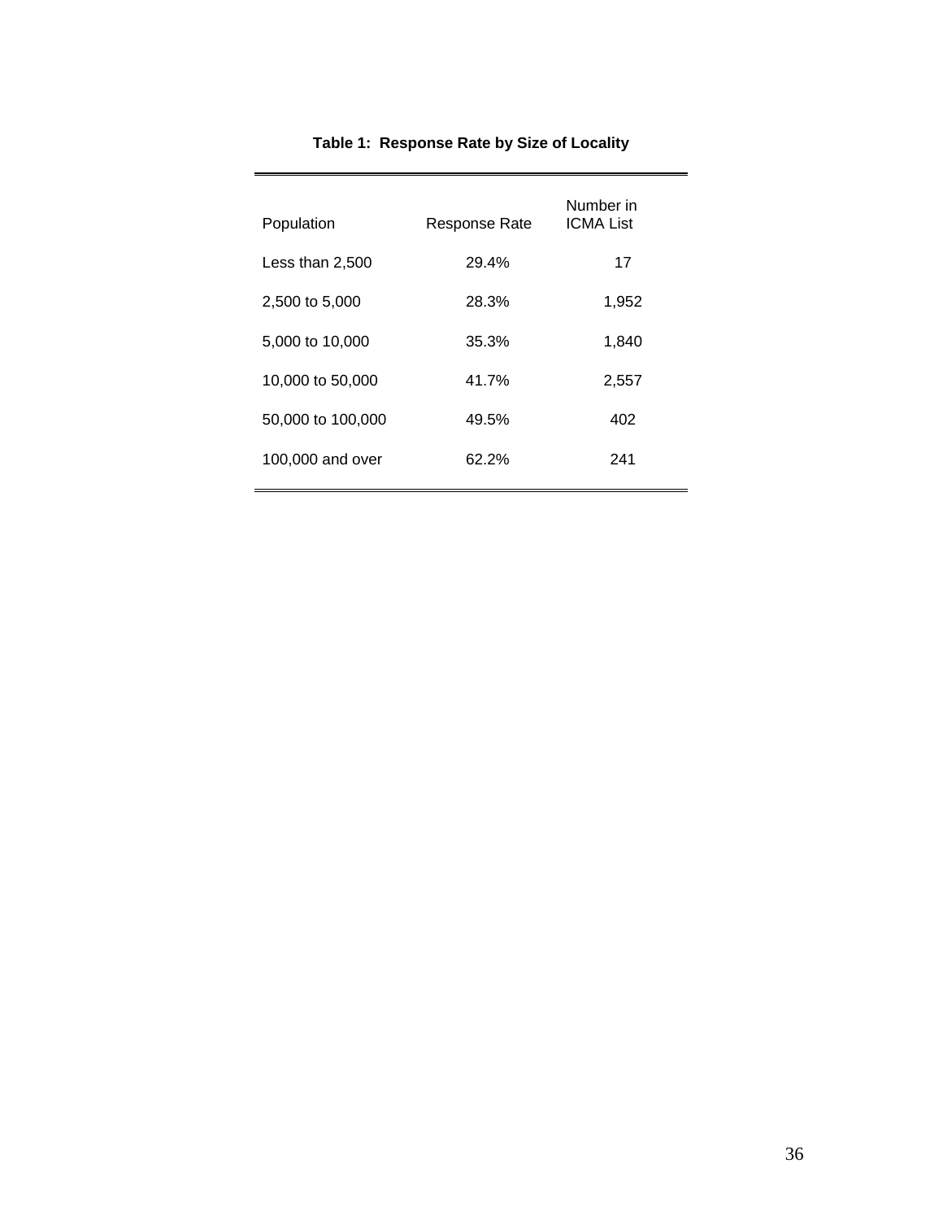**Table 1: Response Rate by Size of Locality**

| Population | Response Rate | Number in ICMA List |
|---|---|---|
| Less than 2,500 | 29.4% | 17 |
| 2,500 to 5,000 | 28.3% | 1,952 |
| 5,000 to 10,000 | 35.3% | 1,840 |
| 10,000 to 50,000 | 41.7% | 2,557 |
| 50,000 to 100,000 | 49.5% | 402 |
| 100,000 and over | 62.2% | 241 |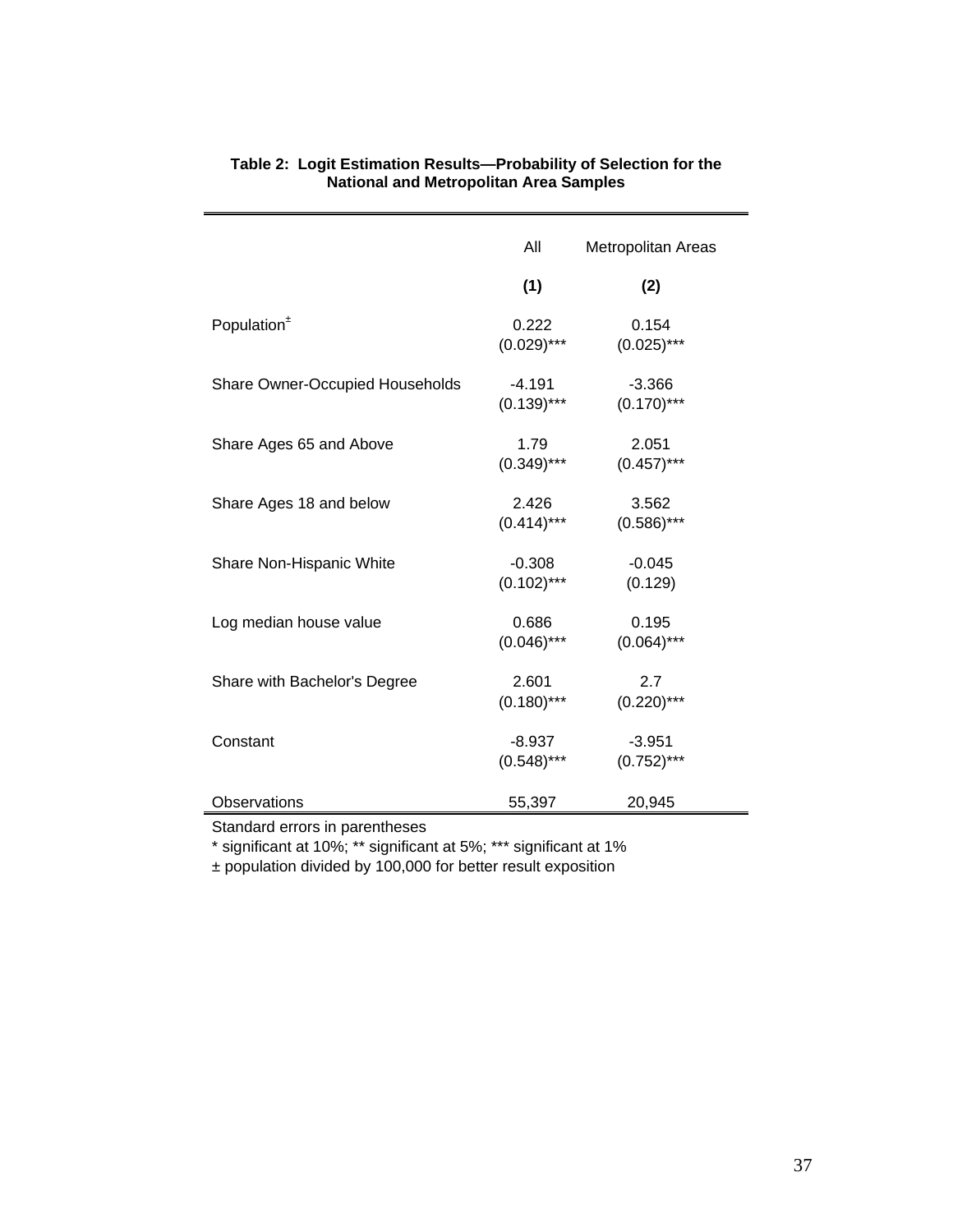**Table 2: Logit Estimation Results—Probability of Selection for the National and Metropolitan Area Samples**

| | All | Metropolitan Areas |
|---|---|---|
| | **(1)** | **(2)** |
| Population± | 0.222 | 0.154 |
| | (0.029)*** | (0.025)*** |
| Share Owner-Occupied Households | -4.191 | -3.366 |
| | (0.139)*** | (0.170)*** |
| Share Ages 65 and Above | 1.79 | 2.051 |
| | (0.349)*** | (0.457)*** |
| Share Ages 18 and below | 2.426 | 3.562 |
| | (0.414)*** | (0.586)*** |
| Share Non-Hispanic White | -0.308 | -0.045 |
| | (0.102)*** | (0.129) |
| Log median house value | 0.686 | 0.195 |
| | (0.046)*** | (0.064)*** |
| Share with Bachelor's Degree | 2.601 | 2.7 |
| | (0.180)*** | (0.220)*** |
| Constant | -8.937 | -3.951 |
| | (0.548)*** | (0.752)*** |
| Observations | 55,397 | 20,945 |

Standard errors in parentheses

* significant at 10%; ** significant at 5%; *** significant at 1%

± population divided by 100,000 for better result exposition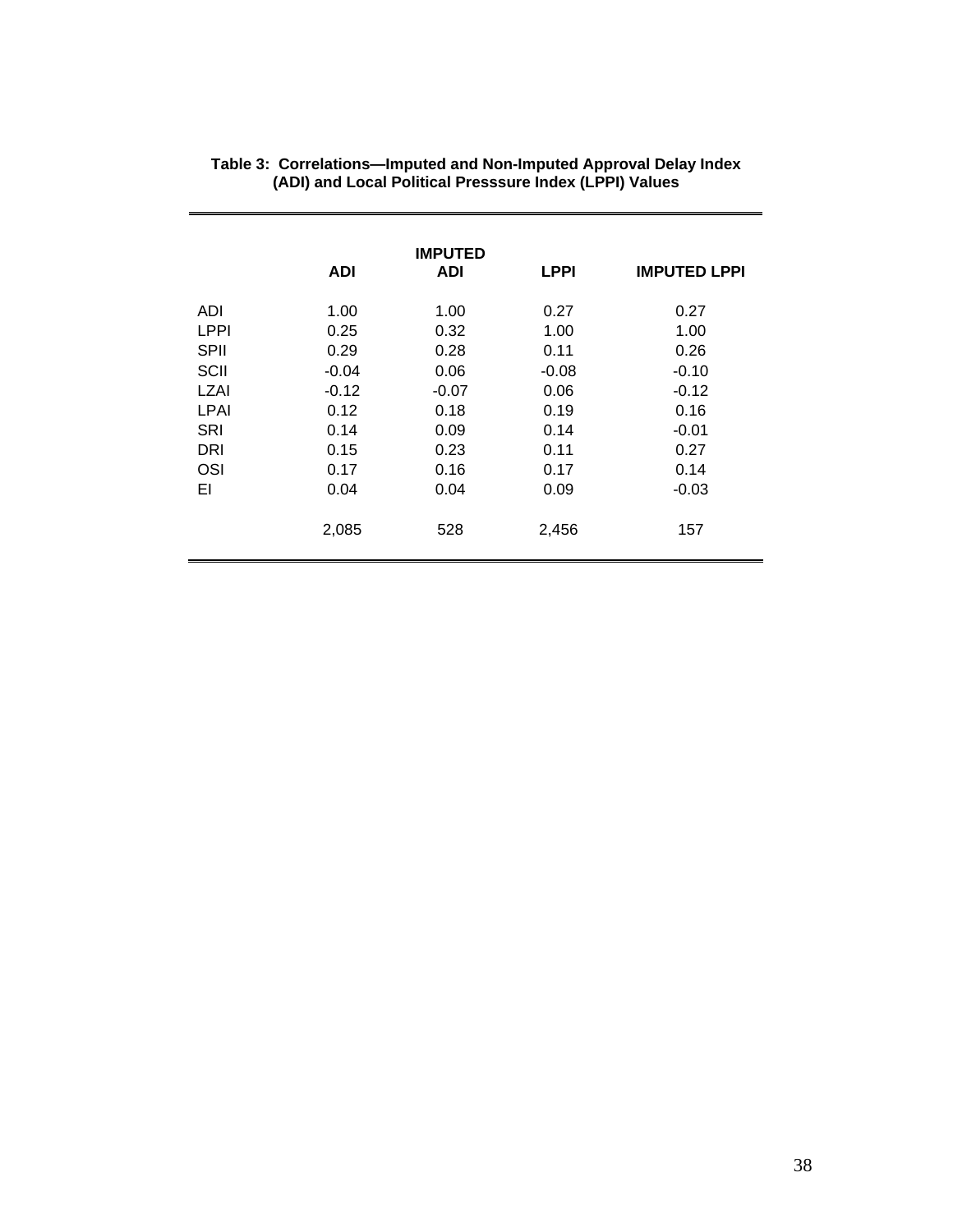**Table 3: Correlations—Imputed and Non-Imputed Approval Delay Index (ADI) and Local Political Presssure Index (LPPI) Values**

| | ADI | IMPUTED ADI | LPPI | IMPUTED LPPI |
|---|---|---|---|---|
| ADI | 1.00 | 1.00 | 0.27 | 0.27 |
| LPPI | 0.25 | 0.32 | 1.00 | 1.00 |
| SPII | 0.29 | 0.28 | 0.11 | 0.26 |
| SCII | -0.04 | 0.06 | -0.08 | -0.10 |
| LZAI | -0.12 | -0.07 | 0.06 | -0.12 |
| LPAI | 0.12 | 0.18 | 0.19 | 0.16 |
| SRI | 0.14 | 0.09 | 0.14 | -0.01 |
| DRI | 0.15 | 0.23 | 0.11 | 0.27 |
| OSI | 0.17 | 0.16 | 0.17 | 0.14 |
| EI | 0.04 | 0.04 | 0.09 | -0.03 |
| | 2,085 | 528 | 2,456 | 157 |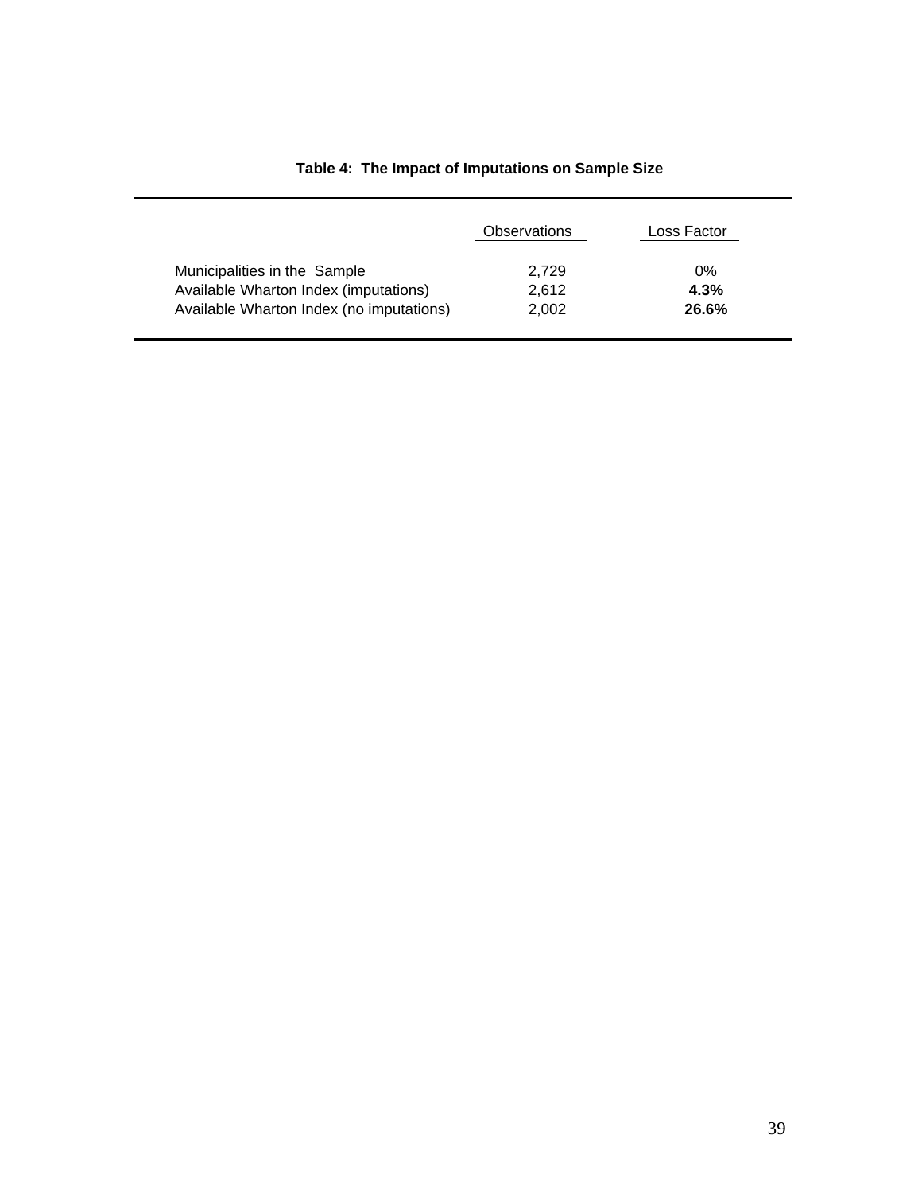**Table 4: The Impact of Imputations on Sample Size**

| | Observations | Loss Factor |
|---|---|---|
| Municipalities in the Sample | 2,729 | 0% |
| Available Wharton Index (imputations) | 2,612 | **4.3%** |
| Available Wharton Index (no imputations) | 2,002 | **26.6%** |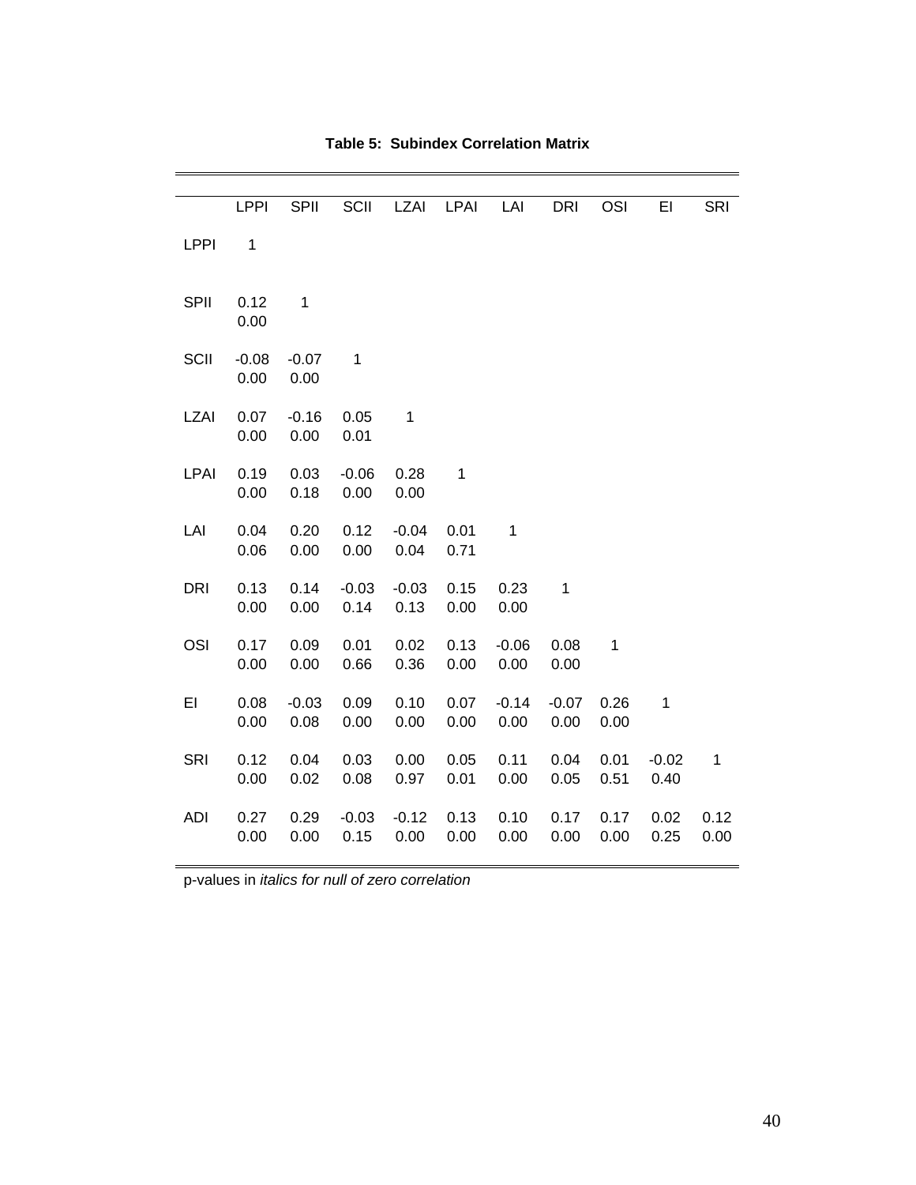**Table 5: Subindex Correlation Matrix**

| | LPPI | SPII | SCII | LZAI | LPAI | LAI | DRI | OSI | EI | SRI |
|---|---|---|---|---|---|---|---|---|---|---|
| LPPI | 1 | | | | | | | | | |
| SPII | 0.12 | 1 | | | | | | | | |
| | *0.00* | | | | | | | | | |
| SCII | -0.08 | -0.07 | 1 | | | | | | | |
| | *0.00* | *0.00* | | | | | | | | |
| LZAI | 0.07 | -0.16 | 0.05 | 1 | | | | | | |
| | *0.00* | *0.00* | *0.01* | | | | | | | |
| LPAI | 0.19 | 0.03 | -0.06 | 0.28 | 1 | | | | | |
| | *0.00* | *0.18* | *0.00* | *0.00* | | | | | | |
| LAI | 0.04 | 0.20 | 0.12 | -0.04 | 0.01 | 1 | | | | |
| | *0.06* | *0.00* | *0.00* | *0.04* | *0.71* | | | | | |
| DRI | 0.13 | 0.14 | -0.03 | -0.03 | 0.15 | 0.23 | 1 | | | |
| | *0.00* | *0.00* | *0.14* | *0.13* | *0.00* | *0.00* | | | | |
| OSI | 0.17 | 0.09 | 0.01 | 0.02 | 0.13 | -0.06 | 0.08 | 1 | | |
| | *0.00* | *0.00* | *0.66* | *0.36* | *0.00* | *0.00* | *0.00* | | | |
| EI | 0.08 | -0.03 | 0.09 | 0.10 | 0.07 | -0.14 | -0.07 | 0.26 | 1 | |
| | *0.00* | *0.08* | *0.00* | *0.00* | *0.00* | *0.00* | *0.00* | *0.00* | | |
| SRI | 0.12 | 0.04 | 0.03 | 0.00 | 0.05 | 0.11 | 0.04 | 0.01 | -0.02 | 1 |
| | *0.00* | *0.02* | *0.08* | *0.97* | *0.01* | *0.00* | *0.05* | *0.51* | *0.40* | |
| ADI | 0.27 | 0.29 | -0.03 | -0.12 | 0.13 | 0.10 | 0.17 | 0.17 | 0.02 | 0.12 |
| | *0.00* | *0.00* | *0.15* | *0.00* | *0.00* | *0.00* | *0.00* | *0.00* | *0.25* | *0.00* |

p-values in *italics for null of zero correlation*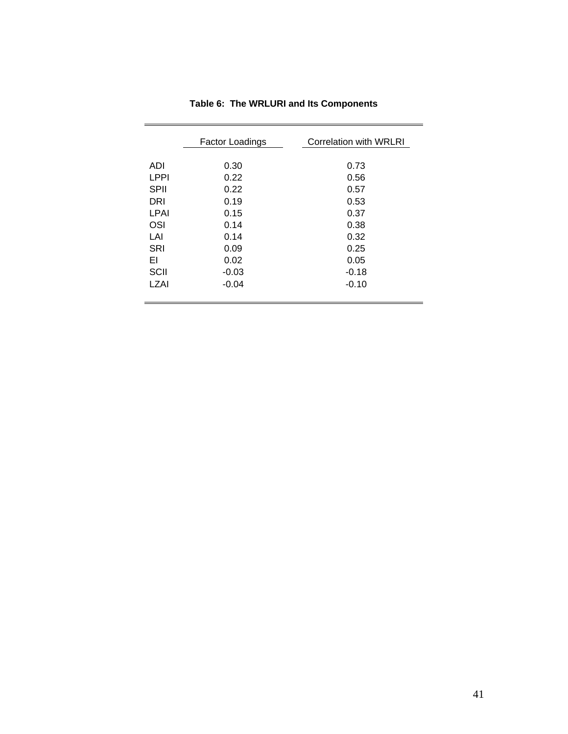**Table 6: The WRLURI and Its Components**

| | Factor Loadings | Correlation with WRLRI |
|---|---|---|
| ADI | 0.30 | 0.73 |
| LPPI | 0.22 | 0.56 |
| SPII | 0.22 | 0.57 |
| DRI | 0.19 | 0.53 |
| LPAI | 0.15 | 0.37 |
| OSI | 0.14 | 0.38 |
| LAI | 0.14 | 0.32 |
| SRI | 0.09 | 0.25 |
| EI | 0.02 | 0.05 |
| SCII | -0.03 | -0.18 |
| LZAI | -0.04 | -0.10 |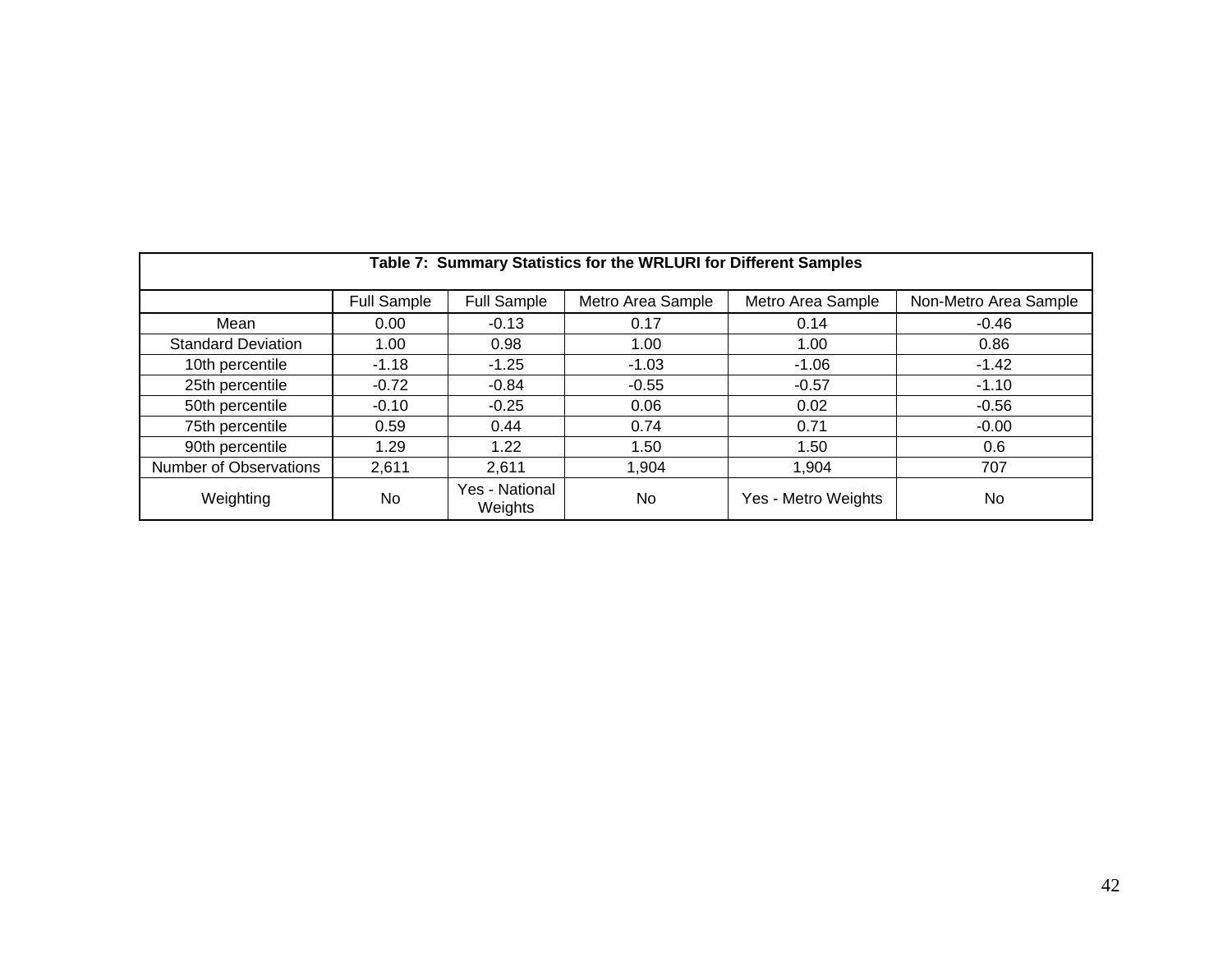**Table 7: Summary Statistics for the WRLURI for Different Samples**

| | Full Sample | Full Sample | Metro Area Sample | Metro Area Sample | Non-Metro Area Sample |
|---|---|---|---|---|---|
| Mean | 0.00 | -0.13 | 0.17 | 0.14 | -0.46 |
| Standard Deviation | 1.00 | 0.98 | 1.00 | 1.00 | 0.86 |
| 10th percentile | -1.18 | -1.25 | -1.03 | -1.06 | -1.42 |
| 25th percentile | -0.72 | -0.84 | -0.55 | -0.57 | -1.10 |
| 50th percentile | -0.10 | -0.25 | 0.06 | 0.02 | -0.56 |
| 75th percentile | 0.59 | 0.44 | 0.74 | 0.71 | -0.00 |
| 90th percentile | 1.29 | 1.22 | 1.50 | 1.50 | 0.6 |
| Number of Observations | 2,611 | 2,611 | 1,904 | 1,904 | 707 |
| Weighting | No | Yes - National Weights | No | Yes - Metro Weights | No |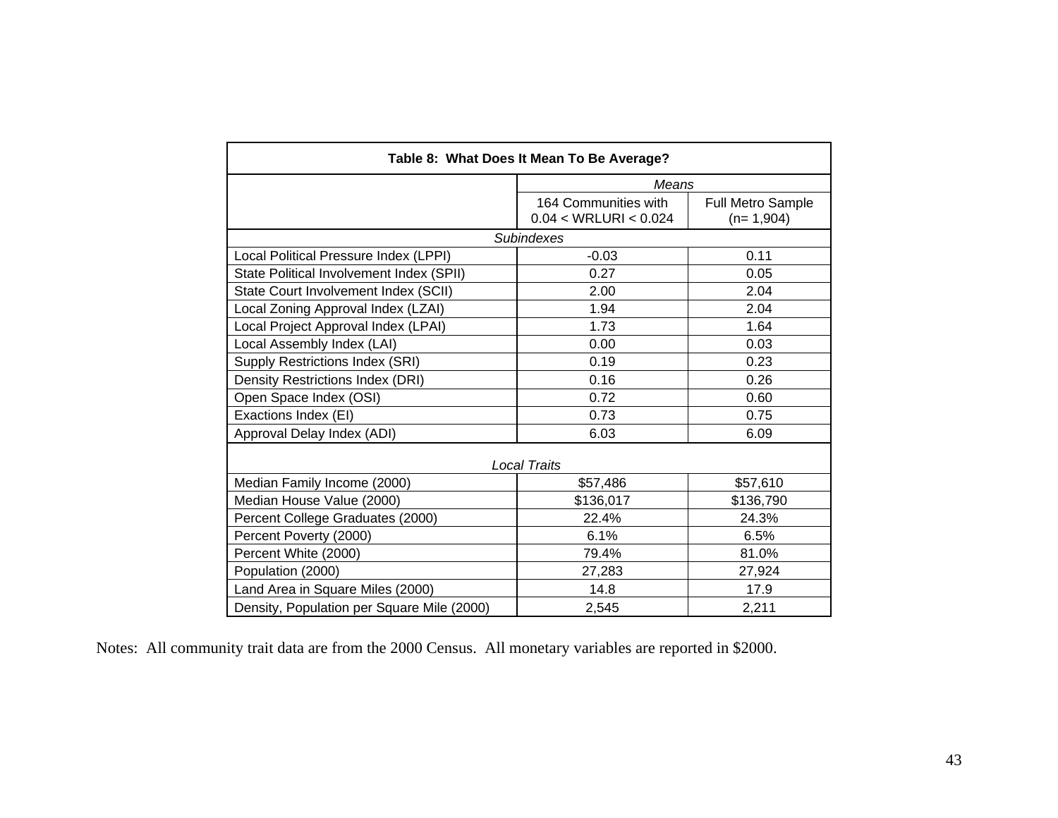**Table 8: What Does It Mean To Be Average?**

| | *Means* | |
|---|---|---|
| | 164 Communities with 0.04 < WRLURI < 0.024 | Full Metro Sample (n= 1,904) |
| *Subindexes* | | |
| Local Political Pressure Index (LPPI) | -0.03 | 0.11 |
| State Political Involvement Index (SPII) | 0.27 | 0.05 |
| State Court Involvement Index (SCII) | 2.00 | 2.04 |
| Local Zoning Approval Index (LZAI) | 1.94 | 2.04 |
| Local Project Approval Index (LPAI) | 1.73 | 1.64 |
| Local Assembly Index (LAI) | 0.00 | 0.03 |
| Supply Restrictions Index (SRI) | 0.19 | 0.23 |
| Density Restrictions Index (DRI) | 0.16 | 0.26 |
| Open Space Index (OSI) | 0.72 | 0.60 |
| Exactions Index (EI) | 0.73 | 0.75 |
| Approval Delay Index (ADI) | 6.03 | 6.09 |
| *Local Traits* | | |
| Median Family Income (2000) | $57,486 | $57,610 |
| Median House Value (2000) | $136,017 | $136,790 |
| Percent College Graduates (2000) | 22.4% | 24.3% |
| Percent Poverty (2000) | 6.1% | 6.5% |
| Percent White (2000) | 79.4% | 81.0% |
| Population (2000) | 27,283 | 27,924 |
| Land Area in Square Miles (2000) | 14.8 | 17.9 |
| Density, Population per Square Mile (2000) | 2,545 | 2,211 |

Notes: All community trait data are from the 2000 Census. All monetary variables are reported in $2000.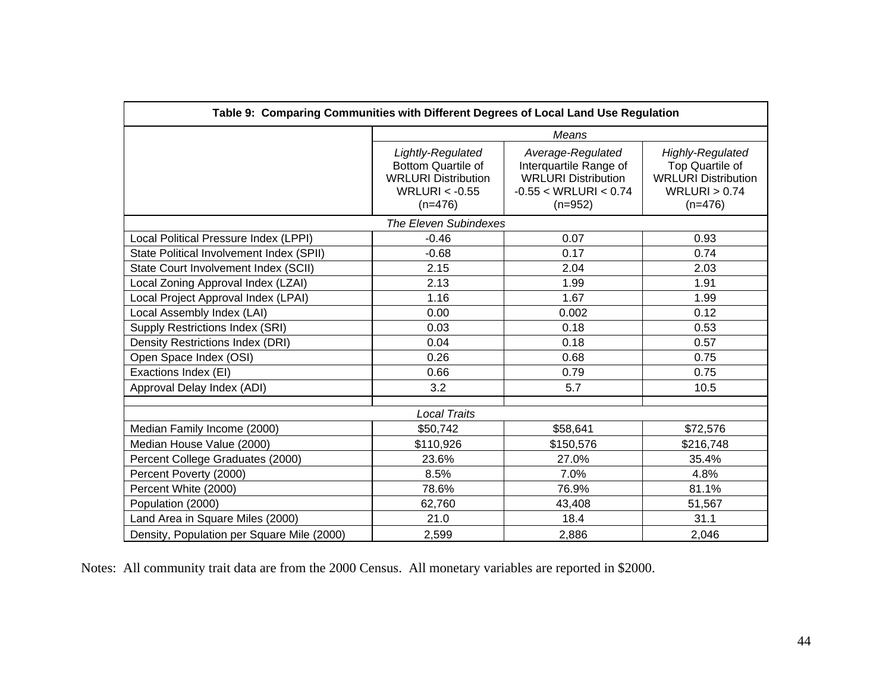**Table 9: Comparing Communities with Different Degrees of Local Land Use Regulation**

| | *Means* | | |
|---|---|---|---|
| | *Lightly-Regulated* Bottom Quartile of WRLURI Distribution WRLURI < -0.55 (n=476) | *Average-Regulated* Interquartile Range of WRLURI Distribution -0.55 < WRLURI < 0.74 (n=952) | *Highly-Regulated* Top Quartile of WRLURI Distribution WRLURI > 0.74 (n=476) |
| *The Eleven Subindexes* | | | |
| Local Political Pressure Index (LPPI) | -0.46 | 0.07 | 0.93 |
| State Political Involvement Index (SPII) | -0.68 | 0.17 | 0.74 |
| State Court Involvement Index (SCII) | 2.15 | 2.04 | 2.03 |
| Local Zoning Approval Index (LZAI) | 2.13 | 1.99 | 1.91 |
| Local Project Approval Index (LPAI) | 1.16 | 1.67 | 1.99 |
| Local Assembly Index (LAI) | 0.00 | 0.002 | 0.12 |
| Supply Restrictions Index (SRI) | 0.03 | 0.18 | 0.53 |
| Density Restrictions Index (DRI) | 0.04 | 0.18 | 0.57 |
| Open Space Index (OSI) | 0.26 | 0.68 | 0.75 |
| Exactions Index (EI) | 0.66 | 0.79 | 0.75 |
| Approval Delay Index (ADI) | 3.2 | 5.7 | 10.5 |
| | | | |
| *Local Traits* | | | |
| Median Family Income (2000) | $50,742 | $58,641 | $72,576 |
| Median House Value (2000) | $110,926 | $150,576 | $216,748 |
| Percent College Graduates (2000) | 23.6% | 27.0% | 35.4% |
| Percent Poverty (2000) | 8.5% | 7.0% | 4.8% |
| Percent White (2000) | 78.6% | 76.9% | 81.1% |
| Population (2000) | 62,760 | 43,408 | 51,567 |
| Land Area in Square Miles (2000) | 21.0 | 18.4 | 31.1 |
| Density, Population per Square Mile (2000) | 2,599 | 2,886 | 2,046 |

Notes: All community trait data are from the 2000 Census. All monetary variables are reported in $2000.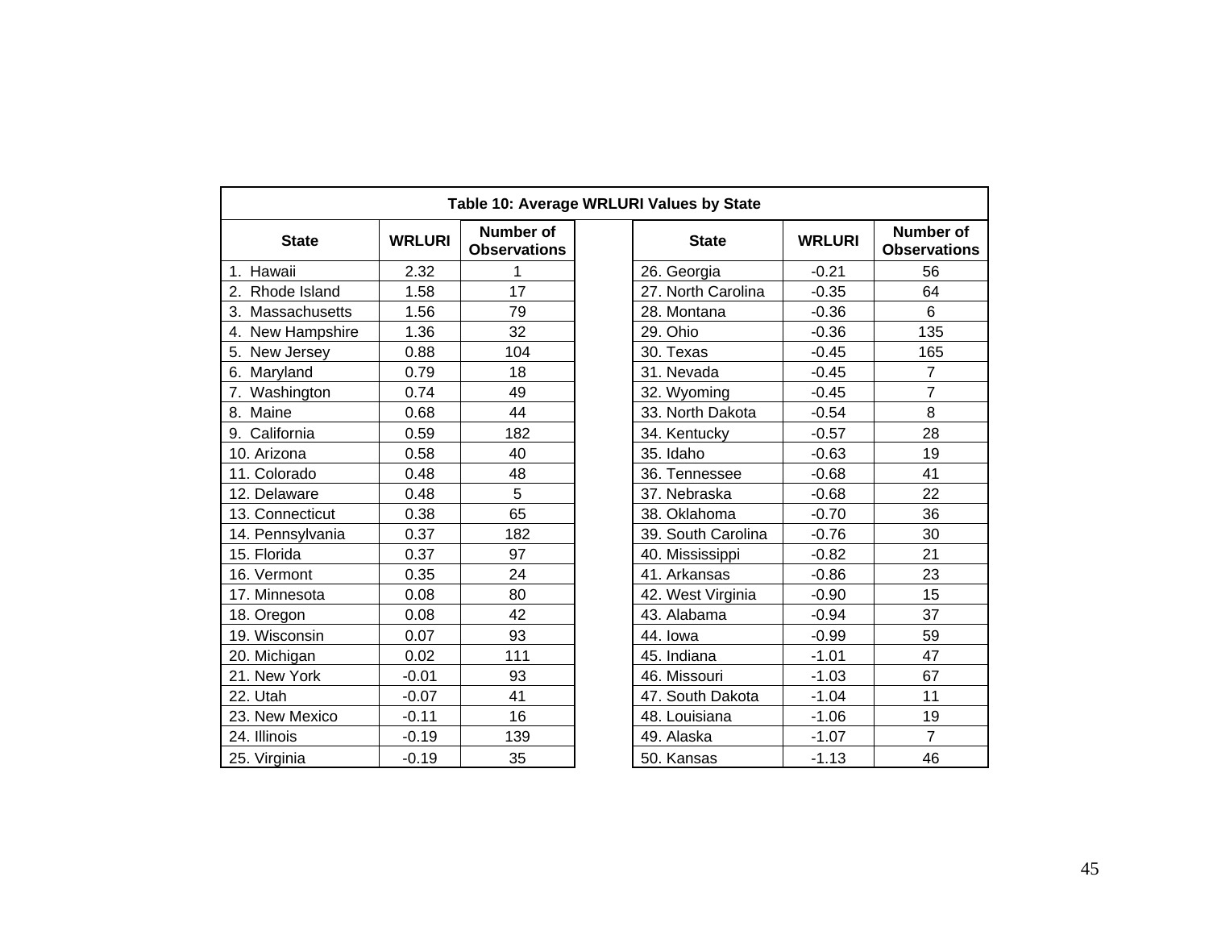**Table 10: Average WRLURI Values by State**

| State | WRLURI | Number of Observations | State | WRLURI | Number of Observations |
|---|---|---|---|---|---|
| 1. Hawaii | 2.32 | 1 | 26. Georgia | -0.21 | 56 |
| 2. Rhode Island | 1.58 | 17 | 27. North Carolina | -0.35 | 64 |
| 3. Massachusetts | 1.56 | 79 | 28. Montana | -0.36 | 6 |
| 4. New Hampshire | 1.36 | 32 | 29. Ohio | -0.36 | 135 |
| 5. New Jersey | 0.88 | 104 | 30. Texas | -0.45 | 165 |
| 6. Maryland | 0.79 | 18 | 31. Nevada | -0.45 | 7 |
| 7. Washington | 0.74 | 49 | 32. Wyoming | -0.45 | 7 |
| 8. Maine | 0.68 | 44 | 33. North Dakota | -0.54 | 8 |
| 9. California | 0.59 | 182 | 34. Kentucky | -0.57 | 28 |
| 10. Arizona | 0.58 | 40 | 35. Idaho | -0.63 | 19 |
| 11. Colorado | 0.48 | 48 | 36. Tennessee | -0.68 | 41 |
| 12. Delaware | 0.48 | 5 | 37. Nebraska | -0.68 | 22 |
| 13. Connecticut | 0.38 | 65 | 38. Oklahoma | -0.70 | 36 |
| 14. Pennsylvania | 0.37 | 182 | 39. South Carolina | -0.76 | 30 |
| 15. Florida | 0.37 | 97 | 40. Mississippi | -0.82 | 21 |
| 16. Vermont | 0.35 | 24 | 41. Arkansas | -0.86 | 23 |
| 17. Minnesota | 0.08 | 80 | 42. West Virginia | -0.90 | 15 |
| 18. Oregon | 0.08 | 42 | 43. Alabama | -0.94 | 37 |
| 19. Wisconsin | 0.07 | 93 | 44. Iowa | -0.99 | 59 |
| 20. Michigan | 0.02 | 111 | 45. Indiana | -1.01 | 47 |
| 21. New York | -0.01 | 93 | 46. Missouri | -1.03 | 67 |
| 22. Utah | -0.07 | 41 | 47. South Dakota | -1.04 | 11 |
| 23. New Mexico | -0.11 | 16 | 48. Louisiana | -1.06 | 19 |
| 24. Illinois | -0.19 | 139 | 49. Alaska | -1.07 | 7 |
| 25. Virginia | -0.19 | 35 | 50. Kansas | -1.13 | 46 |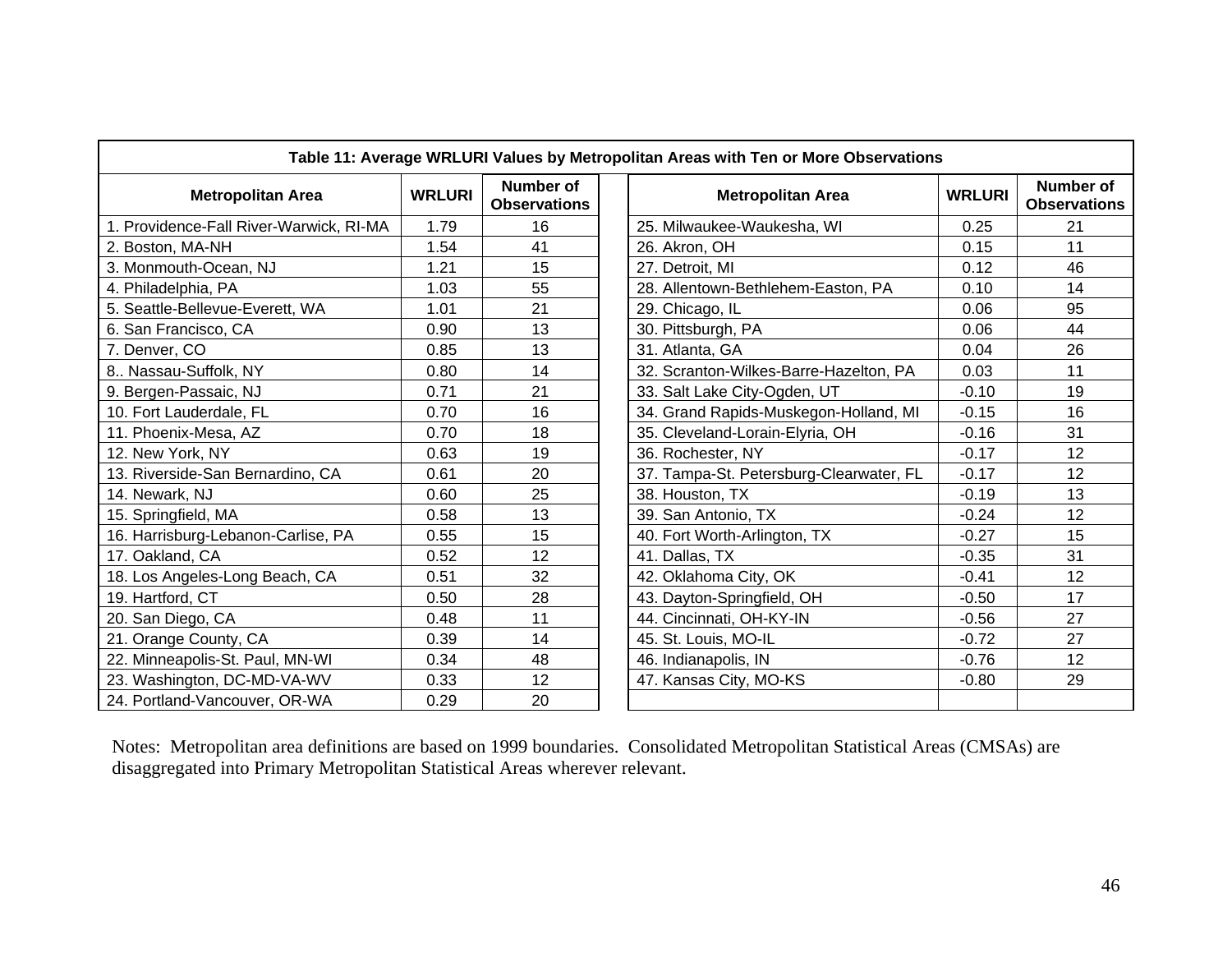**Table 11: Average WRLURI Values by Metropolitan Areas with Ten or More Observations**

| Metropolitan Area | WRLURI | Number of Observations | Metropolitan Area | WRLURI | Number of Observations |
|---|---|---|---|---|---|
| 1. Providence-Fall River-Warwick, RI-MA | 1.79 | 16 | 25. Milwaukee-Waukesha, WI | 0.25 | 21 |
| 2. Boston, MA-NH | 1.54 | 41 | 26. Akron, OH | 0.15 | 11 |
| 3. Monmouth-Ocean, NJ | 1.21 | 15 | 27. Detroit, MI | 0.12 | 46 |
| 4. Philadelphia, PA | 1.03 | 55 | 28. Allentown-Bethlehem-Easton, PA | 0.10 | 14 |
| 5. Seattle-Bellevue-Everett, WA | 1.01 | 21 | 29. Chicago, IL | 0.06 | 95 |
| 6. San Francisco, CA | 0.90 | 13 | 30. Pittsburgh, PA | 0.06 | 44 |
| 7. Denver, CO | 0.85 | 13 | 31. Atlanta, GA | 0.04 | 26 |
| 8.. Nassau-Suffolk, NY | 0.80 | 14 | 32. Scranton-Wilkes-Barre-Hazelton, PA | 0.03 | 11 |
| 9. Bergen-Passaic, NJ | 0.71 | 21 | 33. Salt Lake City-Ogden, UT | -0.10 | 19 |
| 10. Fort Lauderdale, FL | 0.70 | 16 | 34. Grand Rapids-Muskegon-Holland, MI | -0.15 | 16 |
| 11. Phoenix-Mesa, AZ | 0.70 | 18 | 35. Cleveland-Lorain-Elyria, OH | -0.16 | 31 |
| 12. New York, NY | 0.63 | 19 | 36. Rochester, NY | -0.17 | 12 |
| 13. Riverside-San Bernardino, CA | 0.61 | 20 | 37. Tampa-St. Petersburg-Clearwater, FL | -0.17 | 12 |
| 14. Newark, NJ | 0.60 | 25 | 38. Houston, TX | -0.19 | 13 |
| 15. Springfield, MA | 0.58 | 13 | 39. San Antonio, TX | -0.24 | 12 |
| 16. Harrisburg-Lebanon-Carlise, PA | 0.55 | 15 | 40. Fort Worth-Arlington, TX | -0.27 | 15 |
| 17. Oakland, CA | 0.52 | 12 | 41. Dallas, TX | -0.35 | 31 |
| 18. Los Angeles-Long Beach, CA | 0.51 | 32 | 42. Oklahoma City, OK | -0.41 | 12 |
| 19. Hartford, CT | 0.50 | 28 | 43. Dayton-Springfield, OH | -0.50 | 17 |
| 20. San Diego, CA | 0.48 | 11 | 44. Cincinnati, OH-KY-IN | -0.56 | 27 |
| 21. Orange County, CA | 0.39 | 14 | 45. St. Louis, MO-IL | -0.72 | 27 |
| 22. Minneapolis-St. Paul, MN-WI | 0.34 | 48 | 46. Indianapolis, IN | -0.76 | 12 |
| 23. Washington, DC-MD-VA-WV | 0.33 | 12 | 47. Kansas City, MO-KS | -0.80 | 29 |
| 24. Portland-Vancouver, OR-WA | 0.29 | 20 | | | |

Notes: Metropolitan area definitions are based on 1999 boundaries. Consolidated Metropolitan Statistical Areas (CMSAs) are disaggregated into Primary Metropolitan Statistical Areas wherever relevant.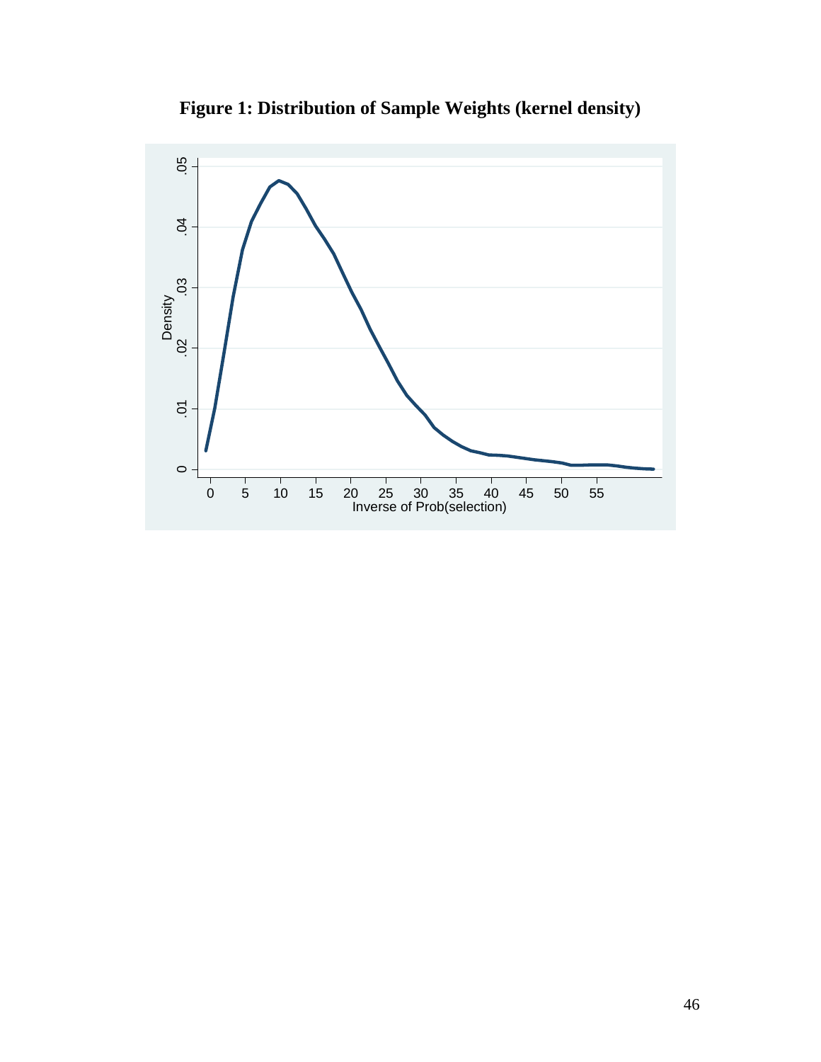**Figure 1: Distribution of Sample Weights (kernel density)**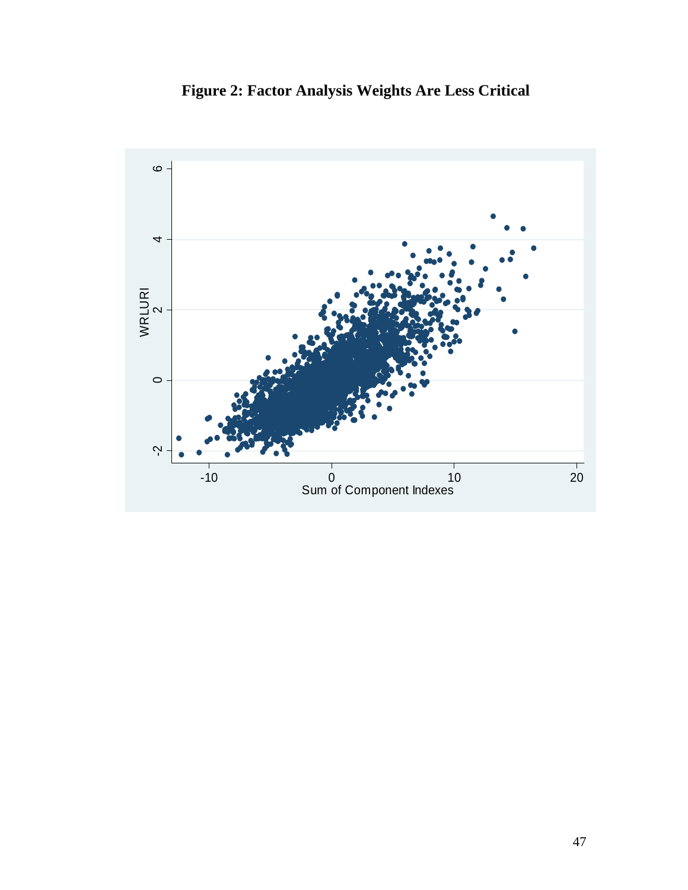**Figure 2: Factor Analysis Weights Are Less Critical**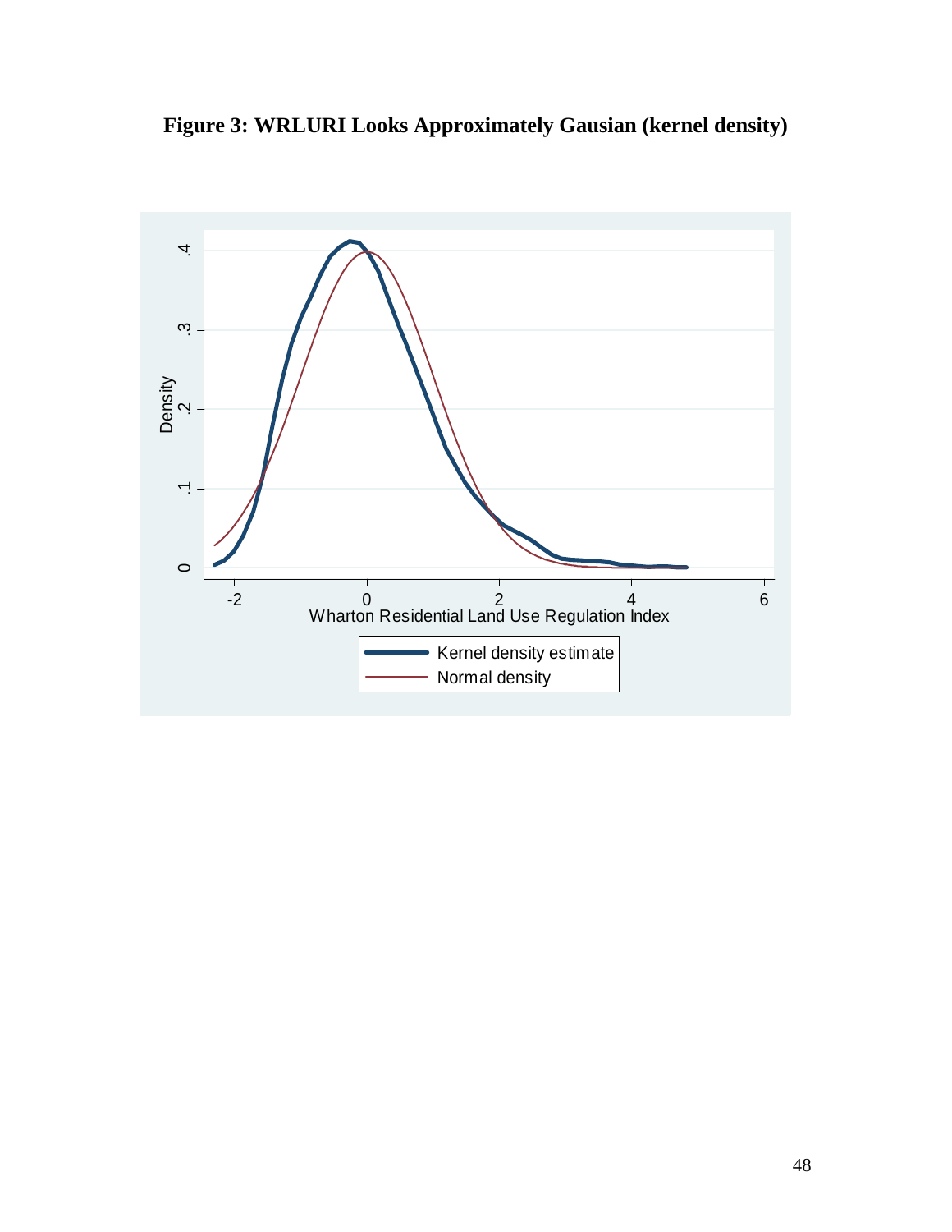**Figure 3: WRLURI Looks Approximately Gausian (kernel density)**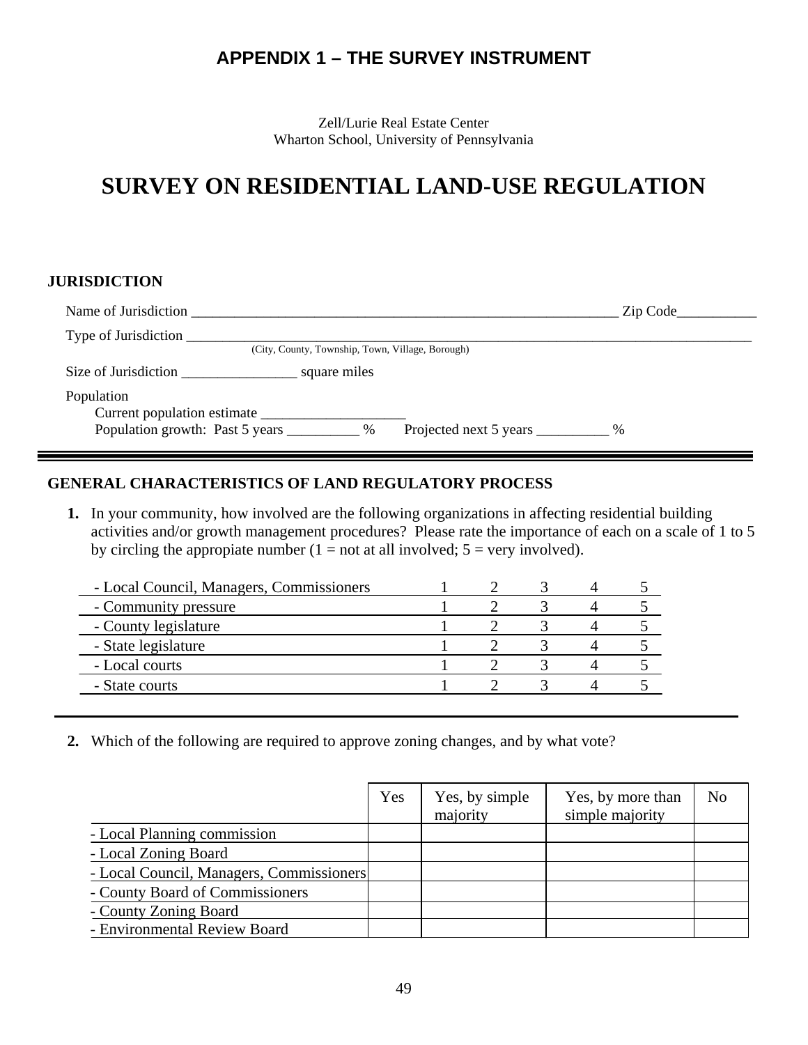# APPENDIX 1 – THE SURVEY INSTRUMENT

Zell/Lurie Real Estate Center
Wharton School, University of Pennsylvania

# SURVEY ON RESIDENTIAL LAND-USE REGULATION

### JURISDICTION

Name of Jurisdiction ____________________________________________________________ Zip Code___________

Type of Jurisdiction ______________________________________________________________________________________
(City, County, Township, Town, Village, Borough)

Size of Jurisdiction ________________ square miles

Population
Current population estimate ____________________
Population growth: Past 5 years __________ % Projected next 5 years __________ %

---

### GENERAL CHARACTERISTICS OF LAND REGULATORY PROCESS

**1.** In your community, how involved are the following organizations in affecting residential building activities and/or growth management procedures? Please rate the importance of each on a scale of 1 to 5 by circling the appropiate number (1 = not at all involved; 5 = very involved).

| | | | | | |
|---|---|---|---|---|---|
| - Local Council, Managers, Commissioners | 1 | 2 | 3 | 4 | 5 |
| - Community pressure | 1 | 2 | 3 | 4 | 5 |
| - County legislature | 1 | 2 | 3 | 4 | 5 |
| - State legislature | 1 | 2 | 3 | 4 | 5 |
| - Local courts | 1 | 2 | 3 | 4 | 5 |
| - State courts | 1 | 2 | 3 | 4 | 5 |

---

**2.** Which of the following are required to approve zoning changes, and by what vote?

| | Yes | Yes, by simple majority | Yes, by more than simple majority | No |
|---|---|---|---|---|
| - Local Planning commission | | | | |
| - Local Zoning Board | | | | |
| - Local Council, Managers, Commissioners | | | | |
| - County Board of Commissioners | | | | |
| - County Zoning Board | | | | |
| - Environmental Review Board | | | | |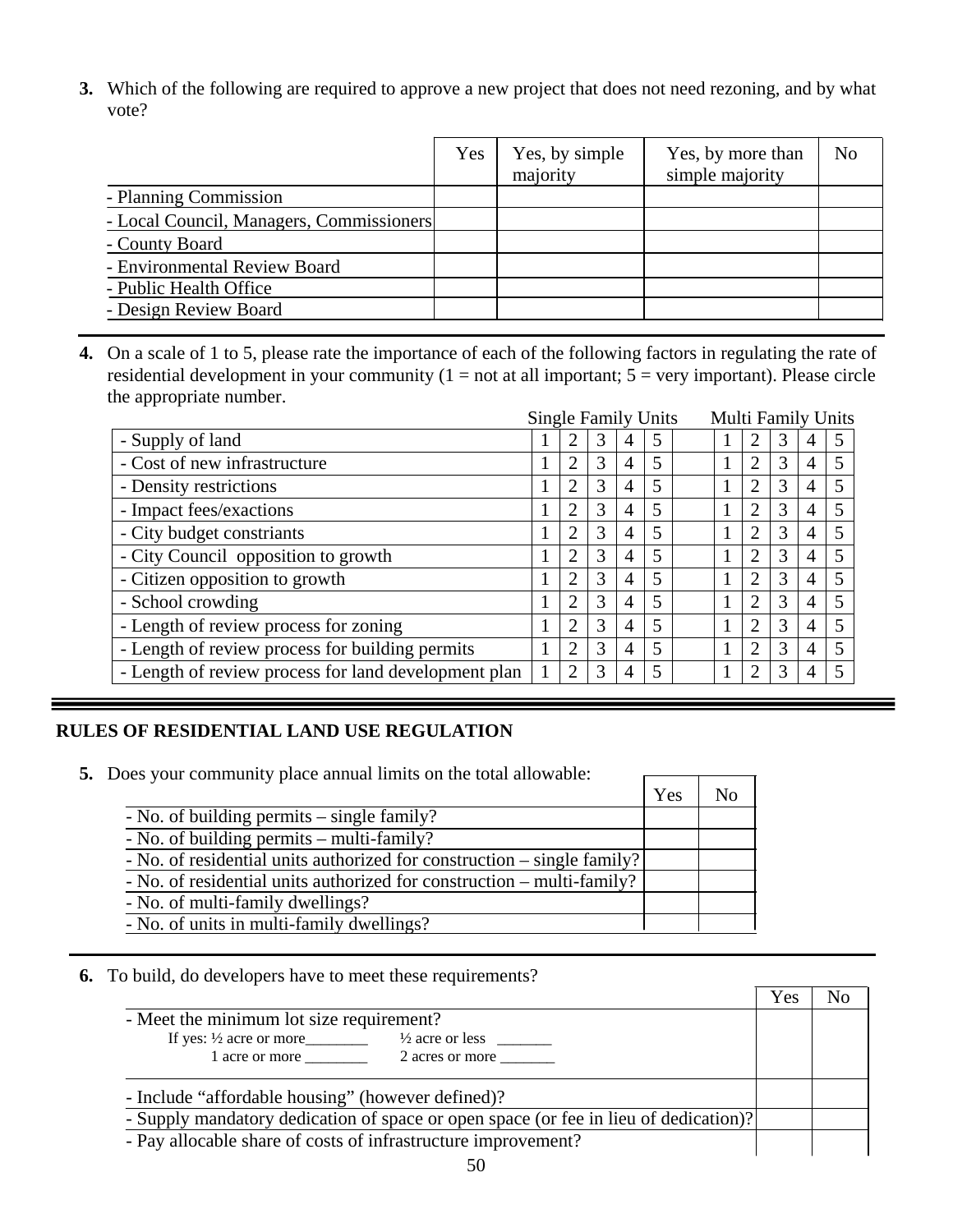**3.** Which of the following are required to approve a new project that does not need rezoning, and by what vote?

| | Yes | Yes, by simple majority | Yes, by more than simple majority | No |
|---|---|---|---|---|
| - Planning Commission | | | | |
| - Local Council, Managers, Commissioners | | | | |
| - County Board | | | | |
| - Environmental Review Board | | | | |
| - Public Health Office | | | | |
| - Design Review Board | | | | |

**4.** On a scale of 1 to 5, please rate the importance of each of the following factors in regulating the rate of residential development in your community (1 = not at all important; 5 = very important). Please circle the appropriate number.

| | Single Family Units | | | | | | Multi Family Units | | | | |
|---|---|---|---|---|---|---|---|---|---|---|---|
| - Supply of land | 1 | 2 | 3 | 4 | 5 | | 1 | 2 | 3 | 4 | 5 |
| - Cost of new infrastructure | 1 | 2 | 3 | 4 | 5 | | 1 | 2 | 3 | 4 | 5 |
| - Density restrictions | 1 | 2 | 3 | 4 | 5 | | 1 | 2 | 3 | 4 | 5 |
| - Impact fees/exactions | 1 | 2 | 3 | 4 | 5 | | 1 | 2 | 3 | 4 | 5 |
| - City budget constriants | 1 | 2 | 3 | 4 | 5 | | 1 | 2 | 3 | 4 | 5 |
| - City Council opposition to growth | 1 | 2 | 3 | 4 | 5 | | 1 | 2 | 3 | 4 | 5 |
| - Citizen opposition to growth | 1 | 2 | 3 | 4 | 5 | | 1 | 2 | 3 | 4 | 5 |
| - School crowding | 1 | 2 | 3 | 4 | 5 | | 1 | 2 | 3 | 4 | 5 |
| - Length of review process for zoning | 1 | 2 | 3 | 4 | 5 | | 1 | 2 | 3 | 4 | 5 |
| - Length of review process for building permits | 1 | 2 | 3 | 4 | 5 | | 1 | 2 | 3 | 4 | 5 |
| - Length of review process for land development plan | 1 | 2 | 3 | 4 | 5 | | 1 | 2 | 3 | 4 | 5 |

## RULES OF RESIDENTIAL LAND USE REGULATION

**5.** Does your community place annual limits on the total allowable:

| | Yes | No |
|---|---|---|
| - No. of building permits – single family? | | |
| - No. of building permits – multi-family? | | |
| - No. of residential units authorized for construction – single family? | | |
| - No. of residential units authorized for construction – multi-family? | | |
| - No. of multi-family dwellings? | | |
| - No. of units in multi-family dwellings? | | |

**6.** To build, do developers have to meet these requirements?

| | Yes | No |
|---|---|---|
| - Meet the minimum lot size requirement?<br>If yes: ½ acre or more________ ½ acre or less _______<br>1 acre or more ________ 2 acres or more _______ | | |
| - Include "affordable housing" (however defined)? | | |
| - Supply mandatory dedication of space or open space (or fee in lieu of dedication)? | | |
| - Pay allocable share of costs of infrastructure improvement? | | |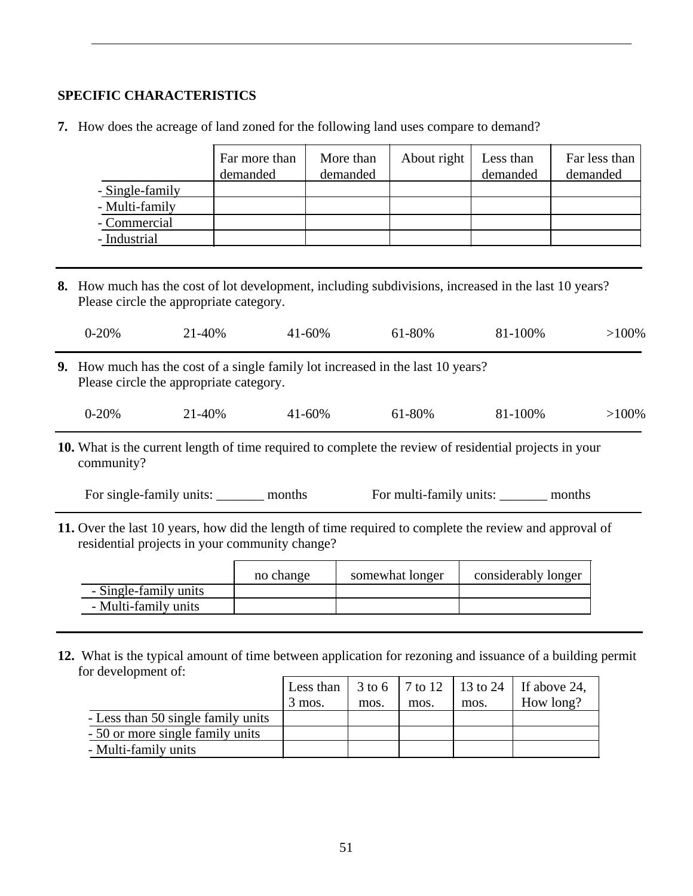## SPECIFIC CHARACTERISTICS

**7.** How does the acreage of land zoned for the following land uses compare to demand?

| | Far more than demanded | More than demanded | About right | Less than demanded | Far less than demanded |
|---|---|---|---|---|---|
| - Single-family | | | | | |
| - Multi-family | | | | | |
| - Commercial | | | | | |
| - Industrial | | | | | |

**8.** How much has the cost of lot development, including subdivisions, increased in the last 10 years? Please circle the appropriate category.

0-20% 21-40% 41-60% 61-80% 81-100% >100%

**9.** How much has the cost of a single family lot increased in the last 10 years? Please circle the appropriate category.

0-20% 21-40% 41-60% 61-80% 81-100% >100%

**10.** What is the current length of time required to complete the review of residential projects in your community?

For single-family units: _______ months For multi-family units: _______ months

**11.** Over the last 10 years, how did the length of time required to complete the review and approval of residential projects in your community change?

| | no change | somewhat longer | considerably longer |
|---|---|---|---|
| - Single-family units | | | |
| - Multi-family units | | | |

**12.** What is the typical amount of time between application for rezoning and issuance of a building permit for development of:

| | Less than 3 mos. | 3 to 6 mos. | 7 to 12 mos. | 13 to 24 mos. | If above 24, How long? |
|---|---|---|---|---|---|
| - Less than 50 single family units | | | | | |
| - 50 or more single family units | | | | | |
| - Multi-family units | | | | | |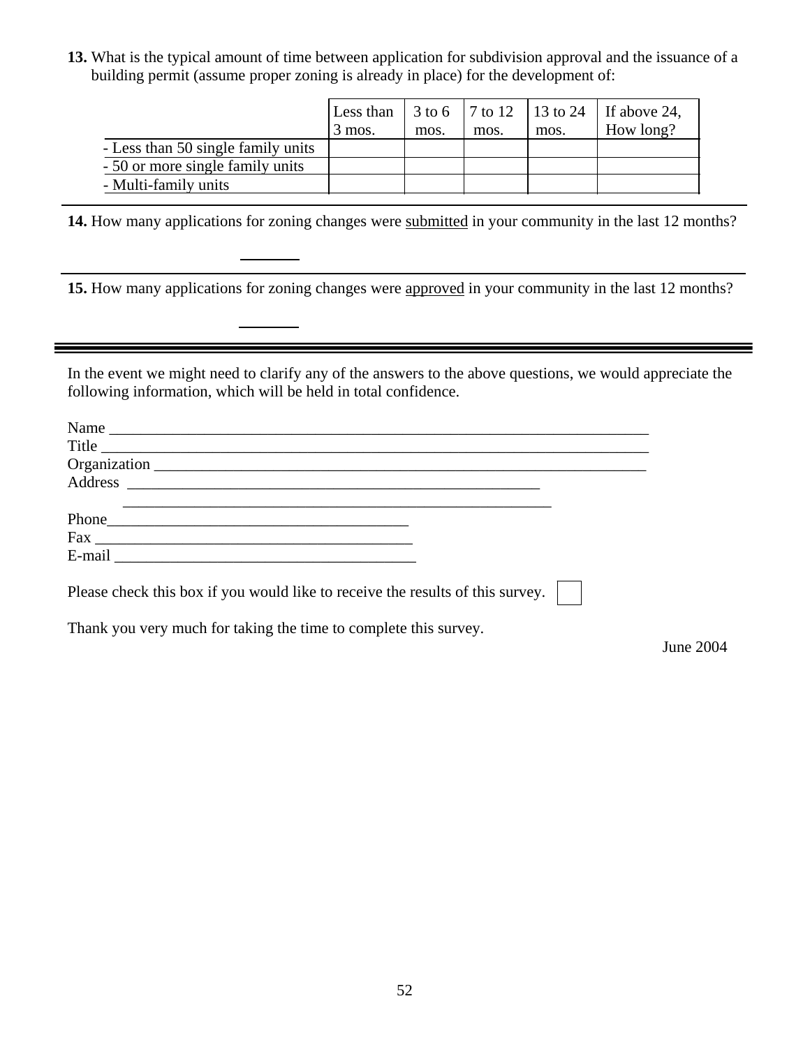**13.** What is the typical amount of time between application for subdivision approval and the issuance of a building permit (assume proper zoning is already in place) for the development of:

| | Less than 3 mos. | 3 to 6 mos. | 7 to 12 mos. | 13 to 24 mos. | If above 24, How long? |
|---|---|---|---|---|---|
| - Less than 50 single family units | | | | | |
| - 50 or more single family units | | | | | |
| - Multi-family units | | | | | |

---

**14.** How many applications for zoning changes were <u>submitted</u> in your community in the last 12 months?

_______

---

**15.** How many applications for zoning changes were <u>approved</u> in your community in the last 12 months?

_______

---

In the event we might need to clarify any of the answers to the above questions, we would appreciate the following information, which will be held in total confidence.

Name ______________________________________________________________________

Title _______________________________________________________________________

Organization _________________________________________________________________

Address ____________________________________________________

____________________________________________________

Phone_____________________________________

Fax _______________________________________

E-mail _____________________________________

Please check this box if you would like to receive the results of this survey. ☐

Thank you very much for taking the time to complete this survey.

June 2004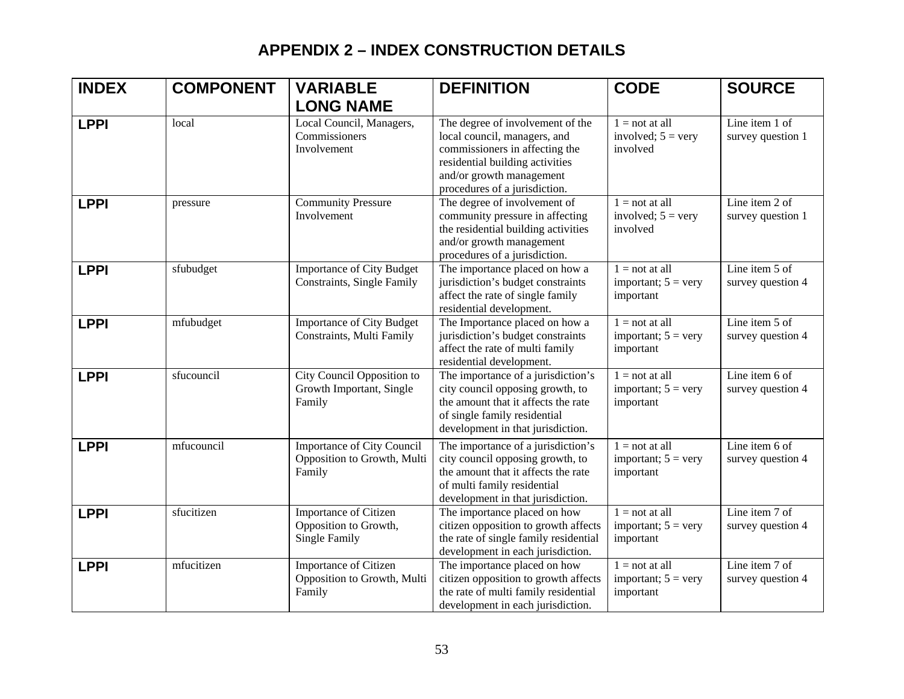## APPENDIX 2 – INDEX CONSTRUCTION DETAILS

| INDEX | COMPONENT | VARIABLE LONG NAME | DEFINITION | CODE | SOURCE |
|---|---|---|---|---|---|
| **LPPI** | local | Local Council, Managers, Commissioners Involvement | The degree of involvement of the local council, managers, and commissioners in affecting the residential building activities and/or growth management procedures of a jurisdiction. | 1 = not at all involved; 5 = very involved | Line item 1 of survey question 1 |
| **LPPI** | pressure | Community Pressure Involvement | The degree of involvement of community pressure in affecting the residential building activities and/or growth management procedures of a jurisdiction. | 1 = not at all involved; 5 = very involved | Line item 2 of survey question 1 |
| **LPPI** | sfubudget | Importance of City Budget Constraints, Single Family | The importance placed on how a jurisdiction's budget constraints affect the rate of single family residential development. | 1 = not at all important; 5 = very important | Line item 5 of survey question 4 |
| **LPPI** | mfubudget | Importance of City Budget Constraints, Multi Family | The Importance placed on how a jurisdiction's budget constraints affect the rate of multi family residential development. | 1 = not at all important; 5 = very important | Line item 5 of survey question 4 |
| **LPPI** | sfucouncil | City Council Opposition to Growth Important, Single Family | The importance of a jurisdiction's city council opposing growth, to the amount that it affects the rate of single family residential development in that jurisdiction. | 1 = not at all important; 5 = very important | Line item 6 of survey question 4 |
| **LPPI** | mfucouncil | Importance of City Council Opposition to Growth, Multi Family | The importance of a jurisdiction's city council opposing growth, to the amount that it affects the rate of multi family residential development in that jurisdiction. | 1 = not at all important; 5 = very important | Line item 6 of survey question 4 |
| **LPPI** | sfucitizen | Importance of Citizen Opposition to Growth, Single Family | The importance placed on how citizen opposition to growth affects the rate of single family residential development in each jurisdiction. | 1 = not at all important; 5 = very important | Line item 7 of survey question 4 |
| **LPPI** | mfucitizen | Importance of Citizen Opposition to Growth, Multi Family | The importance placed on how citizen opposition to growth affects the rate of multi family residential development in each jurisdiction. | 1 = not at all important; 5 = very important | Line item 7 of survey question 4 |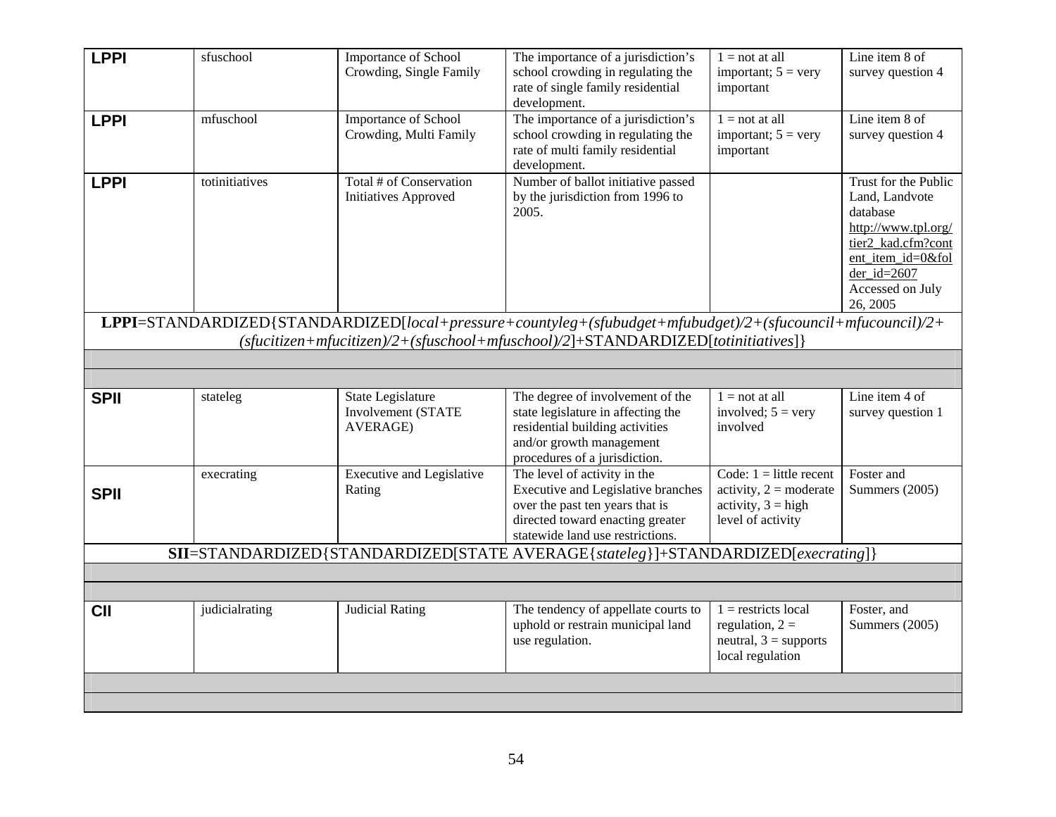| | | | | | |
|---|---|---|---|---|---|
| **LPPI** | sfuschool | Importance of School Crowding, Single Family | The importance of a jurisdiction's school crowding in regulating the rate of single family residential development. | 1 = not at all important; 5 = very important | Line item 8 of survey question 4 |
| **LPPI** | mfuschool | Importance of School Crowding, Multi Family | The importance of a jurisdiction's school crowding in regulating the rate of multi family residential development. | 1 = not at all important; 5 = very important | Line item 8 of survey question 4 |
| **LPPI** | totinitiatives | Total # of Conservation Initiatives Approved | Number of ballot initiative passed by the jurisdiction from 1996 to 2005. | | Trust for the Public Land, Landvote database http://www.tpl.org/tier2_kad.cfm?content_item_id=0&folder_id=2607 Accessed on July 26, 2005 |
| **LPPI**=STANDARDIZED{STANDARDIZED[*local+pressure+countyleg+(sfubudget+mfubudget)/2+(sfucouncil+mfucouncil)/2+(sfucitizen+mfucitizen)/2+(sfuschool+mfuschool)/2*]+STANDARDIZED[*totinitiatives*]} | | | | | |
| | | | | | |
| | | | | | |
| **SPII** | stateleg | State Legislature Involvement (STATE AVERAGE) | The degree of involvement of the state legislature in affecting the residential building activities and/or growth management procedures of a jurisdiction. | 1 = not at all involved; 5 = very involved | Line item 4 of survey question 1 |
| **SPII** | execrating | Executive and Legislative Rating | The level of activity in the Executive and Legislative branches over the past ten years that is directed toward enacting greater statewide land use restrictions. | Code: 1 = little recent activity, 2 = moderate activity, 3 = high level of activity | Foster and Summers (2005) |
| **SII**=STANDARDIZED{STANDARDIZED[STATE AVERAGE{*stateleg*}]+STANDARDIZED[*execrating*]} | | | | | |
| | | | | | |
| | | | | | |
| **CII** | judicialrating | Judicial Rating | The tendency of appellate courts to uphold or restrain municipal land use regulation. | 1 = restricts local regulation, 2 = neutral, 3 = supports local regulation | Foster, and Summers (2005) |
| | | | | | |
| | | | | | |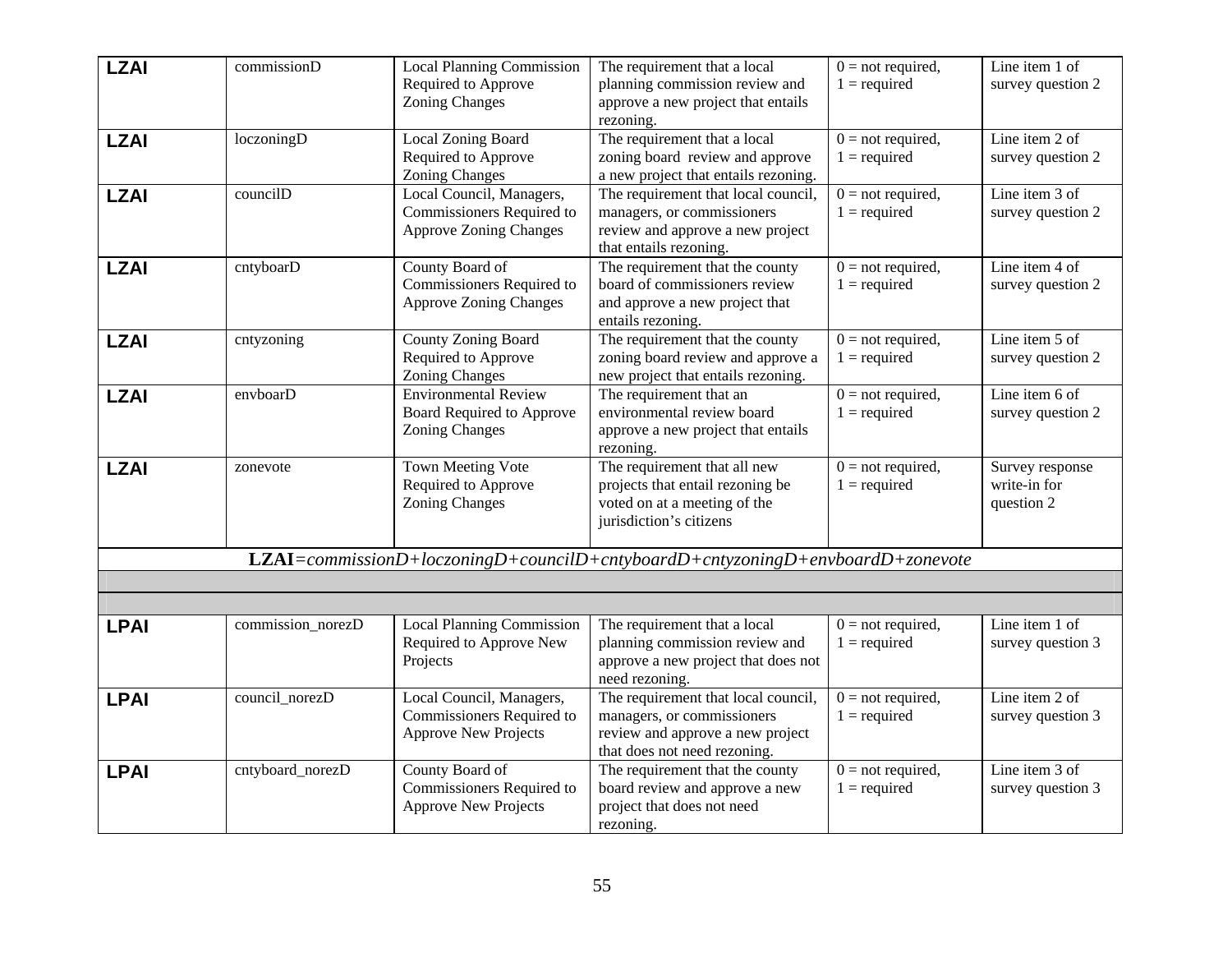| | | | | | |
|---|---|---|---|---|---|
| **LZAI** | commissionD | Local Planning Commission Required to Approve Zoning Changes | The requirement that a local planning commission review and approve a new project that entails rezoning. | 0 = not required, 1 = required | Line item 1 of survey question 2 |
| **LZAI** | loczoningD | Local Zoning Board Required to Approve Zoning Changes | The requirement that a local zoning board review and approve a new project that entails rezoning. | 0 = not required, 1 = required | Line item 2 of survey question 2 |
| **LZAI** | councilD | Local Council, Managers, Commissioners Required to Approve Zoning Changes | The requirement that local council, managers, or commissioners review and approve a new project that entails rezoning. | 0 = not required, 1 = required | Line item 3 of survey question 2 |
| **LZAI** | cntyboarD | County Board of Commissioners Required to Approve Zoning Changes | The requirement that the county board of commissioners review and approve a new project that entails rezoning. | 0 = not required, 1 = required | Line item 4 of survey question 2 |
| **LZAI** | cntyzoning | County Zoning Board Required to Approve Zoning Changes | The requirement that the county zoning board review and approve a new project that entails rezoning. | 0 = not required, 1 = required | Line item 5 of survey question 2 |
| **LZAI** | envboarD | Environmental Review Board Required to Approve Zoning Changes | The requirement that an environmental review board approve a new project that entails rezoning. | 0 = not required, 1 = required | Line item 6 of survey question 2 |
| **LZAI** | zonevote | Town Meeting Vote Required to Approve Zoning Changes | The requirement that all new projects that entail rezoning be voted on at a meeting of the jurisdiction's citizens | 0 = not required, 1 = required | Survey response write-in for question 2 |
| ***LZAI*=*commissionD+loczoningD+councilD+cntyboardD+cntyzoningD+envboardD+zonevote*** | | | | | |
| | | | | | |
| | | | | | |
| **LPAI** | commission_norezD | Local Planning Commission Required to Approve New Projects | The requirement that a local planning commission review and approve a new project that does not need rezoning. | 0 = not required, 1 = required | Line item 1 of survey question 3 |
| **LPAI** | council_norezD | Local Council, Managers, Commissioners Required to Approve New Projects | The requirement that local council, managers, or commissioners review and approve a new project that does not need rezoning. | 0 = not required, 1 = required | Line item 2 of survey question 3 |
| **LPAI** | cntyboard_norezD | County Board of Commissioners Required to Approve New Projects | The requirement that the county board review and approve a new project that does not need rezoning. | 0 = not required, 1 = required | Line item 3 of survey question 3 |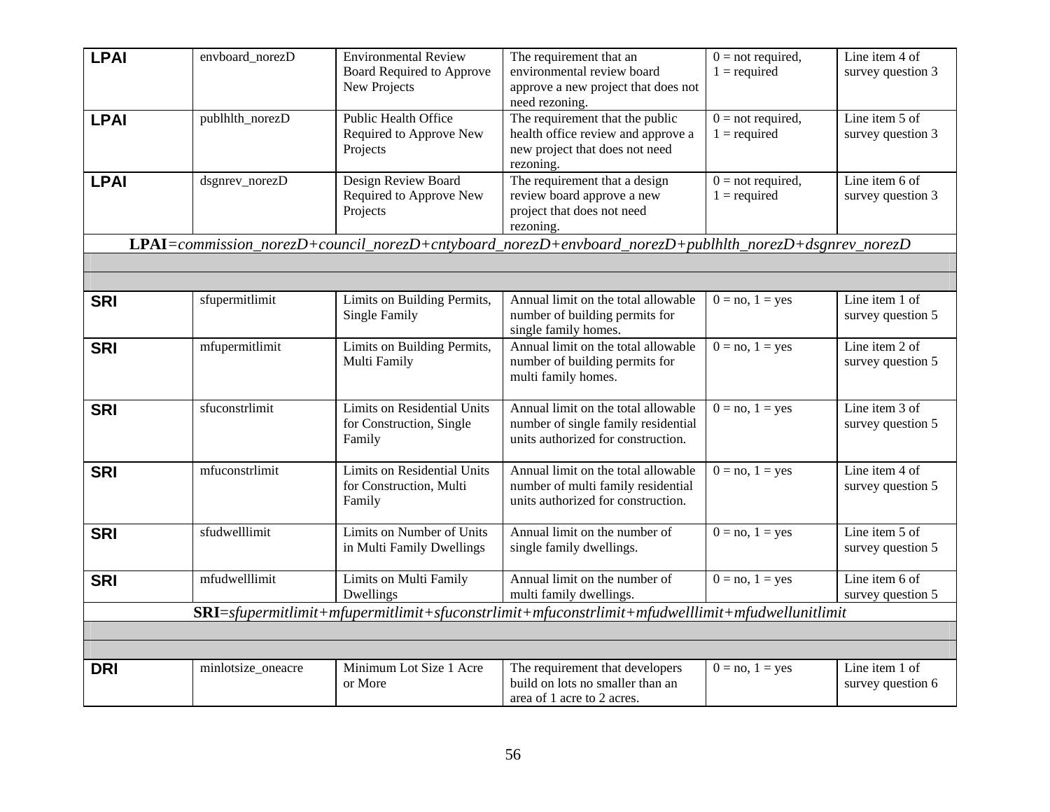| | | | | | |
|---|---|---|---|---|---|
| **LPAI** | envboard_norezD | Environmental Review Board Required to Approve New Projects | The requirement that an environmental review board approve a new project that does not need rezoning. | 0 = not required, 1 = required | Line item 4 of survey question 3 |
| **LPAI** | publhlth_norezD | Public Health Office Required to Approve New Projects | The requirement that the public health office review and approve a new project that does not need rezoning. | 0 = not required, 1 = required | Line item 5 of survey question 3 |
| **LPAI** | dsgnrev_norezD | Design Review Board Required to Approve New Projects | The requirement that a design review board approve a new project that does not need rezoning. | 0 = not required, 1 = required | Line item 6 of survey question 3 |
| **LPAI**=*commission_norezD+council_norezD+cntyboard_norezD+envboard_norezD+publhlth_norezD+dsgnrev_norezD* | | | | | |
| | | | | | |
| | | | | | |
| **SRI** | sfupermitlimit | Limits on Building Permits, Single Family | Annual limit on the total allowable number of building permits for single family homes. | 0 = no, 1 = yes | Line item 1 of survey question 5 |
| **SRI** | mfupermitlimit | Limits on Building Permits, Multi Family | Annual limit on the total allowable number of building permits for multi family homes. | 0 = no, 1 = yes | Line item 2 of survey question 5 |
| **SRI** | sfuconstrlimit | Limits on Residential Units for Construction, Single Family | Annual limit on the total allowable number of single family residential units authorized for construction. | 0 = no, 1 = yes | Line item 3 of survey question 5 |
| **SRI** | mfuconstrlimit | Limits on Residential Units for Construction, Multi Family | Annual limit on the total allowable number of multi family residential units authorized for construction. | 0 = no, 1 = yes | Line item 4 of survey question 5 |
| **SRI** | sfudwelllimit | Limits on Number of Units in Multi Family Dwellings | Annual limit on the number of single family dwellings. | 0 = no, 1 = yes | Line item 5 of survey question 5 |
| **SRI** | mfudwelllimit | Limits on Multi Family Dwellings | Annual limit on the number of multi family dwellings. | 0 = no, 1 = yes | Line item 6 of survey question 5 |
| **SRI**=*sfupermitlimit+mfupermitlimit+sfuconstrlimit+mfuconstrlimit+mfudwelllimit+mfudwellunitlimit* | | | | | |
| | | | | | |
| | | | | | |
| **DRI** | minlotsize_oneacre | Minimum Lot Size 1 Acre or More | The requirement that developers build on lots no smaller than an area of 1 acre to 2 acres. | 0 = no, 1 = yes | Line item 1 of survey question 6 |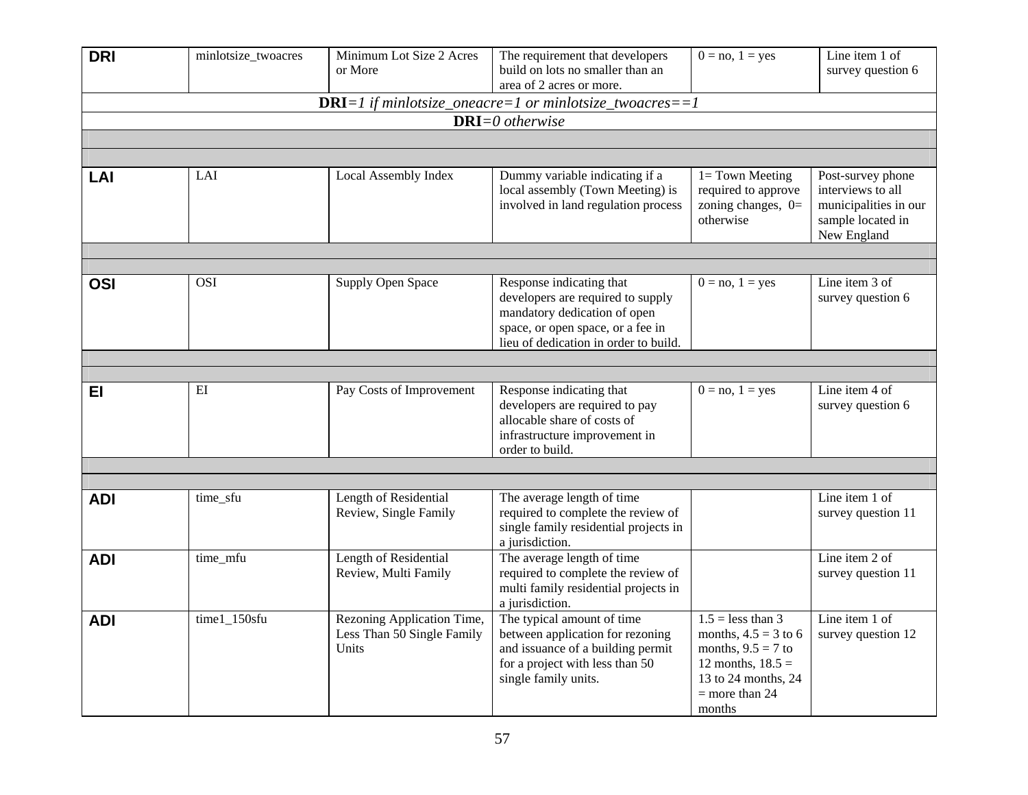| | | | | | |
|---|---|---|---|---|---|
| **DRI** | minlotsize_twoacres | Minimum Lot Size 2 Acres or More | The requirement that developers build on lots no smaller than an area of 2 acres or more. | 0 = no, 1 = yes | Line item 1 of survey question 6 |
| **DRI**=*1 if minlotsize_oneacre=1 or minlotsize_twoacres==1* | | | | | |
| **DRI**=*0 otherwise* | | | | | |
| | | | | | |
| | | | | | |
| **LAI** | LAI | Local Assembly Index | Dummy variable indicating if a local assembly (Town Meeting) is involved in land regulation process | 1= Town Meeting required to approve zoning changes, 0= otherwise | Post-survey phone interviews to all municipalities in our sample located in New England |
| | | | | | |
| | | | | | |
| **OSI** | OSI | Supply Open Space | Response indicating that developers are required to supply mandatory dedication of open space, or open space, or a fee in lieu of dedication in order to build. | 0 = no, 1 = yes | Line item 3 of survey question 6 |
| | | | | | |
| | | | | | |
| **EI** | EI | Pay Costs of Improvement | Response indicating that developers are required to pay allocable share of costs of infrastructure improvement in order to build. | 0 = no, 1 = yes | Line item 4 of survey question 6 |
| | | | | | |
| | | | | | |
| **ADI** | time_sfu | Length of Residential Review, Single Family | The average length of time required to complete the review of single family residential projects in a jurisdiction. | | Line item 1 of survey question 11 |
| **ADI** | time_mfu | Length of Residential Review, Multi Family | The average length of time required to complete the review of multi family residential projects in a jurisdiction. | | Line item 2 of survey question 11 |
| **ADI** | time1_150sfu | Rezoning Application Time, Less Than 50 Single Family Units | The typical amount of time between application for rezoning and issuance of a building permit for a project with less than 50 single family units. | 1.5 = less than 3 months, 4.5 = 3 to 6 months, 9.5 = 7 to 12 months, 18.5 = 13 to 24 months, 24 = more than 24 months | Line item 1 of survey question 12 |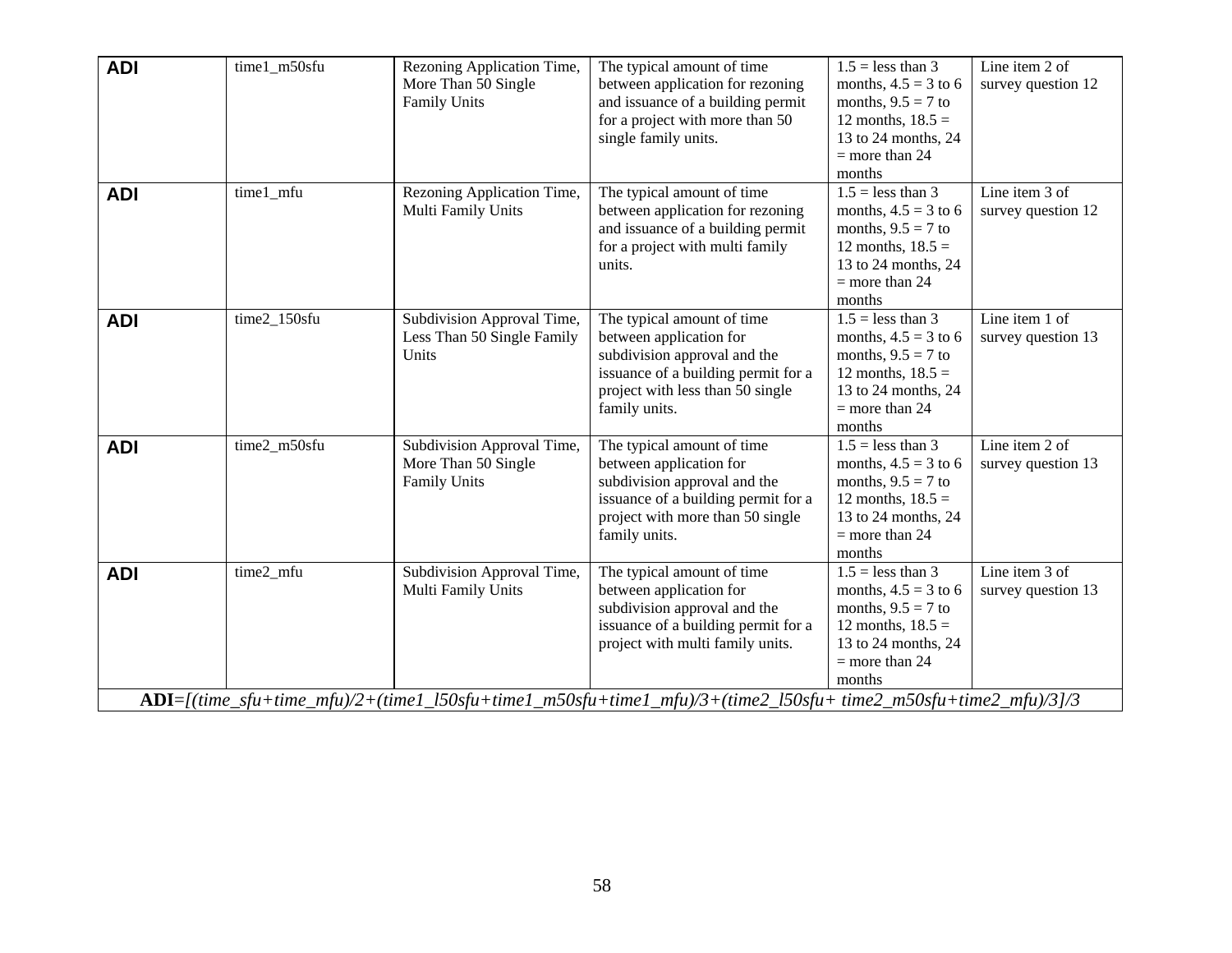| | | | | | |
|---|---|---|---|---|---|
| **ADI** | time1_m50sfu | Rezoning Application Time, More Than 50 Single Family Units | The typical amount of time between application for rezoning and issuance of a building permit for a project with more than 50 single family units. | 1.5 = less than 3 months, 4.5 = 3 to 6 months, 9.5 = 7 to 12 months, 18.5 = 13 to 24 months, 24 = more than 24 months | Line item 2 of survey question 12 |
| **ADI** | time1_mfu | Rezoning Application Time, Multi Family Units | The typical amount of time between application for rezoning and issuance of a building permit for a project with multi family units. | 1.5 = less than 3 months, 4.5 = 3 to 6 months, 9.5 = 7 to 12 months, 18.5 = 13 to 24 months, 24 = more than 24 months | Line item 3 of survey question 12 |
| **ADI** | time2_150sfu | Subdivision Approval Time, Less Than 50 Single Family Units | The typical amount of time between application for subdivision approval and the issuance of a building permit for a project with less than 50 single family units. | 1.5 = less than 3 months, 4.5 = 3 to 6 months, 9.5 = 7 to 12 months, 18.5 = 13 to 24 months, 24 = more than 24 months | Line item 1 of survey question 13 |
| **ADI** | time2_m50sfu | Subdivision Approval Time, More Than 50 Single Family Units | The typical amount of time between application for subdivision approval and the issuance of a building permit for a project with more than 50 single family units. | 1.5 = less than 3 months, 4.5 = 3 to 6 months, 9.5 = 7 to 12 months, 18.5 = 13 to 24 months, 24 = more than 24 months | Line item 2 of survey question 13 |
| **ADI** | time2_mfu | Subdivision Approval Time, Multi Family Units | The typical amount of time between application for subdivision approval and the issuance of a building permit for a project with multi family units. | 1.5 = less than 3 months, 4.5 = 3 to 6 months, 9.5 = 7 to 12 months, 18.5 = 13 to 24 months, 24 = more than 24 months | Line item 3 of survey question 13 |
| **ADI**=*[(time_sfu+time_mfu)/2+(time1_l50sfu+time1_m50sfu+time1_mfu)/3+(time2_l50sfu+ time2_m50sfu+time2_mfu)/3]/3* | | | | | |